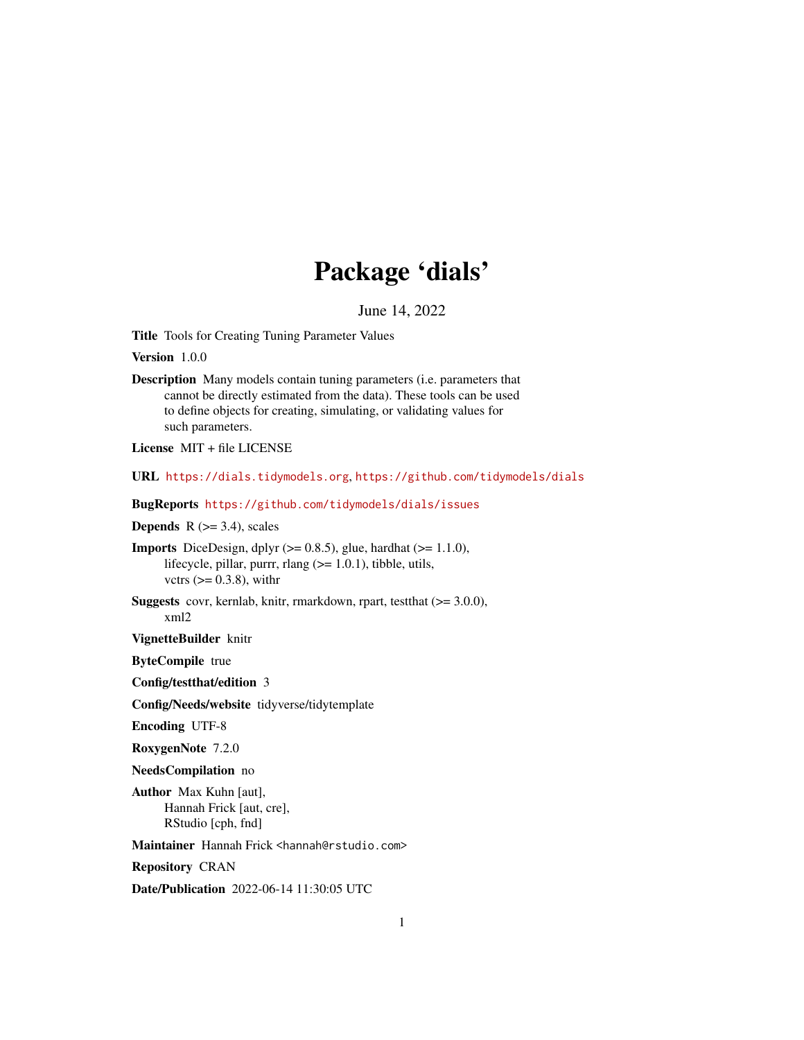# Package 'dials'

June 14, 2022

**Title** Tools for Creating Tuning Parameter Values

**Version** 1.0.0

**Description** Many models contain tuning parameters (i.e. parameters that cannot be directly estimated from the data). These tools can be used to define objects for creating, simulating, or validating values for such parameters.

**License** MIT + file LICENSE

**URL** https://dials.tidymodels.org, https://github.com/tidymodels/dials

**BugReports** https://github.com/tidymodels/dials/issues

**Depends** R (>= 3.4), scales

**Imports** DiceDesign, dplyr (>= 0.8.5), glue, hardhat (>= 1.1.0), lifecycle, pillar, purrr, rlang (>= 1.0.1), tibble, utils, vctrs (>= 0.3.8), withr

**Suggests** covr, kernlab, knitr, rmarkdown, rpart, testthat (>= 3.0.0), xml2

**VignetteBuilder** knitr

**ByteCompile** true

**Config/testthat/edition** 3

**Config/Needs/website** tidyverse/tidytemplate

**Encoding** UTF-8

**RoxygenNote** 7.2.0

**NeedsCompilation** no

**Author** Max Kuhn [aut], Hannah Frick [aut, cre], RStudio [cph, fnd]

**Maintainer** Hannah Frick <hannah@rstudio.com>

**Repository** CRAN

**Date/Publication** 2022-06-14 11:30:05 UTC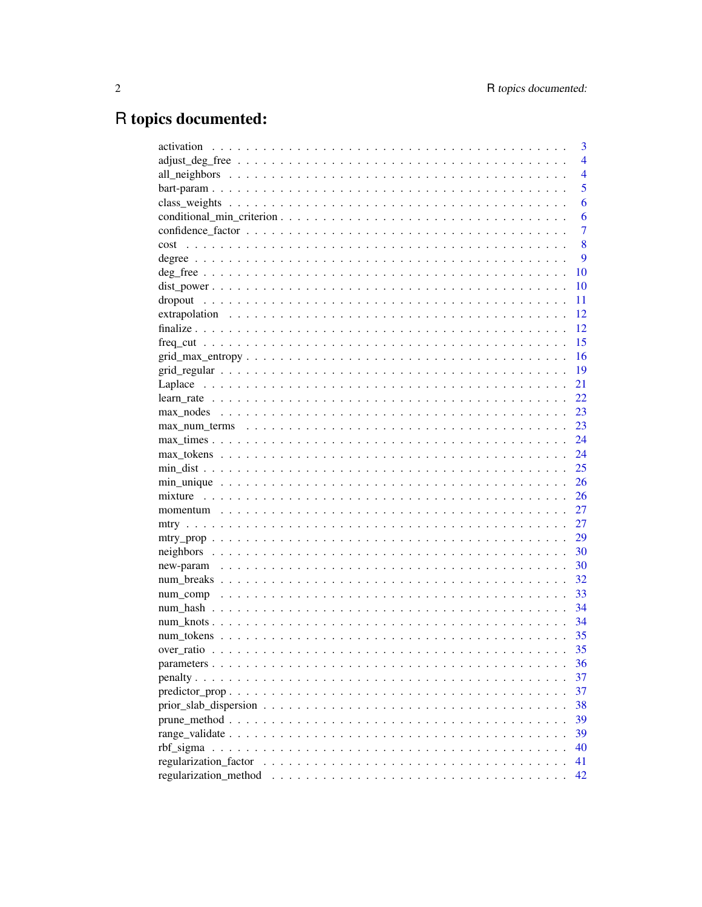# R topics documented:

| | |
|---|---|
| activation | 3 |
| adjust_deg_free | 4 |
| all_neighbors | 4 |
| bart-param | 5 |
| class_weights | 6 |
| conditional_min_criterion | 6 |
| confidence_factor | 7 |
| cost | 8 |
| degree | 9 |
| deg_free | 10 |
| dist_power | 10 |
| dropout | 11 |
| extrapolation | 12 |
| finalize | 12 |
| freq_cut | 15 |
| grid_max_entropy | 16 |
| grid_regular | 19 |
| Laplace | 21 |
| learn_rate | 22 |
| max_nodes | 23 |
| max_num_terms | 23 |
| max_times | 24 |
| max_tokens | 24 |
| min_dist | 25 |
| min_unique | 26 |
| mixture | 26 |
| momentum | 27 |
| mtry | 27 |
| mtry_prop | 29 |
| neighbors | 30 |
| new-param | 30 |
| num_breaks | 32 |
| num_comp | 33 |
| num_hash | 34 |
| num_knots | 34 |
| num_tokens | 35 |
| over_ratio | 35 |
| parameters | 36 |
| penalty | 37 |
| predictor_prop | 37 |
| prior_slab_dispersion | 38 |
| prune_method | 39 |
| range_validate | 39 |
| rbf_sigma | 40 |
| regularization_factor | 41 |
| regularization_method | 42 |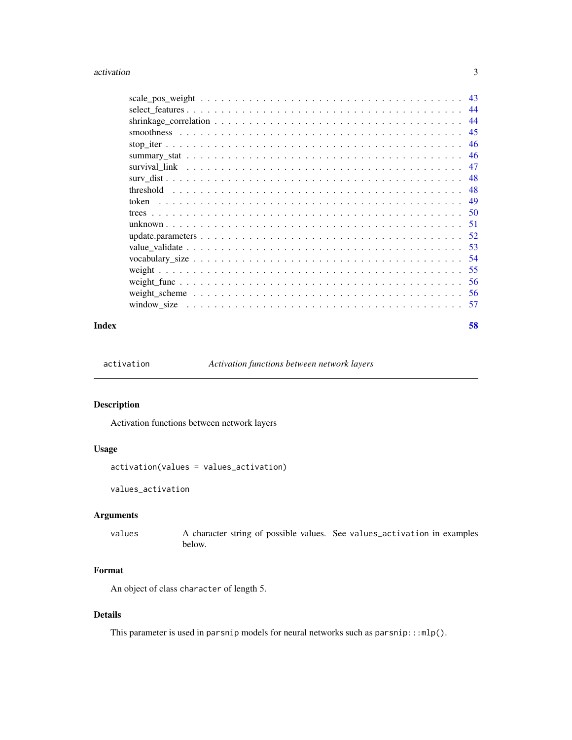scale_pos_weight . . . . . . . . . . . . . . . . . . . . . . . . . . . . . . . . . . . . 43
select_features . . . . . . . . . . . . . . . . . . . . . . . . . . . . . . . . . . . . 44
shrinkage_correlation . . . . . . . . . . . . . . . . . . . . . . . . . . . . . . . . . . 44
smoothness . . . . . . . . . . . . . . . . . . . . . . . . . . . . . . . . . . . . . . 45
stop_iter . . . . . . . . . . . . . . . . . . . . . . . . . . . . . . . . . . . . . . . 46
summary_stat . . . . . . . . . . . . . . . . . . . . . . . . . . . . . . . . . . . . . 46
survival_link . . . . . . . . . . . . . . . . . . . . . . . . . . . . . . . . . . . . . 47
surv_dist . . . . . . . . . . . . . . . . . . . . . . . . . . . . . . . . . . . . . . . 48
threshold . . . . . . . . . . . . . . . . . . . . . . . . . . . . . . . . . . . . . . . 48
token . . . . . . . . . . . . . . . . . . . . . . . . . . . . . . . . . . . . . . . . . 49
trees . . . . . . . . . . . . . . . . . . . . . . . . . . . . . . . . . . . . . . . . . 50
unknown . . . . . . . . . . . . . . . . . . . . . . . . . . . . . . . . . . . . . . . 51
update.parameters . . . . . . . . . . . . . . . . . . . . . . . . . . . . . . . . . . 52
value_validate . . . . . . . . . . . . . . . . . . . . . . . . . . . . . . . . . . . . 53
vocabulary_size . . . . . . . . . . . . . . . . . . . . . . . . . . . . . . . . . . . 54
weight . . . . . . . . . . . . . . . . . . . . . . . . . . . . . . . . . . . . . . . . 55
weight_func . . . . . . . . . . . . . . . . . . . . . . . . . . . . . . . . . . . . . 56
weight_scheme . . . . . . . . . . . . . . . . . . . . . . . . . . . . . . . . . . . . 56
window_size . . . . . . . . . . . . . . . . . . . . . . . . . . . . . . . . . . . . . 57

**Index** **58**

---

`activation` *Activation functions between network layers*

---

## Description

Activation functions between network layers

## Usage

```
activation(values = values_activation)

values_activation
```

## Arguments

| | |
|---|---|
| `values` | A character string of possible values. See `values_activation` in examples below. |

## Format

An object of class `character` of length 5.

## Details

This parameter is used in `parsnip` models for neural networks such as `parsnip:::mlp()`.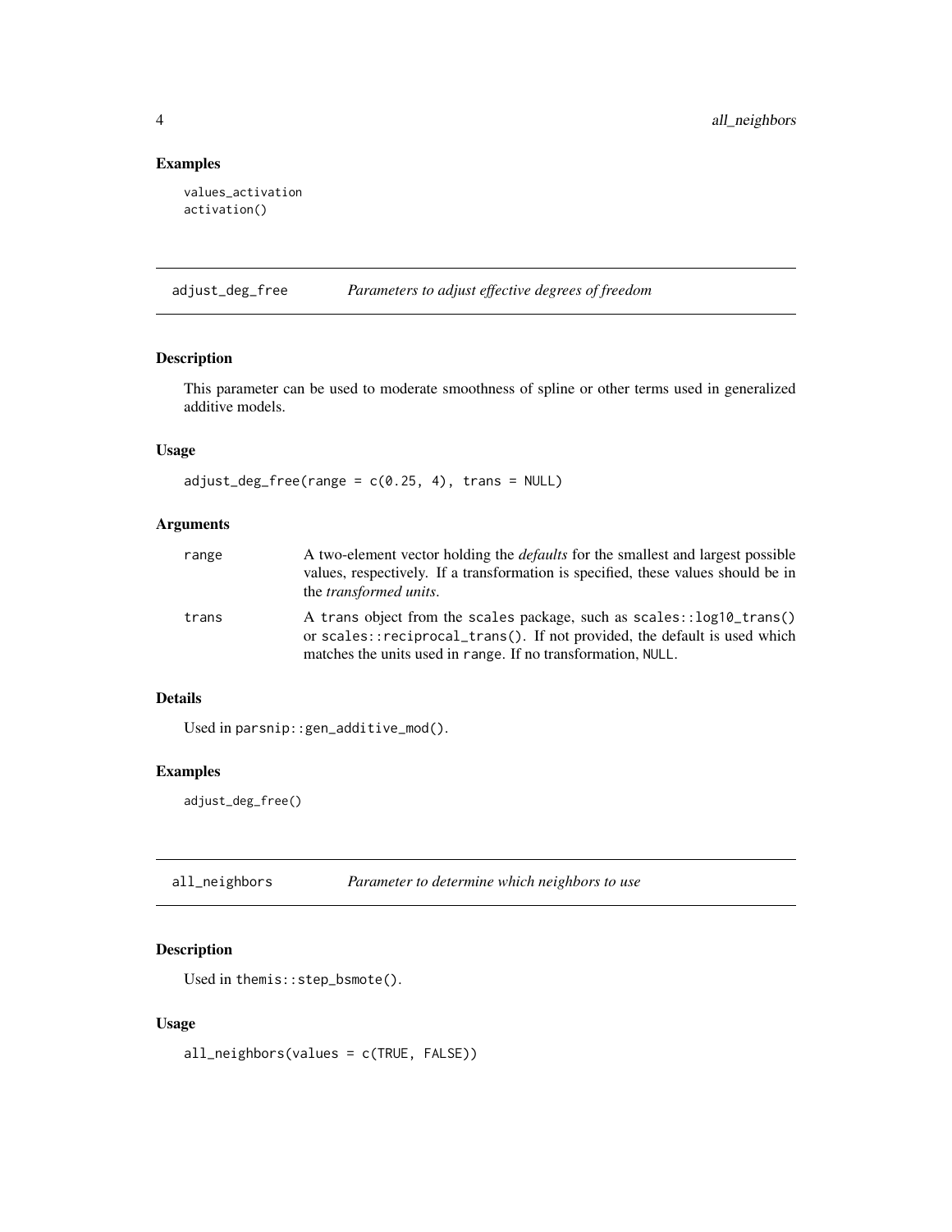## Examples

```
values_activation
activation()
```

---

# adjust_deg_free — *Parameters to adjust effective degrees of freedom*

## Description

This parameter can be used to moderate smoothness of spline or other terms used in generalized additive models.

## Usage

```
adjust_deg_free(range = c(0.25, 4), trans = NULL)
```

## Arguments

| | |
|---|---|
| range | A two-element vector holding the *defaults* for the smallest and largest possible values, respectively. If a transformation is specified, these values should be in the *transformed units*. |
| trans | A trans object from the scales package, such as scales::log10_trans() or scales::reciprocal_trans(). If not provided, the default is used which matches the units used in range. If no transformation, NULL. |

## Details

Used in parsnip::gen_additive_mod().

## Examples

```
adjust_deg_free()
```

---

# all_neighbors — *Parameter to determine which neighbors to use*

## Description

Used in themis::step_bsmote().

## Usage

```
all_neighbors(values = c(TRUE, FALSE))
```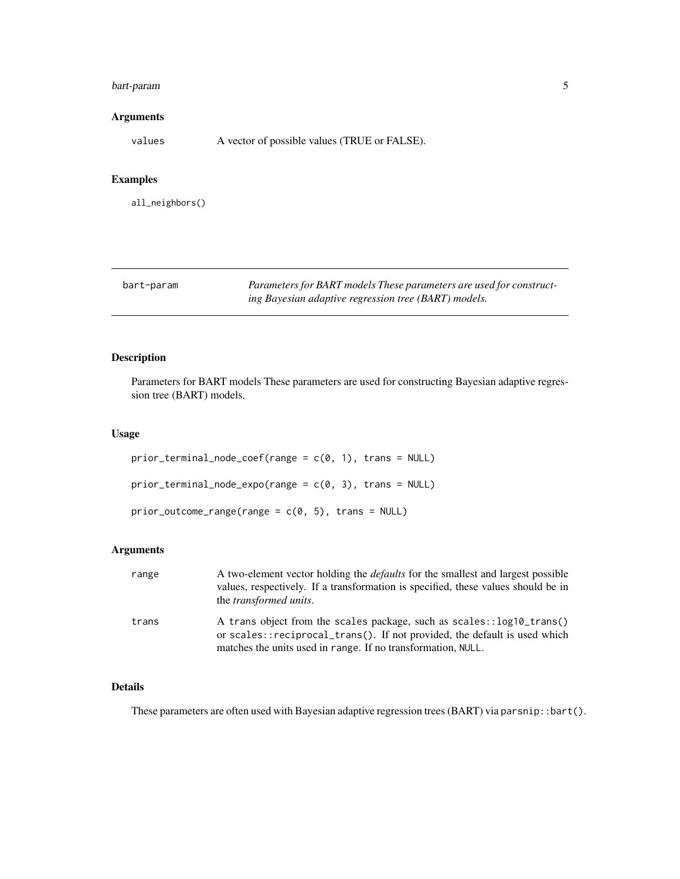## Arguments

values A vector of possible values (TRUE or FALSE).

## Examples

```
all_neighbors()
```

---

**bart-param** *Parameters for BART models These parameters are used for constructing Bayesian adaptive regression tree (BART) models.*

---

## Description

Parameters for BART models These parameters are used for constructing Bayesian adaptive regression tree (BART) models.

## Usage

```
prior_terminal_node_coef(range = c(0, 1), trans = NULL)

prior_terminal_node_expo(range = c(0, 3), trans = NULL)

prior_outcome_range(range = c(0, 5), trans = NULL)
```

## Arguments

| | |
|---|---|
| range | A two-element vector holding the *defaults* for the smallest and largest possible values, respectively. If a transformation is specified, these values should be in the *transformed units*. |
| trans | A trans object from the scales package, such as `scales::log10_trans()` or `scales::reciprocal_trans()`. If not provided, the default is used which matches the units used in range. If no transformation, `NULL`. |

## Details

These parameters are often used with Bayesian adaptive regression trees (BART) via `parsnip::bart()`.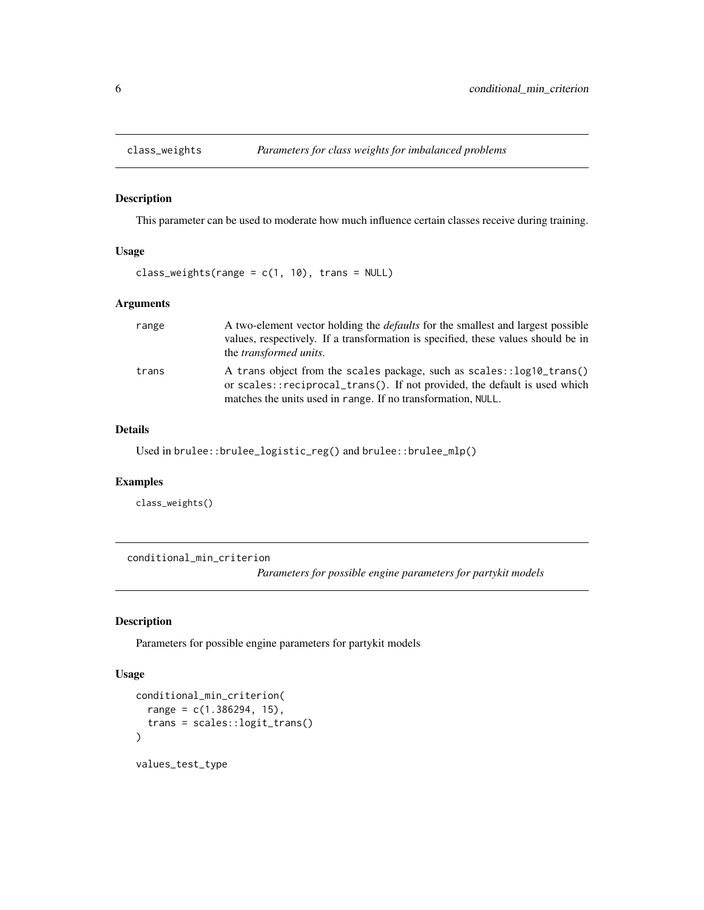## class_weights — *Parameters for class weights for imbalanced problems*

### Description

This parameter can be used to moderate how much influence certain classes receive during training.

### Usage

```
class_weights(range = c(1, 10), trans = NULL)
```

### Arguments

| | |
|---|---|
| range | A two-element vector holding the *defaults* for the smallest and largest possible values, respectively. If a transformation is specified, these values should be in the *transformed units*. |
| trans | A trans object from the scales package, such as `scales::log10_trans()` or `scales::reciprocal_trans()`. If not provided, the default is used which matches the units used in range. If no transformation, `NULL`. |

### Details

Used in `brulee::brulee_logistic_reg()` and `brulee::brulee_mlp()`

### Examples

```
class_weights()
```

## conditional_min_criterion — *Parameters for possible engine parameters for partykit models*

### Description

Parameters for possible engine parameters for partykit models

### Usage

```
conditional_min_criterion(
  range = c(1.386294, 15),
  trans = scales::logit_trans()
)

values_test_type
```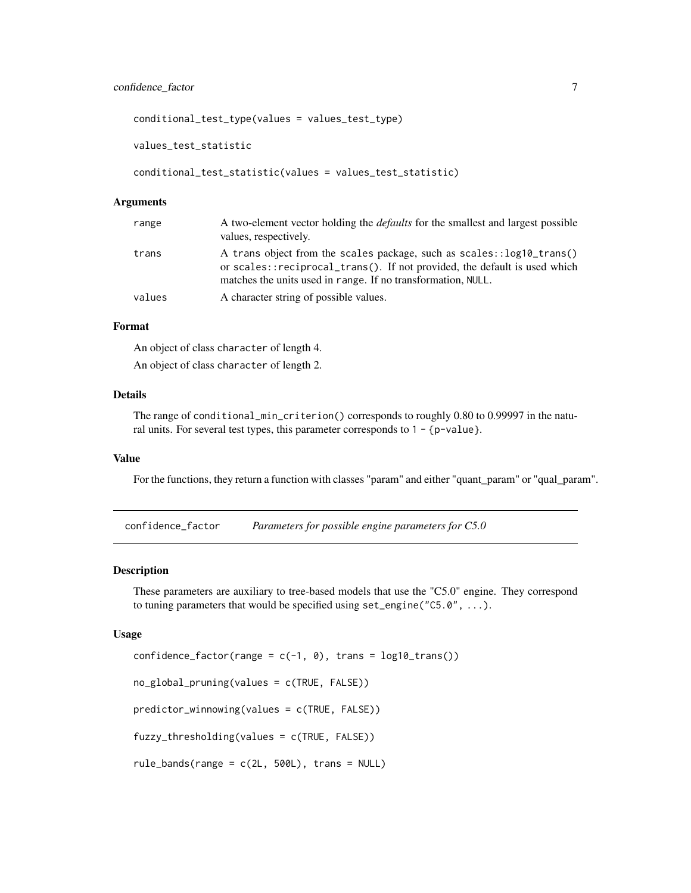```
conditional_test_type(values = values_test_type)

values_test_statistic

conditional_test_statistic(values = values_test_statistic)
```

### Arguments

| | |
|---|---|
| range | A two-element vector holding the *defaults* for the smallest and largest possible values, respectively. |
| trans | A trans object from the scales package, such as scales::log10_trans() or scales::reciprocal_trans(). If not provided, the default is used which matches the units used in range. If no transformation, NULL. |
| values | A character string of possible values. |

### Format

An object of class character of length 4.

An object of class character of length 2.

### Details

The range of conditional_min_criterion() corresponds to roughly 0.80 to 0.99997 in the natural units. For several test types, this parameter corresponds to 1 - {p-value}.

### Value

For the functions, they return a function with classes "param" and either "quant_param" or "qual_param".

---

## confidence_factor &nbsp;&nbsp;&nbsp; *Parameters for possible engine parameters for C5.0*

---

### Description

These parameters are auxiliary to tree-based models that use the "C5.0" engine. They correspond to tuning parameters that would be specified using set_engine("C5.0", ...).

### Usage

```
confidence_factor(range = c(-1, 0), trans = log10_trans())

no_global_pruning(values = c(TRUE, FALSE))

predictor_winnowing(values = c(TRUE, FALSE))

fuzzy_thresholding(values = c(TRUE, FALSE))

rule_bands(range = c(2L, 500L), trans = NULL)
```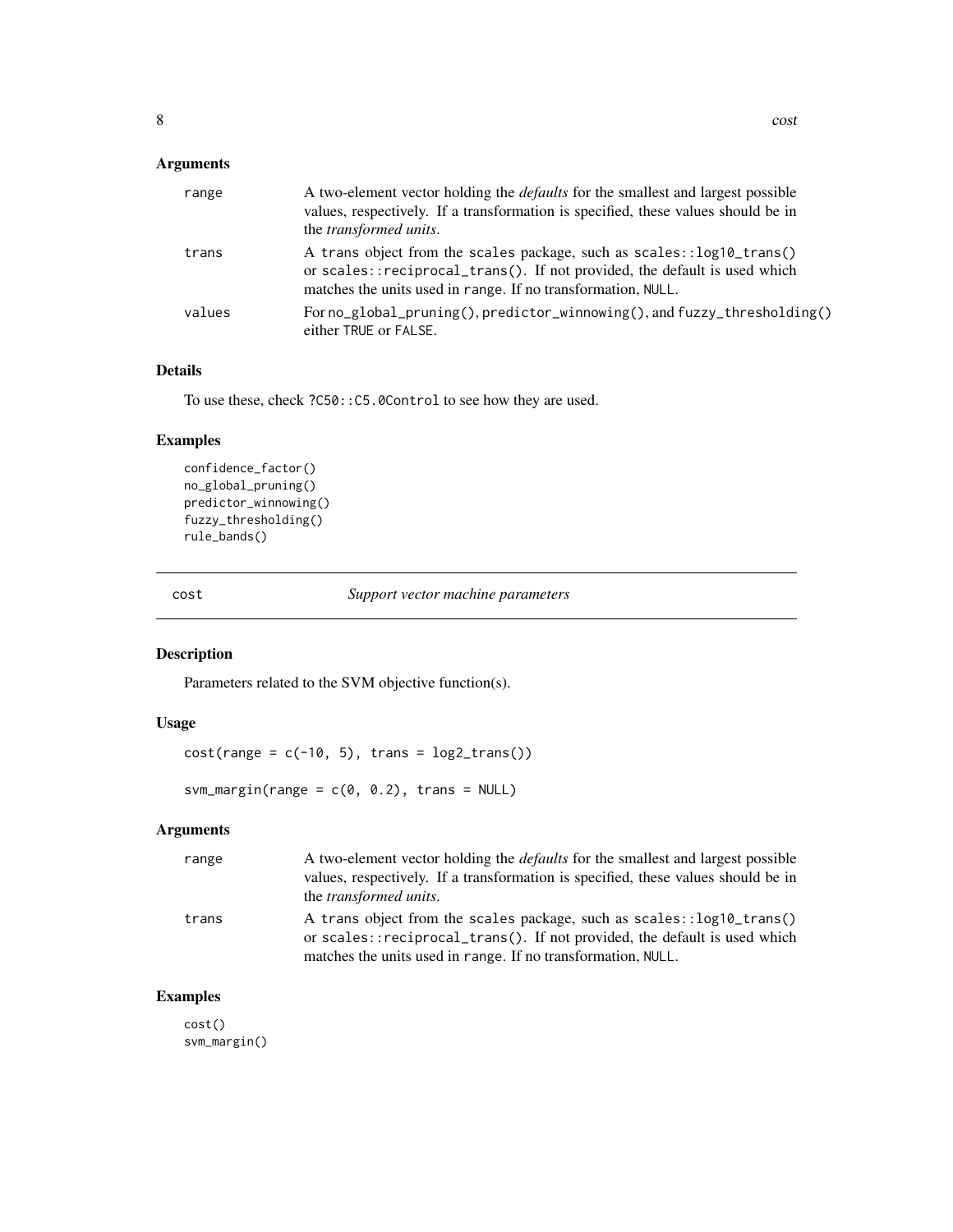### Arguments

| | |
|---|---|
| range | A two-element vector holding the *defaults* for the smallest and largest possible values, respectively. If a transformation is specified, these values should be in the *transformed units*. |
| trans | A trans object from the scales package, such as scales::log10_trans() or scales::reciprocal_trans(). If not provided, the default is used which matches the units used in range. If no transformation, NULL. |
| values | For no_global_pruning(), predictor_winnowing(), and fuzzy_thresholding() either TRUE or FALSE. |

### Details

To use these, check ?C50::C5.0Control to see how they are used.

### Examples

```
confidence_factor()
no_global_pruning()
predictor_winnowing()
fuzzy_thresholding()
rule_bands()
```

---

## cost — *Support vector machine parameters*

### Description

Parameters related to the SVM objective function(s).

### Usage

```
cost(range = c(-10, 5), trans = log2_trans())

svm_margin(range = c(0, 0.2), trans = NULL)
```

### Arguments

| | |
|---|---|
| range | A two-element vector holding the *defaults* for the smallest and largest possible values, respectively. If a transformation is specified, these values should be in the *transformed units*. |
| trans | A trans object from the scales package, such as scales::log10_trans() or scales::reciprocal_trans(). If not provided, the default is used which matches the units used in range. If no transformation, NULL. |

### Examples

```
cost()
svm_margin()
```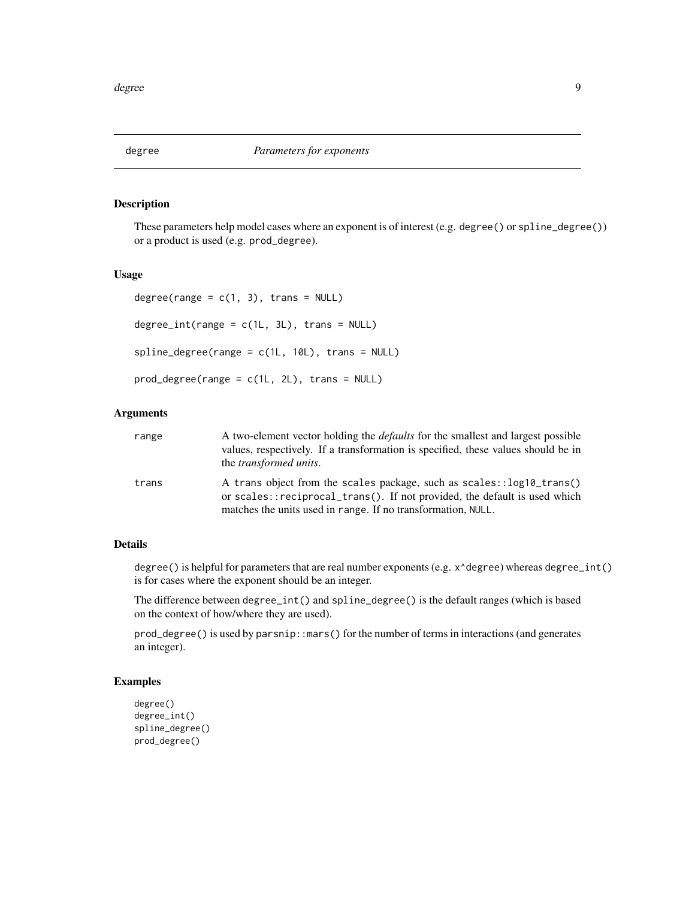## degree *Parameters for exponents*

### Description

These parameters help model cases where an exponent is of interest (e.g. `degree()` or `spline_degree()`) or a product is used (e.g. `prod_degree`).

### Usage

```
degree(range = c(1, 3), trans = NULL)

degree_int(range = c(1L, 3L), trans = NULL)

spline_degree(range = c(1L, 10L), trans = NULL)

prod_degree(range = c(1L, 2L), trans = NULL)
```

### Arguments

| | |
|---|---|
| range | A two-element vector holding the *defaults* for the smallest and largest possible values, respectively. If a transformation is specified, these values should be in the *transformed units*. |
| trans | A `trans` object from the `scales` package, such as `scales::log10_trans()` or `scales::reciprocal_trans()`. If not provided, the default is used which matches the units used in `range`. If no transformation, `NULL`. |

### Details

`degree()` is helpful for parameters that are real number exponents (e.g. `x^degree`) whereas `degree_int()` is for cases where the exponent should be an integer.

The difference between `degree_int()` and `spline_degree()` is the default ranges (which is based on the context of how/where they are used).

`prod_degree()` is used by `parsnip::mars()` for the number of terms in interactions (and generates an integer).

### Examples

```
degree()
degree_int()
spline_degree()
prod_degree()
```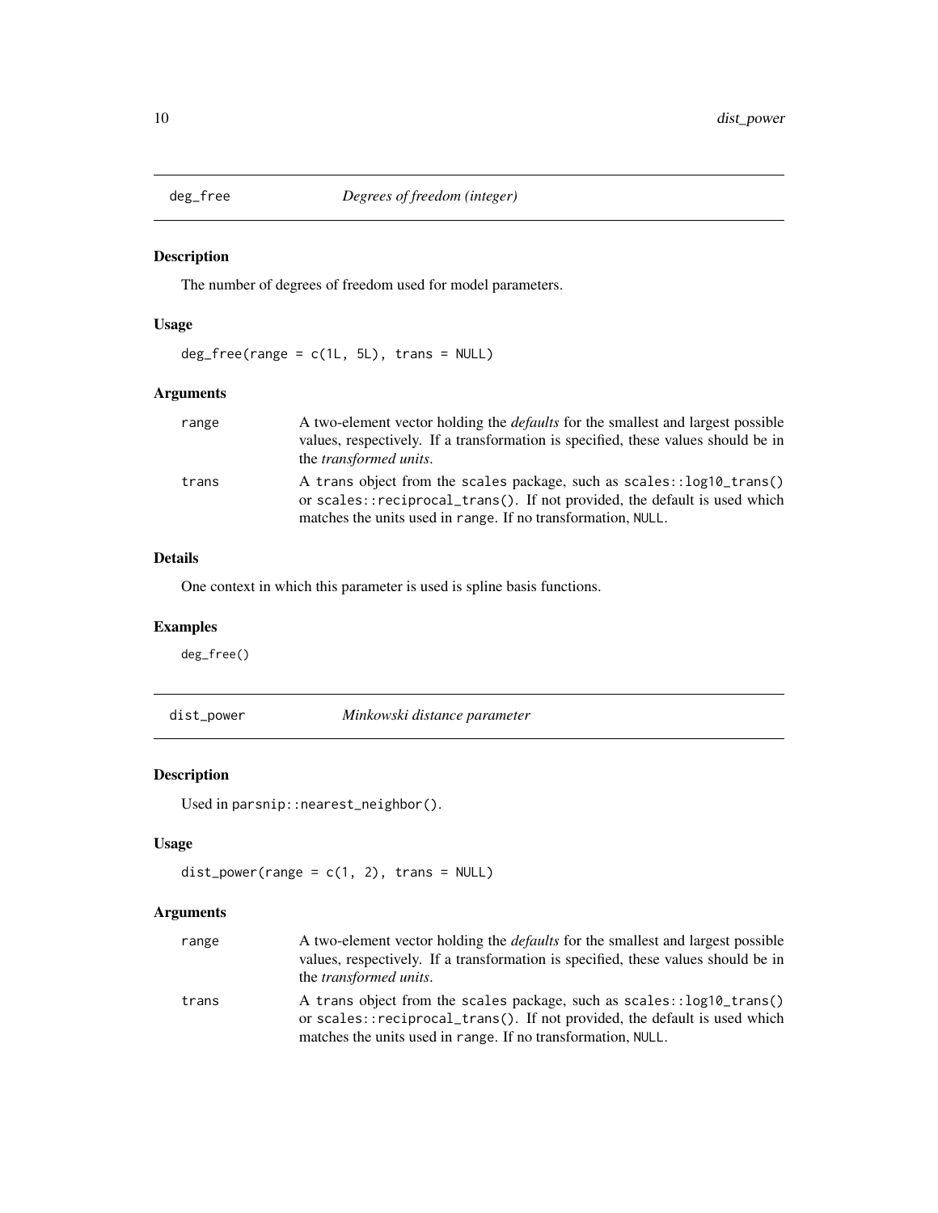## deg_free *Degrees of freedom (integer)*

### Description

The number of degrees of freedom used for model parameters.

### Usage

```
deg_free(range = c(1L, 5L), trans = NULL)
```

### Arguments

| | |
|---|---|
| range | A two-element vector holding the *defaults* for the smallest and largest possible values, respectively. If a transformation is specified, these values should be in the *transformed units*. |
| trans | A trans object from the scales package, such as `scales::log10_trans()` or `scales::reciprocal_trans()`. If not provided, the default is used which matches the units used in range. If no transformation, NULL. |

### Details

One context in which this parameter is used is spline basis functions.

### Examples

```
deg_free()
```

## dist_power *Minkowski distance parameter*

### Description

Used in `parsnip::nearest_neighbor()`.

### Usage

```
dist_power(range = c(1, 2), trans = NULL)
```

### Arguments

| | |
|---|---|
| range | A two-element vector holding the *defaults* for the smallest and largest possible values, respectively. If a transformation is specified, these values should be in the *transformed units*. |
| trans | A trans object from the scales package, such as `scales::log10_trans()` or `scales::reciprocal_trans()`. If not provided, the default is used which matches the units used in range. If no transformation, NULL. |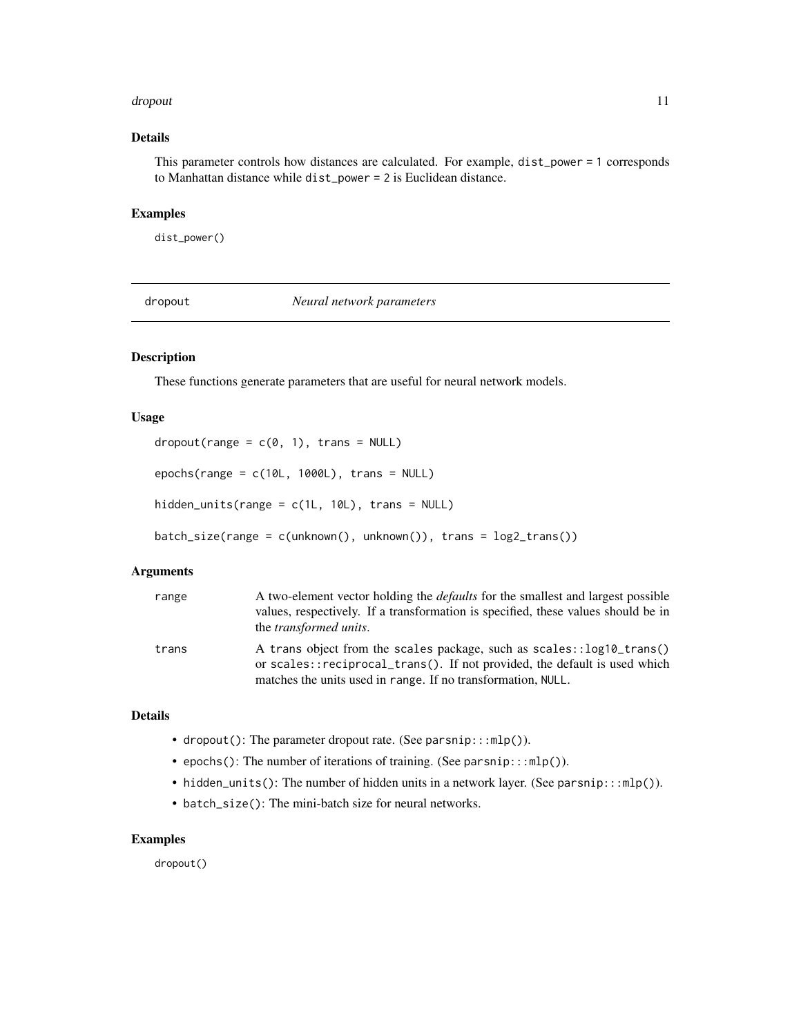### Details

This parameter controls how distances are calculated. For example, `dist_power = 1` corresponds to Manhattan distance while `dist_power = 2` is Euclidean distance.

### Examples

```
dist_power()
```

---

## dropout — *Neural network parameters*

---

### Description

These functions generate parameters that are useful for neural network models.

### Usage

```
dropout(range = c(0, 1), trans = NULL)

epochs(range = c(10L, 1000L), trans = NULL)

hidden_units(range = c(1L, 10L), trans = NULL)

batch_size(range = c(unknown(), unknown()), trans = log2_trans())
```

### Arguments

| | |
|---|---|
| range | A two-element vector holding the *defaults* for the smallest and largest possible values, respectively. If a transformation is specified, these values should be in the *transformed units*. |
| trans | A `trans` object from the `scales` package, such as `scales::log10_trans()` or `scales::reciprocal_trans()`. If not provided, the default is used which matches the units used in `range`. If no transformation, `NULL`. |

### Details

- `dropout()`: The parameter dropout rate. (See `parsnip:::mlp()`).
- `epochs()`: The number of iterations of training. (See `parsnip:::mlp()`).
- `hidden_units()`: The number of hidden units in a network layer. (See `parsnip:::mlp()`).
- `batch_size()`: The mini-batch size for neural networks.

### Examples

```
dropout()
```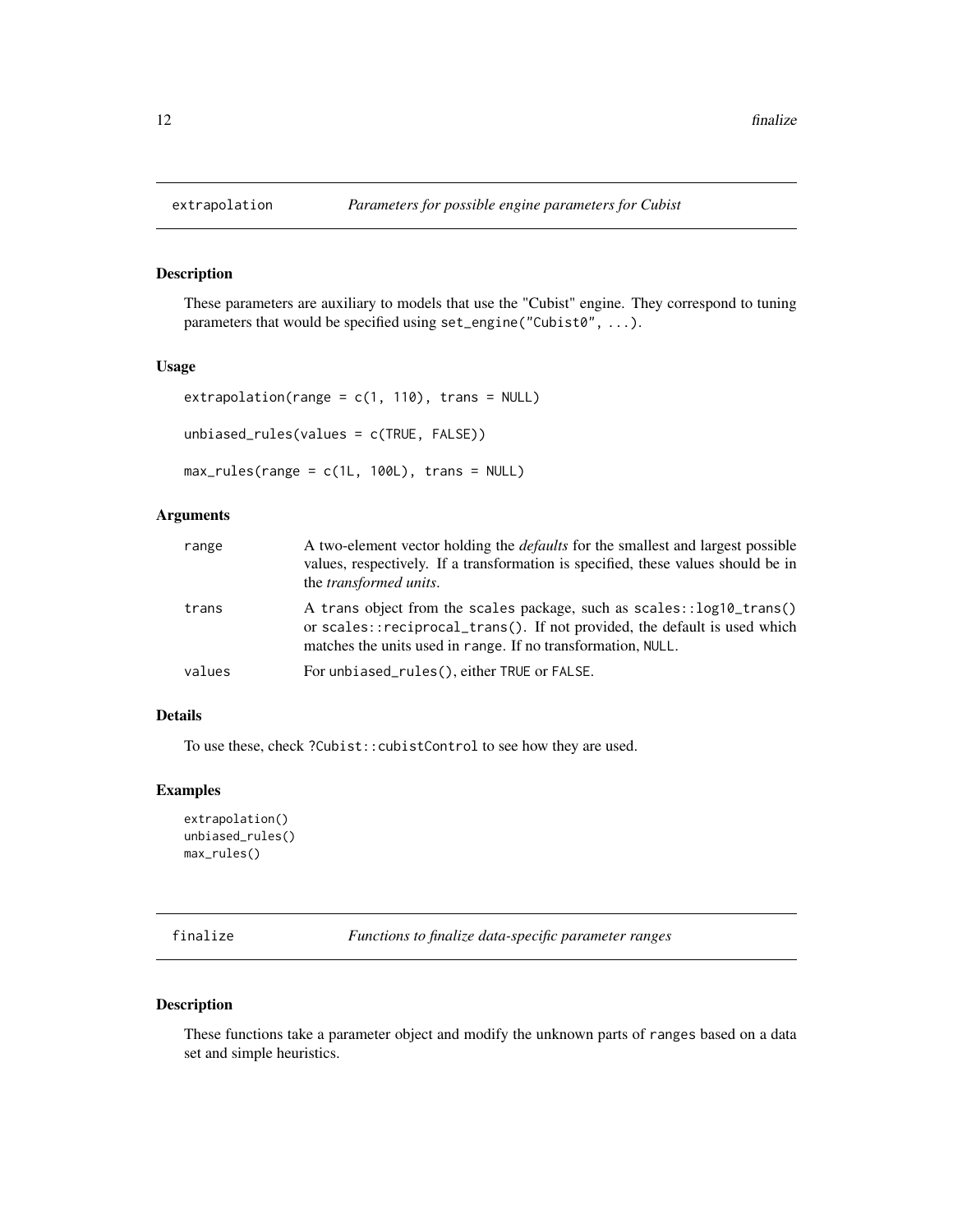## extrapolation *Parameters for possible engine parameters for Cubist*

### Description

These parameters are auxiliary to models that use the "Cubist" engine. They correspond to tuning parameters that would be specified using `set_engine("Cubist0", ...)`.

### Usage

```
extrapolation(range = c(1, 110), trans = NULL)

unbiased_rules(values = c(TRUE, FALSE))

max_rules(range = c(1L, 100L), trans = NULL)
```

### Arguments

| | |
|---|---|
| `range` | A two-element vector holding the *defaults* for the smallest and largest possible values, respectively. If a transformation is specified, these values should be in the *transformed units*. |
| `trans` | A `trans` object from the `scales` package, such as `scales::log10_trans()` or `scales::reciprocal_trans()`. If not provided, the default is used which matches the units used in `range`. If no transformation, `NULL`. |
| `values` | For `unbiased_rules()`, either `TRUE` or `FALSE`. |

### Details

To use these, check `?Cubist::cubistControl` to see how they are used.

### Examples

```
extrapolation()
unbiased_rules()
max_rules()
```

## finalize *Functions to finalize data-specific parameter ranges*

### Description

These functions take a parameter object and modify the unknown parts of `ranges` based on a data set and simple heuristics.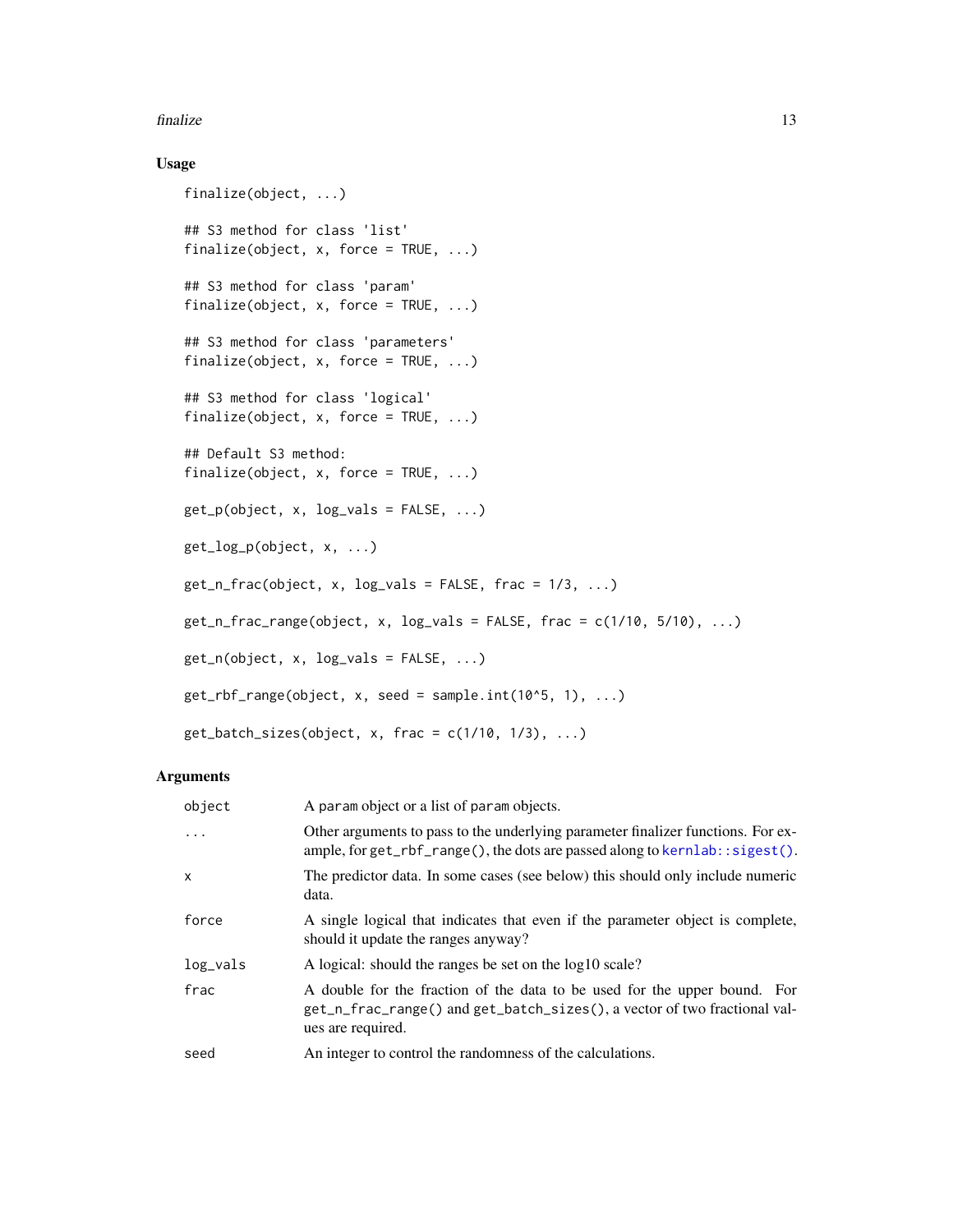### Usage

```
finalize(object, ...)

## S3 method for class 'list'
finalize(object, x, force = TRUE, ...)

## S3 method for class 'param'
finalize(object, x, force = TRUE, ...)

## S3 method for class 'parameters'
finalize(object, x, force = TRUE, ...)

## S3 method for class 'logical'
finalize(object, x, force = TRUE, ...)

## Default S3 method:
finalize(object, x, force = TRUE, ...)

get_p(object, x, log_vals = FALSE, ...)

get_log_p(object, x, ...)

get_n_frac(object, x, log_vals = FALSE, frac = 1/3, ...)

get_n_frac_range(object, x, log_vals = FALSE, frac = c(1/10, 5/10), ...)

get_n(object, x, log_vals = FALSE, ...)

get_rbf_range(object, x, seed = sample.int(10^5, 1), ...)

get_batch_sizes(object, x, frac = c(1/10, 1/3), ...)
```

### Arguments

| | |
|---|---|
| `object` | A `param` object or a list of `param` objects. |
| `...` | Other arguments to pass to the underlying parameter finalizer functions. For example, for `get_rbf_range()`, the dots are passed along to `kernlab::sigest()`. |
| `x` | The predictor data. In some cases (see below) this should only include numeric data. |
| `force` | A single logical that indicates that even if the parameter object is complete, should it update the ranges anyway? |
| `log_vals` | A logical: should the ranges be set on the log10 scale? |
| `frac` | A double for the fraction of the data to be used for the upper bound. For `get_n_frac_range()` and `get_batch_sizes()`, a vector of two fractional values are required. |
| `seed` | An integer to control the randomness of the calculations. |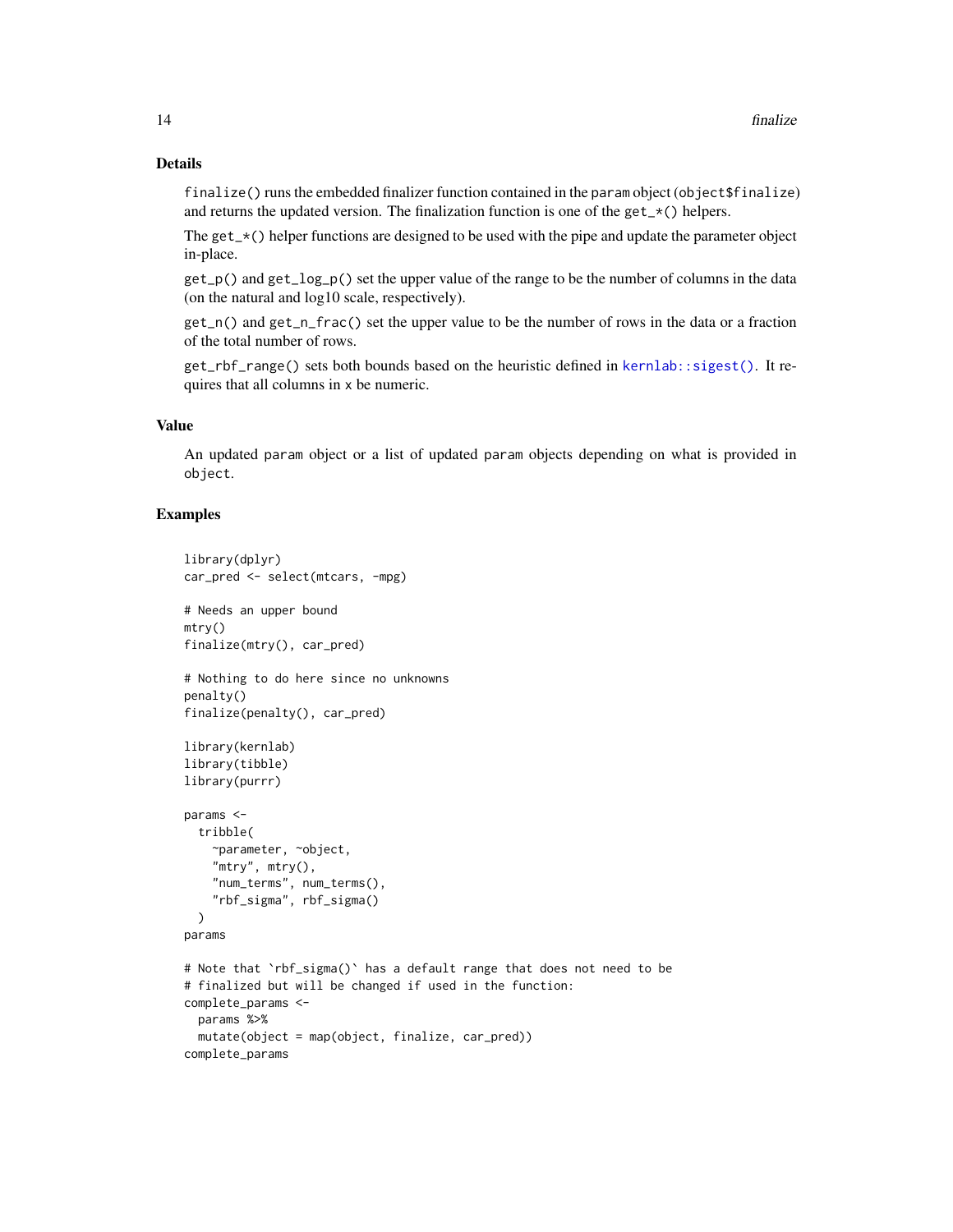## Details

`finalize()` runs the embedded finalizer function contained in the `param` object (`object$finalize`) and returns the updated version. The finalization function is one of the `get_*()` helpers.

The `get_*()` helper functions are designed to be used with the pipe and update the parameter object in-place.

`get_p()` and `get_log_p()` set the upper value of the range to be the number of columns in the data (on the natural and log10 scale, respectively).

`get_n()` and `get_n_frac()` set the upper value to be the number of rows in the data or a fraction of the total number of rows.

`get_rbf_range()` sets both bounds based on the heuristic defined in `kernlab::sigest()`. It requires that all columns in `x` be numeric.

## Value

An updated `param` object or a list of updated `param` objects depending on what is provided in `object`.

## Examples

```
library(dplyr)
car_pred <- select(mtcars, -mpg)

# Needs an upper bound
mtry()
finalize(mtry(), car_pred)

# Nothing to do here since no unknowns
penalty()
finalize(penalty(), car_pred)

library(kernlab)
library(tibble)
library(purrr)

params <-
  tribble(
    ~parameter, ~object,
    "mtry", mtry(),
    "num_terms", num_terms(),
    "rbf_sigma", rbf_sigma()
  )
params

# Note that `rbf_sigma()` has a default range that does not need to be
# finalized but will be changed if used in the function:
complete_params <-
  params %>%
  mutate(object = map(object, finalize, car_pred))
complete_params
```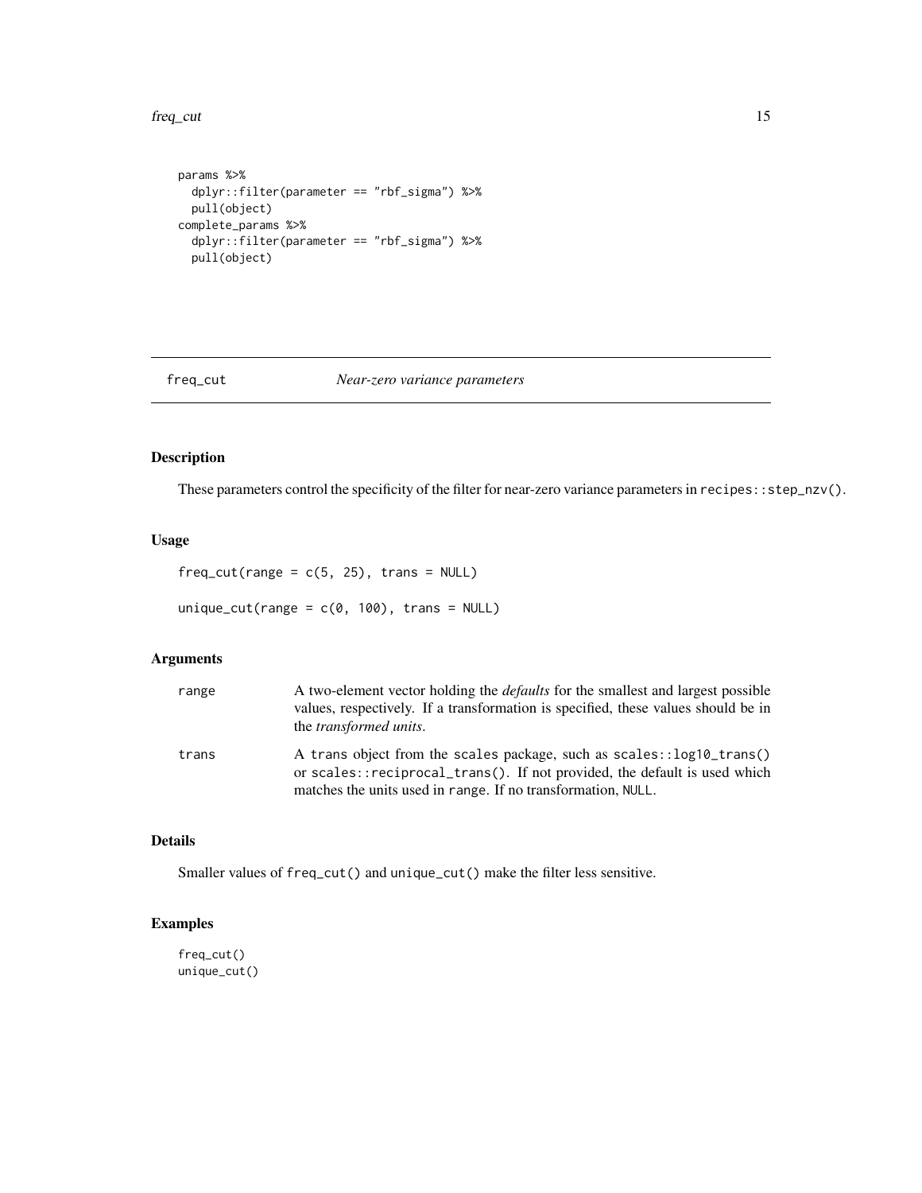```
params %>%
  dplyr::filter(parameter == "rbf_sigma") %>%
  pull(object)
complete_params %>%
  dplyr::filter(parameter == "rbf_sigma") %>%
  pull(object)
```

## freq_cut    *Near-zero variance parameters*

### Description

These parameters control the specificity of the filter for near-zero variance parameters in `recipes::step_nzv()`.

### Usage

```
freq_cut(range = c(5, 25), trans = NULL)

unique_cut(range = c(0, 100), trans = NULL)
```

### Arguments

| | |
|---|---|
| range | A two-element vector holding the *defaults* for the smallest and largest possible values, respectively. If a transformation is specified, these values should be in the *transformed units*. |
| trans | A `trans` object from the `scales` package, such as `scales::log10_trans()` or `scales::reciprocal_trans()`. If not provided, the default is used which matches the units used in `range`. If no transformation, `NULL`. |

### Details

Smaller values of `freq_cut()` and `unique_cut()` make the filter less sensitive.

### Examples

```
freq_cut()
unique_cut()
```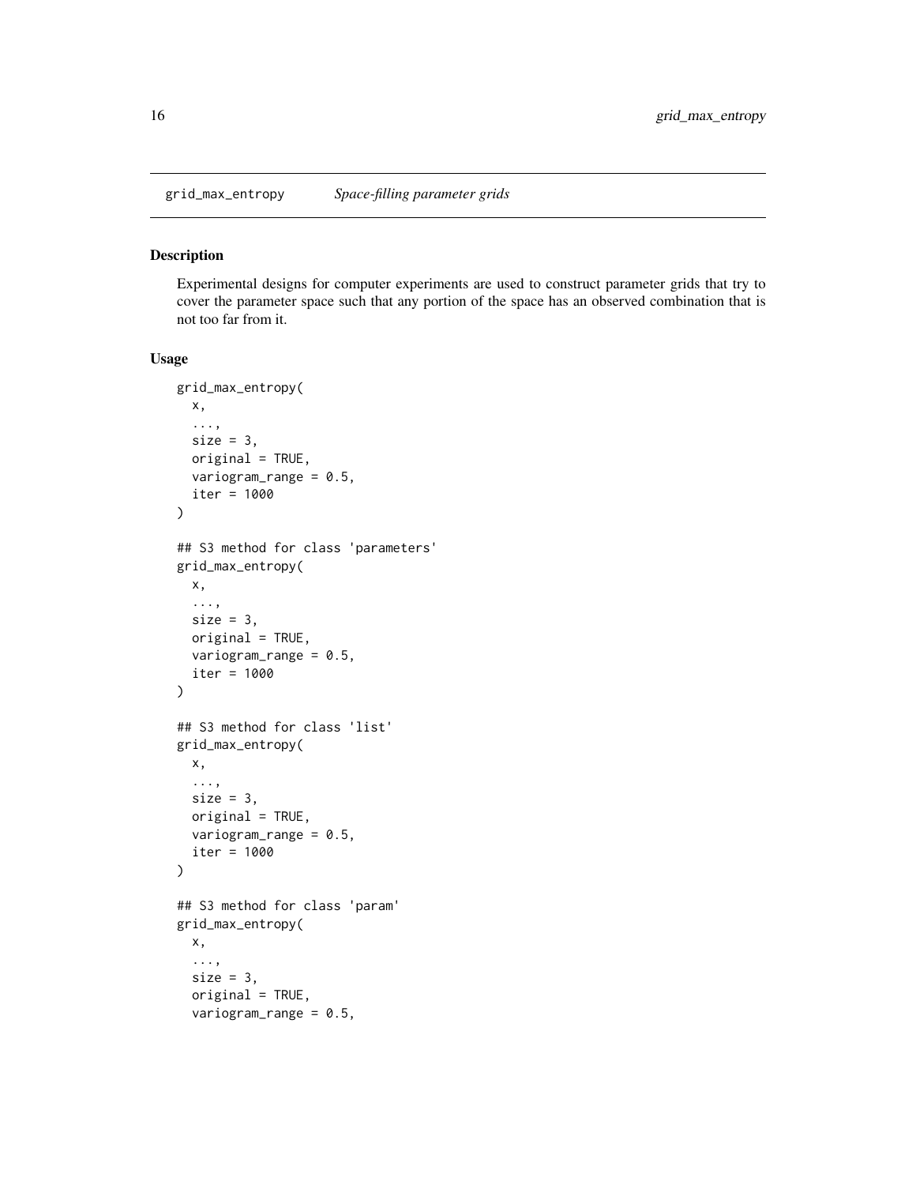grid_max_entropy *Space-filling parameter grids*

## Description

Experimental designs for computer experiments are used to construct parameter grids that try to cover the parameter space such that any portion of the space has an observed combination that is not too far from it.

## Usage

```
grid_max_entropy(
  x,
  ...,
  size = 3,
  original = TRUE,
  variogram_range = 0.5,
  iter = 1000
)

## S3 method for class 'parameters'
grid_max_entropy(
  x,
  ...,
  size = 3,
  original = TRUE,
  variogram_range = 0.5,
  iter = 1000
)

## S3 method for class 'list'
grid_max_entropy(
  x,
  ...,
  size = 3,
  original = TRUE,
  variogram_range = 0.5,
  iter = 1000
)

## S3 method for class 'param'
grid_max_entropy(
  x,
  ...,
  size = 3,
  original = TRUE,
  variogram_range = 0.5,
```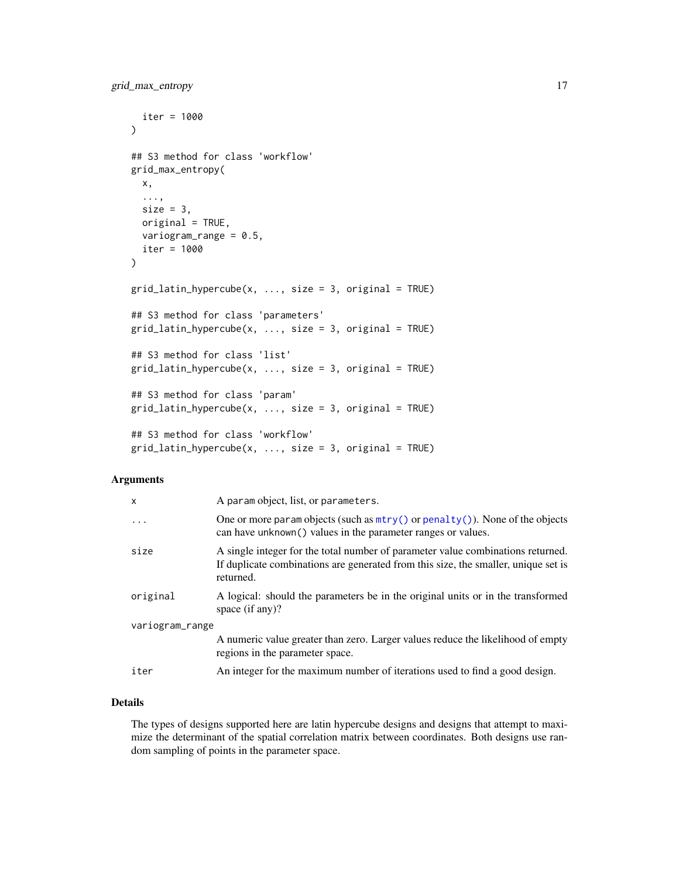```
  iter = 1000
)

## S3 method for class 'workflow'
grid_max_entropy(
  x,
  ...,
  size = 3,
  original = TRUE,
  variogram_range = 0.5,
  iter = 1000
)

grid_latin_hypercube(x, ..., size = 3, original = TRUE)

## S3 method for class 'parameters'
grid_latin_hypercube(x, ..., size = 3, original = TRUE)

## S3 method for class 'list'
grid_latin_hypercube(x, ..., size = 3, original = TRUE)

## S3 method for class 'param'
grid_latin_hypercube(x, ..., size = 3, original = TRUE)

## S3 method for class 'workflow'
grid_latin_hypercube(x, ..., size = 3, original = TRUE)
```

## Arguments

| | |
|---|---|
| `x` | A `param` object, list, or `parameters`. |
| `...` | One or more `param` objects (such as `mtry()` or `penalty()`). None of the objects can have `unknown()` values in the parameter ranges or values. |
| `size` | A single integer for the total number of parameter value combinations returned. If duplicate combinations are generated from this size, the smaller, unique set is returned. |
| `original` | A logical: should the parameters be in the original units or in the transformed space (if any)? |
| `variogram_range` | A numeric value greater than zero. Larger values reduce the likelihood of empty regions in the parameter space. |
| `iter` | An integer for the maximum number of iterations used to find a good design. |

## Details

The types of designs supported here are latin hypercube designs and designs that attempt to maximize the determinant of the spatial correlation matrix between coordinates. Both designs use random sampling of points in the parameter space.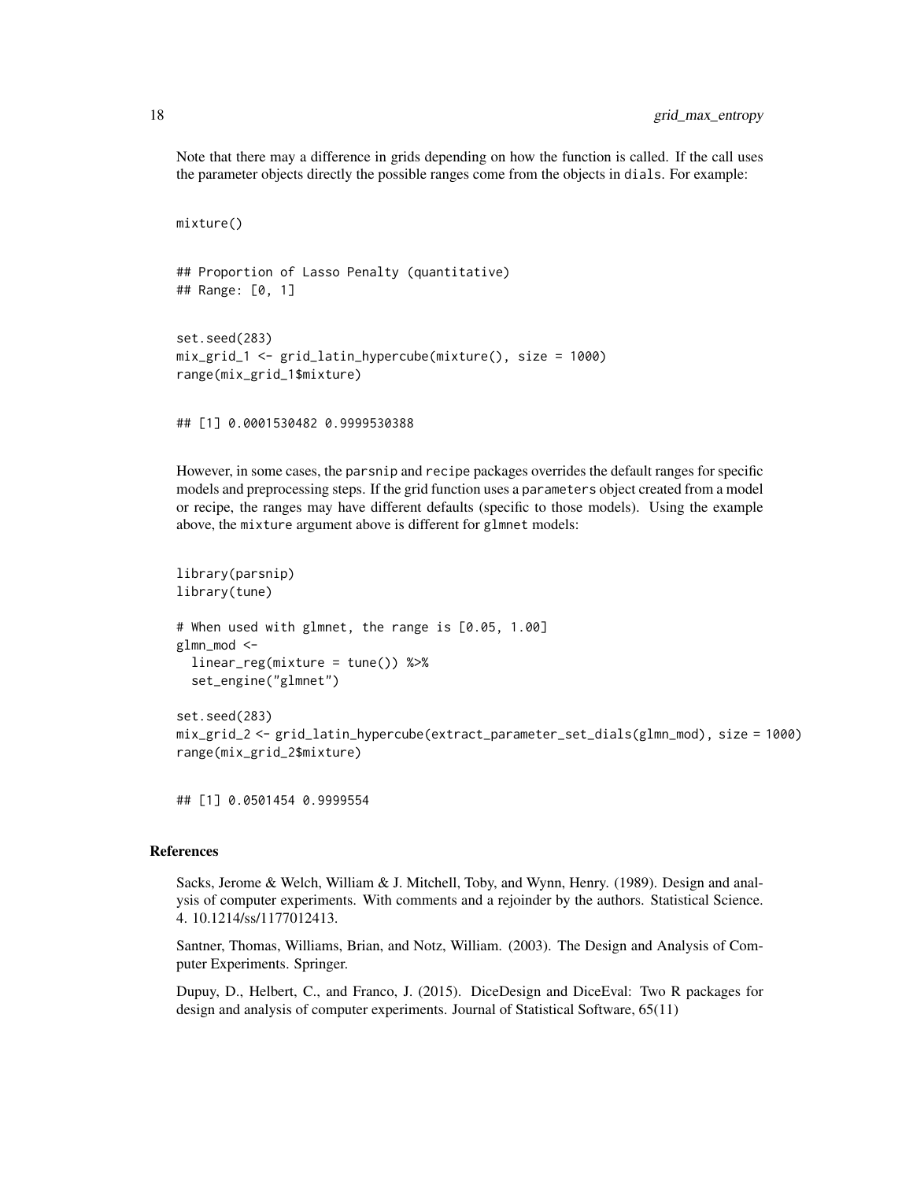Note that there may a difference in grids depending on how the function is called. If the call uses the parameter objects directly the possible ranges come from the objects in dials. For example:

```
mixture()
```

```
## Proportion of Lasso Penalty (quantitative)
## Range: [0, 1]
```

```
set.seed(283)
mix_grid_1 <- grid_latin_hypercube(mixture(), size = 1000)
range(mix_grid_1$mixture)
```

```
## [1] 0.0001530482 0.9999530388
```

However, in some cases, the parsnip and recipe packages overrides the default ranges for specific models and preprocessing steps. If the grid function uses a parameters object created from a model or recipe, the ranges may have different defaults (specific to those models). Using the example above, the mixture argument above is different for glmnet models:

```
library(parsnip)
library(tune)

# When used with glmnet, the range is [0.05, 1.00]
glmn_mod <-
  linear_reg(mixture = tune()) %>%
  set_engine("glmnet")

set.seed(283)
mix_grid_2 <- grid_latin_hypercube(extract_parameter_set_dials(glmn_mod), size = 1000)
range(mix_grid_2$mixture)
```

```
## [1] 0.0501454 0.9999554
```

### References

Sacks, Jerome & Welch, William & J. Mitchell, Toby, and Wynn, Henry. (1989). Design and analysis of computer experiments. With comments and a rejoinder by the authors. Statistical Science. 4. 10.1214/ss/1177012413.

Santner, Thomas, Williams, Brian, and Notz, William. (2003). The Design and Analysis of Computer Experiments. Springer.

Dupuy, D., Helbert, C., and Franco, J. (2015). DiceDesign and DiceEval: Two R packages for design and analysis of computer experiments. Journal of Statistical Software, 65(11)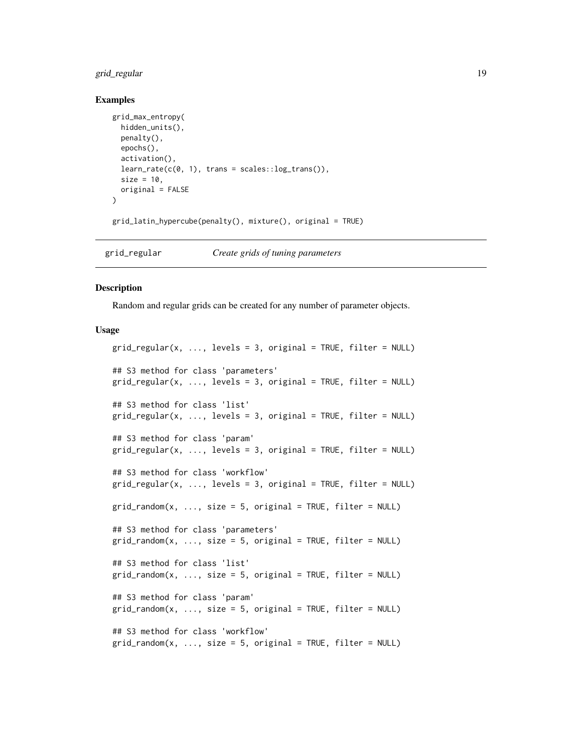### Examples

```
grid_max_entropy(
  hidden_units(),
  penalty(),
  epochs(),
  activation(),
  learn_rate(c(0, 1), trans = scales::log_trans()),
  size = 10,
  original = FALSE
)

grid_latin_hypercube(penalty(), mixture(), original = TRUE)
```

## grid_regular — *Create grids of tuning parameters*

### Description

Random and regular grids can be created for any number of parameter objects.

### Usage

```
grid_regular(x, ..., levels = 3, original = TRUE, filter = NULL)

## S3 method for class 'parameters'
grid_regular(x, ..., levels = 3, original = TRUE, filter = NULL)

## S3 method for class 'list'
grid_regular(x, ..., levels = 3, original = TRUE, filter = NULL)

## S3 method for class 'param'
grid_regular(x, ..., levels = 3, original = TRUE, filter = NULL)

## S3 method for class 'workflow'
grid_regular(x, ..., levels = 3, original = TRUE, filter = NULL)

grid_random(x, ..., size = 5, original = TRUE, filter = NULL)

## S3 method for class 'parameters'
grid_random(x, ..., size = 5, original = TRUE, filter = NULL)

## S3 method for class 'list'
grid_random(x, ..., size = 5, original = TRUE, filter = NULL)

## S3 method for class 'param'
grid_random(x, ..., size = 5, original = TRUE, filter = NULL)

## S3 method for class 'workflow'
grid_random(x, ..., size = 5, original = TRUE, filter = NULL)
```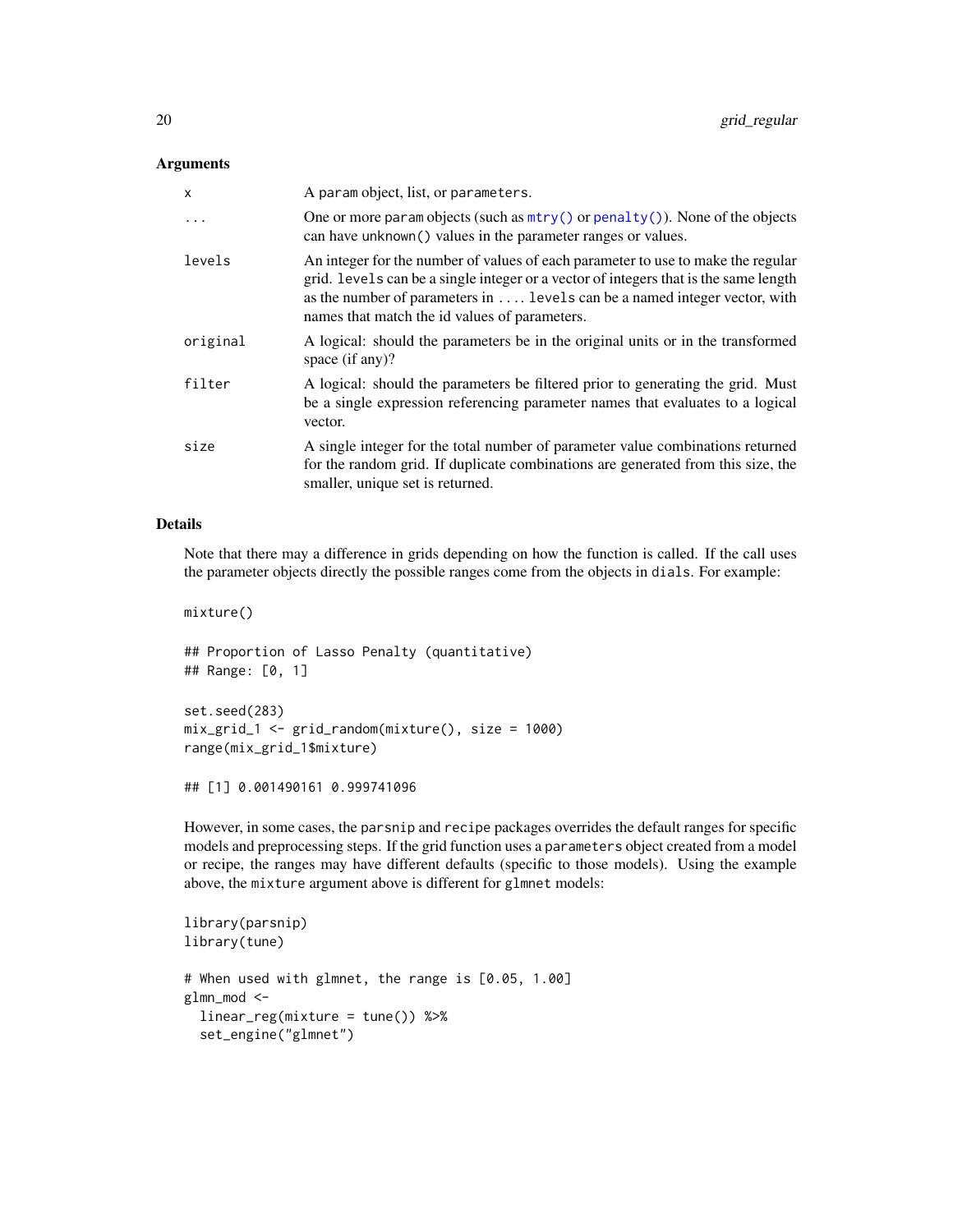### Arguments

| | |
|---|---|
| `x` | A `param` object, list, or `parameters`. |
| `...` | One or more `param` objects (such as `mtry()` or `penalty()`). None of the objects can have `unknown()` values in the parameter ranges or values. |
| `levels` | An integer for the number of values of each parameter to use to make the regular grid. `levels` can be a single integer or a vector of integers that is the same length as the number of parameters in `....` `levels` can be a named integer vector, with names that match the id values of parameters. |
| `original` | A logical: should the parameters be in the original units or in the transformed space (if any)? |
| `filter` | A logical: should the parameters be filtered prior to generating the grid. Must be a single expression referencing parameter names that evaluates to a logical vector. |
| `size` | A single integer for the total number of parameter value combinations returned for the random grid. If duplicate combinations are generated from this size, the smaller, unique set is returned. |

### Details

Note that there may a difference in grids depending on how the function is called. If the call uses the parameter objects directly the possible ranges come from the objects in `dials`. For example:

```
mixture()

## Proportion of Lasso Penalty (quantitative)
## Range: [0, 1]

set.seed(283)
mix_grid_1 <- grid_random(mixture(), size = 1000)
range(mix_grid_1$mixture)

## [1] 0.001490161 0.999741096
```

However, in some cases, the `parsnip` and `recipe` packages overrides the default ranges for specific models and preprocessing steps. If the grid function uses a `parameters` object created from a model or recipe, the ranges may have different defaults (specific to those models). Using the example above, the `mixture` argument above is different for `glmnet` models:

```
library(parsnip)
library(tune)

# When used with glmnet, the range is [0.05, 1.00]
glmn_mod <-
  linear_reg(mixture = tune()) %>%
  set_engine("glmnet")
```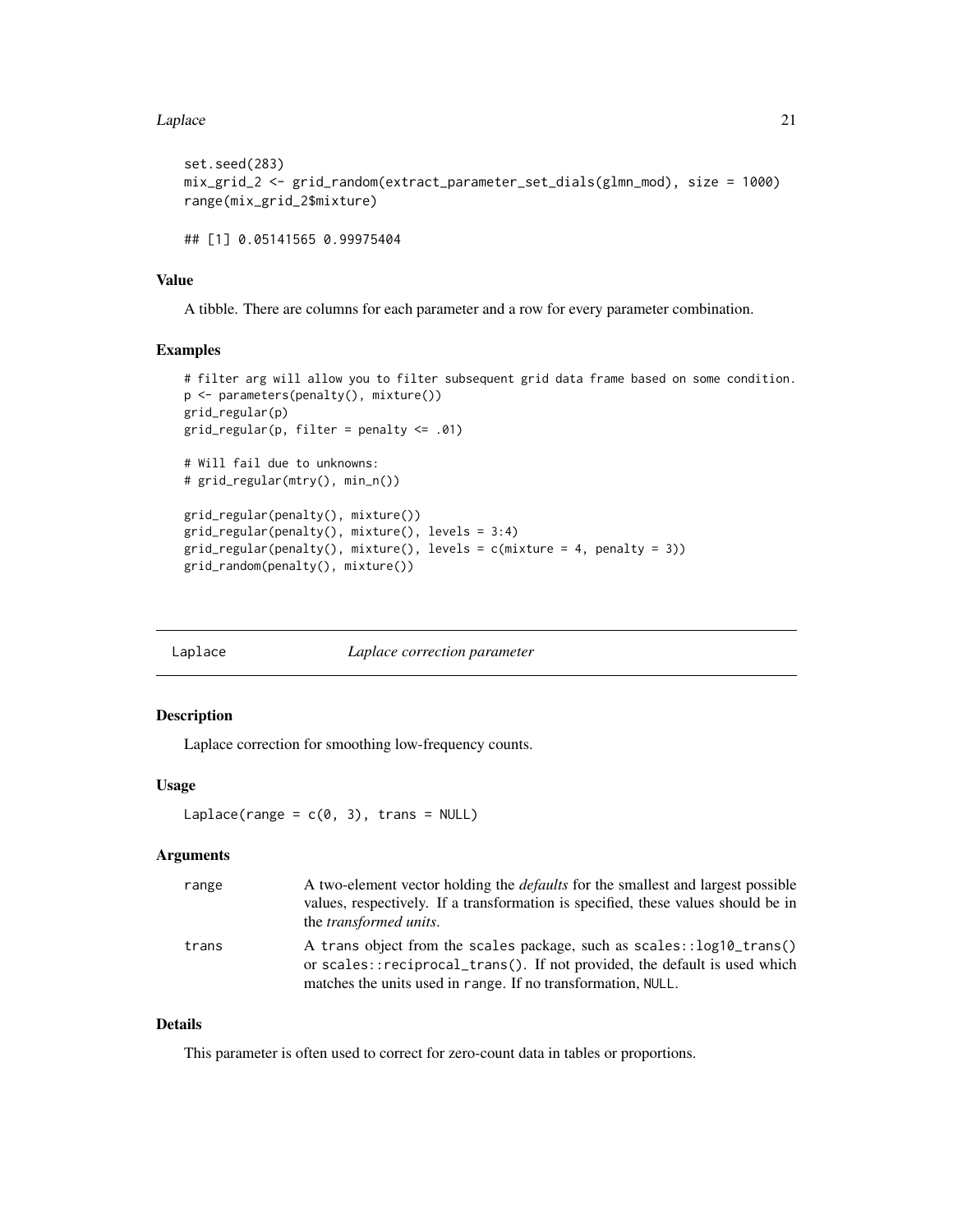```
set.seed(283)
mix_grid_2 <- grid_random(extract_parameter_set_dials(glmn_mod), size = 1000)
range(mix_grid_2$mixture)

## [1] 0.05141565 0.99975404
```

### Value

A tibble. There are columns for each parameter and a row for every parameter combination.

### Examples

```
# filter arg will allow you to filter subsequent grid data frame based on some condition.
p <- parameters(penalty(), mixture())
grid_regular(p)
grid_regular(p, filter = penalty <= .01)

# Will fail due to unknowns:
# grid_regular(mtry(), min_n())

grid_regular(penalty(), mixture())
grid_regular(penalty(), mixture(), levels = 3:4)
grid_regular(penalty(), mixture(), levels = c(mixture = 4, penalty = 3))
grid_random(penalty(), mixture())
```

---

## Laplace — *Laplace correction parameter*

### Description

Laplace correction for smoothing low-frequency counts.

### Usage

```
Laplace(range = c(0, 3), trans = NULL)
```

### Arguments

| | |
|---|---|
| range | A two-element vector holding the *defaults* for the smallest and largest possible values, respectively. If a transformation is specified, these values should be in the *transformed units*. |
| trans | A trans object from the scales package, such as scales::log10_trans() or scales::reciprocal_trans(). If not provided, the default is used which matches the units used in range. If no transformation, NULL. |

### Details

This parameter is often used to correct for zero-count data in tables or proportions.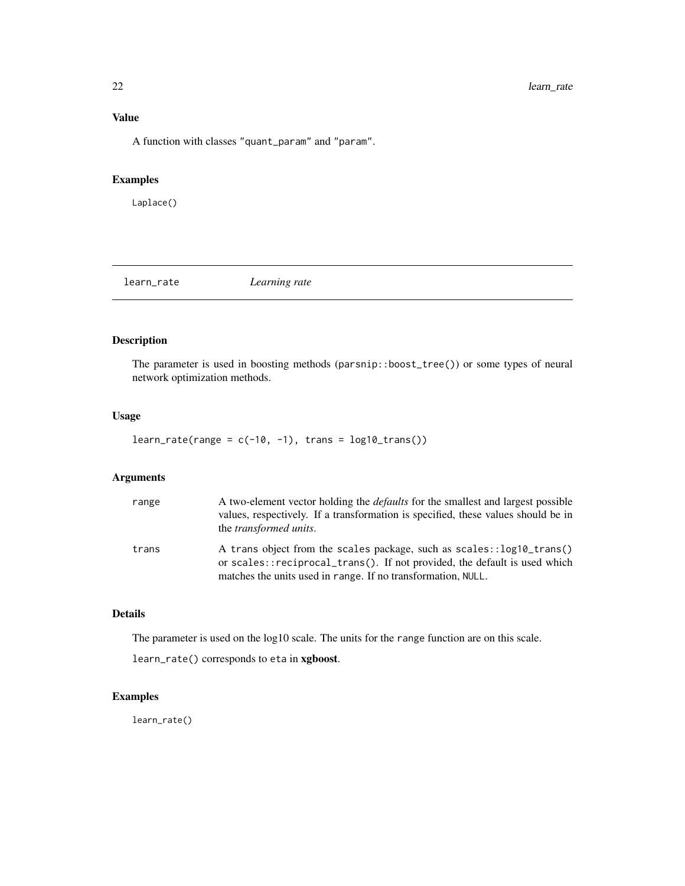## Value

A function with classes "quant_param" and "param".

## Examples

```
Laplace()
```

---

# learn_rate *Learning rate*

---

## Description

The parameter is used in boosting methods (parsnip::boost_tree()) or some types of neural network optimization methods.

## Usage

```
learn_rate(range = c(-10, -1), trans = log10_trans())
```

## Arguments

| | |
|---|---|
| range | A two-element vector holding the *defaults* for the smallest and largest possible values, respectively. If a transformation is specified, these values should be in the *transformed units*. |
| trans | A trans object from the scales package, such as scales::log10_trans() or scales::reciprocal_trans(). If not provided, the default is used which matches the units used in range. If no transformation, NULL. |

## Details

The parameter is used on the log10 scale. The units for the range function are on this scale.

learn_rate() corresponds to eta in **xgboost**.

## Examples

```
learn_rate()
```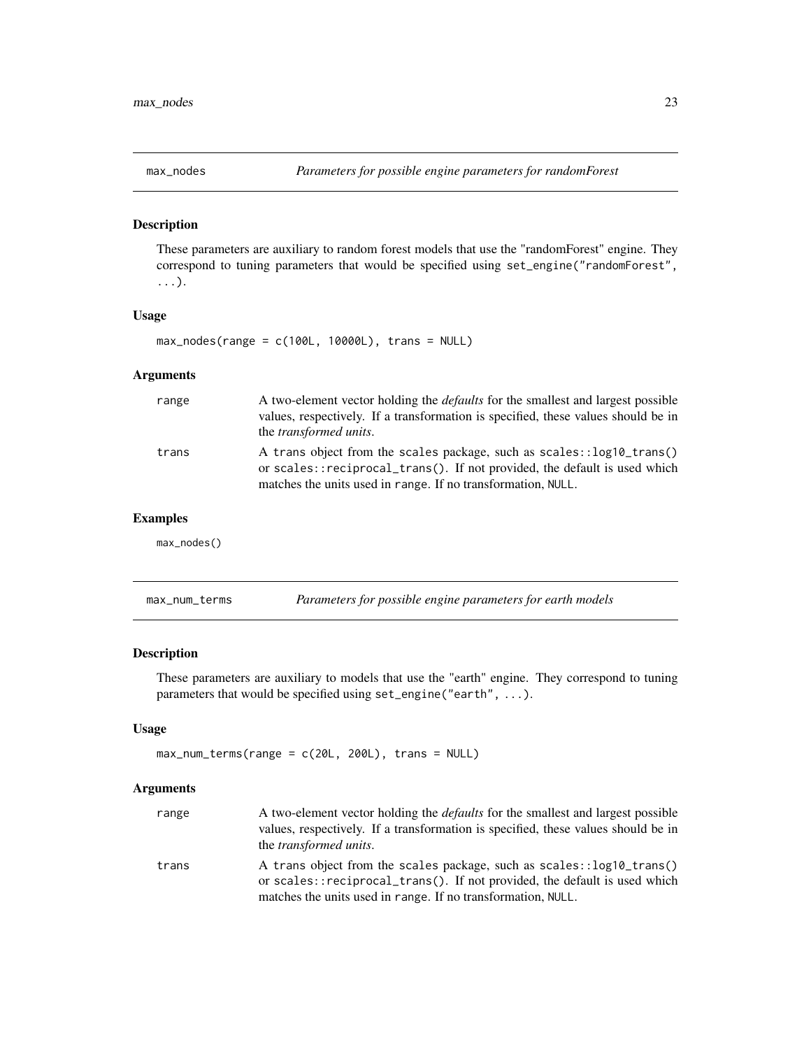## max_nodes *Parameters for possible engine parameters for randomForest*

### Description

These parameters are auxiliary to random forest models that use the "randomForest" engine. They correspond to tuning parameters that would be specified using `set_engine("randomForest", ...)`.

### Usage

```
max_nodes(range = c(100L, 10000L), trans = NULL)
```

### Arguments

| | |
|---|---|
| range | A two-element vector holding the *defaults* for the smallest and largest possible values, respectively. If a transformation is specified, these values should be in the *transformed units*. |
| trans | A `trans` object from the `scales` package, such as `scales::log10_trans()` or `scales::reciprocal_trans()`. If not provided, the default is used which matches the units used in `range`. If no transformation, `NULL`. |

### Examples

```
max_nodes()
```

## max_num_terms *Parameters for possible engine parameters for earth models*

### Description

These parameters are auxiliary to models that use the "earth" engine. They correspond to tuning parameters that would be specified using `set_engine("earth", ...)`.

### Usage

```
max_num_terms(range = c(20L, 200L), trans = NULL)
```

### Arguments

| | |
|---|---|
| range | A two-element vector holding the *defaults* for the smallest and largest possible values, respectively. If a transformation is specified, these values should be in the *transformed units*. |
| trans | A `trans` object from the `scales` package, such as `scales::log10_trans()` or `scales::reciprocal_trans()`. If not provided, the default is used which matches the units used in `range`. If no transformation, `NULL`. |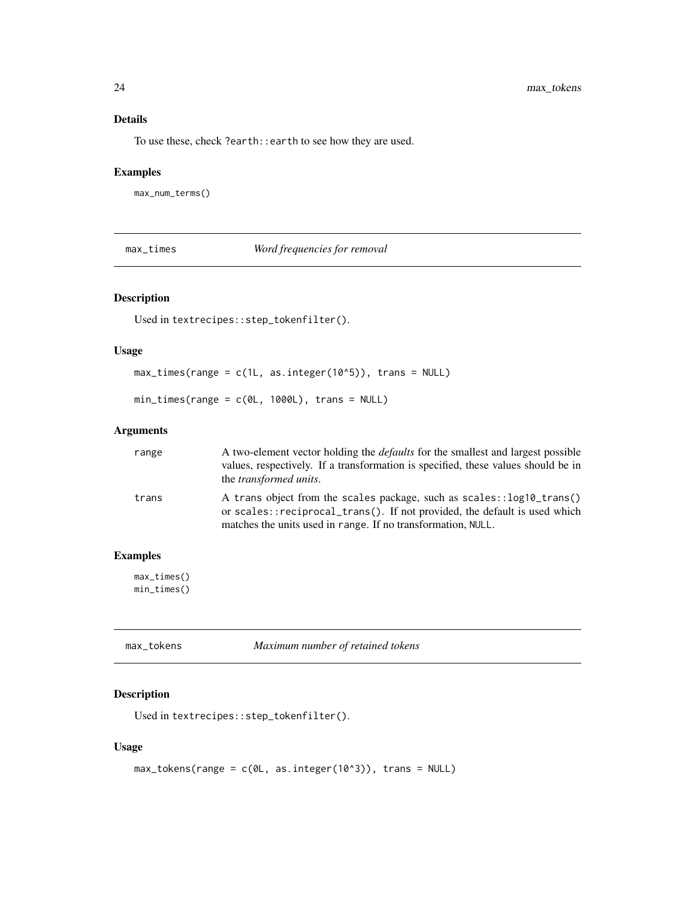### Details

To use these, check `?earth::earth` to see how they are used.

### Examples

```
max_num_terms()
```

---

## max_times — *Word frequencies for removal*

### Description

Used in `textrecipes::step_tokenfilter()`.

### Usage

```
max_times(range = c(1L, as.integer(10^5)), trans = NULL)

min_times(range = c(0L, 1000L), trans = NULL)
```

### Arguments

| | |
|---|---|
| range | A two-element vector holding the *defaults* for the smallest and largest possible values, respectively. If a transformation is specified, these values should be in the *transformed units*. |
| trans | A `trans` object from the `scales` package, such as `scales::log10_trans()` or `scales::reciprocal_trans()`. If not provided, the default is used which matches the units used in `range`. If no transformation, `NULL`. |

### Examples

```
max_times()
min_times()
```

---

## max_tokens — *Maximum number of retained tokens*

### Description

Used in `textrecipes::step_tokenfilter()`.

### Usage

```
max_tokens(range = c(0L, as.integer(10^3)), trans = NULL)
```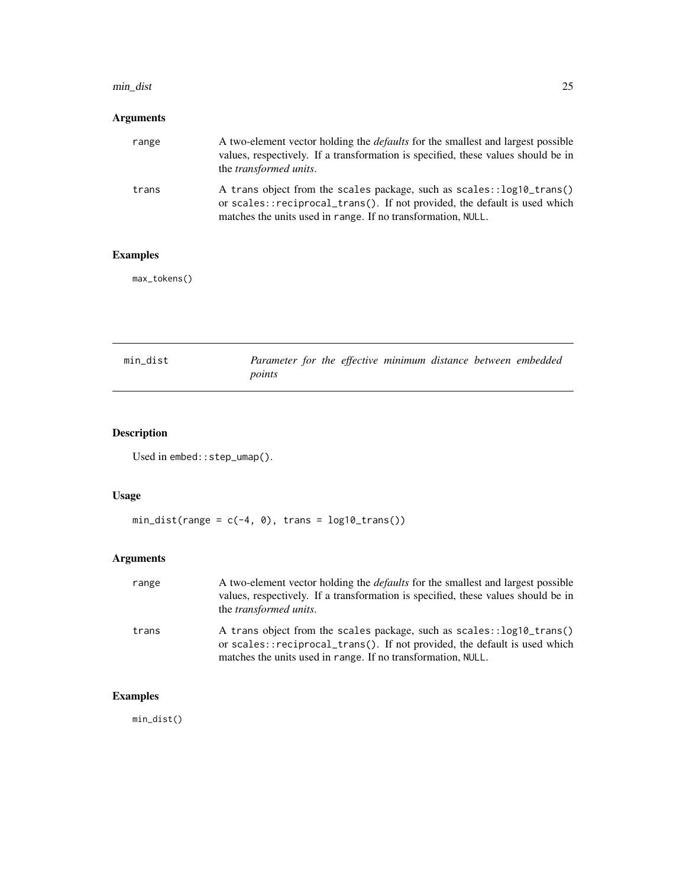## Arguments

range
A two-element vector holding the *defaults* for the smallest and largest possible values, respectively. If a transformation is specified, these values should be in the *transformed units*.

trans
A trans object from the scales package, such as `scales::log10_trans()` or `scales::reciprocal_trans()`. If not provided, the default is used which matches the units used in range. If no transformation, NULL.

## Examples

```
max_tokens()
```

---

# min_dist — *Parameter for the effective minimum distance between embedded points*

---

## Description

Used in `embed::step_umap()`.

## Usage

```
min_dist(range = c(-4, 0), trans = log10_trans())
```

## Arguments

range
A two-element vector holding the *defaults* for the smallest and largest possible values, respectively. If a transformation is specified, these values should be in the *transformed units*.

trans
A trans object from the scales package, such as `scales::log10_trans()` or `scales::reciprocal_trans()`. If not provided, the default is used which matches the units used in range. If no transformation, NULL.

## Examples

```
min_dist()
```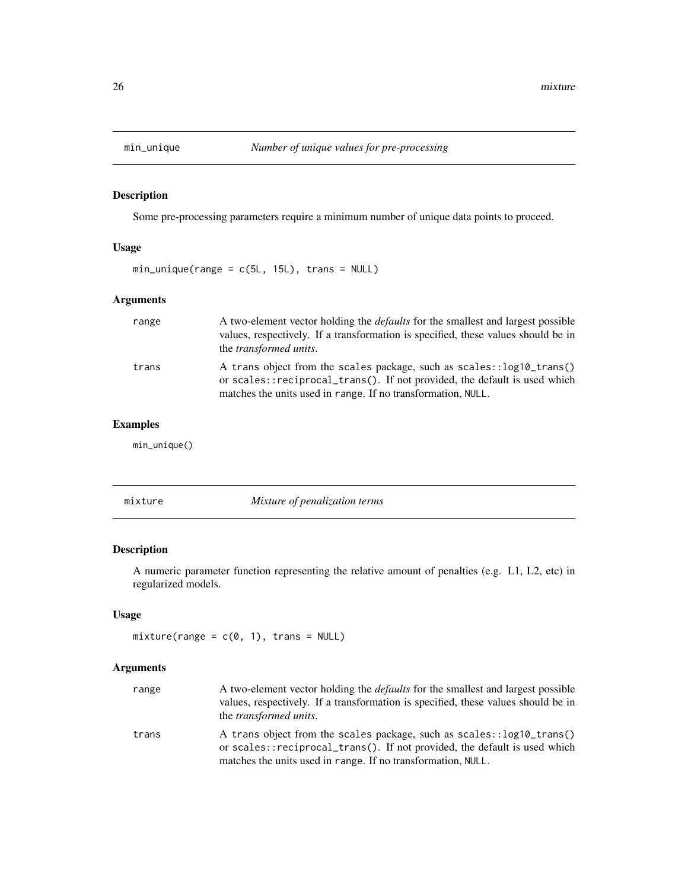## min_unique — *Number of unique values for pre-processing*

### Description

Some pre-processing parameters require a minimum number of unique data points to proceed.

### Usage

```
min_unique(range = c(5L, 15L), trans = NULL)
```

### Arguments

| | |
|---|---|
| range | A two-element vector holding the *defaults* for the smallest and largest possible values, respectively. If a transformation is specified, these values should be in the *transformed units*. |
| trans | A trans object from the scales package, such as scales::log10_trans() or scales::reciprocal_trans(). If not provided, the default is used which matches the units used in range. If no transformation, NULL. |

### Examples

```
min_unique()
```

## mixture — *Mixture of penalization terms*

### Description

A numeric parameter function representing the relative amount of penalties (e.g. L1, L2, etc) in regularized models.

### Usage

```
mixture(range = c(0, 1), trans = NULL)
```

### Arguments

| | |
|---|---|
| range | A two-element vector holding the *defaults* for the smallest and largest possible values, respectively. If a transformation is specified, these values should be in the *transformed units*. |
| trans | A trans object from the scales package, such as scales::log10_trans() or scales::reciprocal_trans(). If not provided, the default is used which matches the units used in range. If no transformation, NULL. |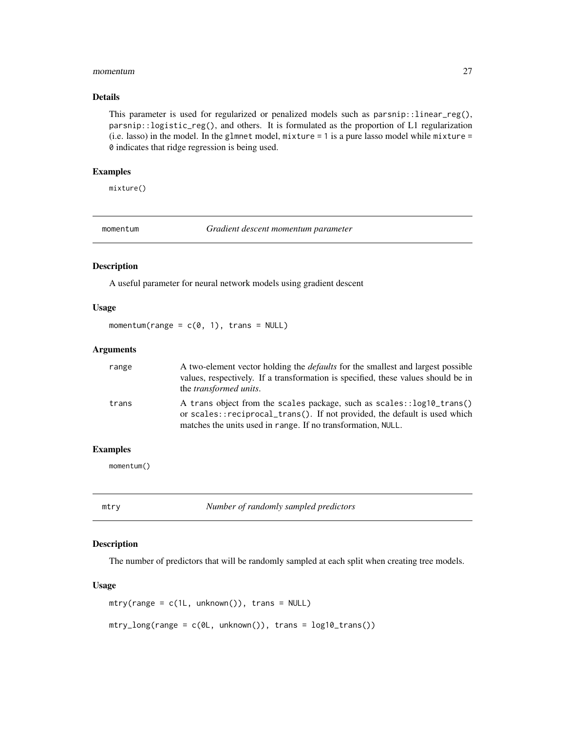### Details

This parameter is used for regularized or penalized models such as `parsnip::linear_reg()`, `parsnip::logistic_reg()`, and others. It is formulated as the proportion of L1 regularization (i.e. lasso) in the model. In the `glmnet` model, `mixture = 1` is a pure lasso model while `mixture = 0` indicates that ridge regression is being used.

### Examples

```
mixture()
```

---

## momentum — *Gradient descent momentum parameter*

### Description

A useful parameter for neural network models using gradient descent

### Usage

```
momentum(range = c(0, 1), trans = NULL)
```

### Arguments

| | |
|---|---|
| `range` | A two-element vector holding the *defaults* for the smallest and largest possible values, respectively. If a transformation is specified, these values should be in the *transformed units*. |
| `trans` | A `trans` object from the `scales` package, such as `scales::log10_trans()` or `scales::reciprocal_trans()`. If not provided, the default is used which matches the units used in `range`. If no transformation, `NULL`. |

### Examples

```
momentum()
```

---

## mtry — *Number of randomly sampled predictors*

### Description

The number of predictors that will be randomly sampled at each split when creating tree models.

### Usage

```
mtry(range = c(1L, unknown()), trans = NULL)

mtry_long(range = c(0L, unknown()), trans = log10_trans())
```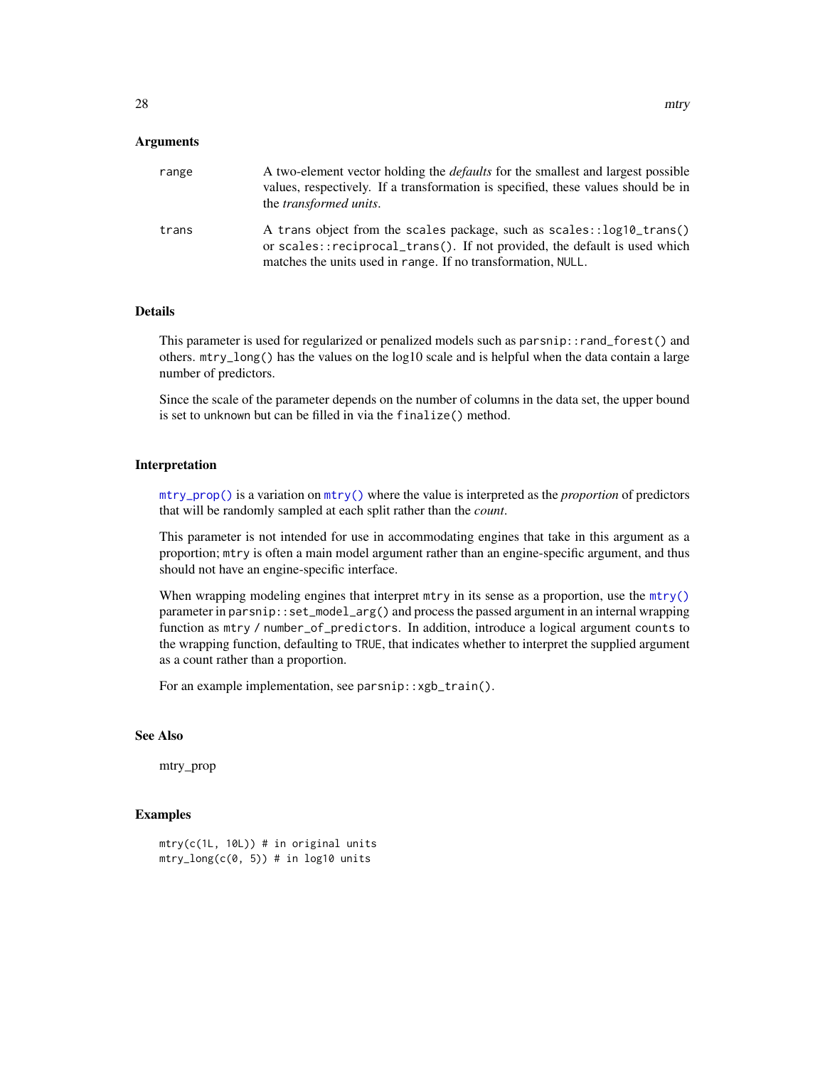### Arguments

- **range**: A two-element vector holding the *defaults* for the smallest and largest possible values, respectively. If a transformation is specified, these values should be in the *transformed units*.
- **trans**: A `trans` object from the `scales` package, such as `scales::log10_trans()` or `scales::reciprocal_trans()`. If not provided, the default is used which matches the units used in `range`. If no transformation, `NULL`.

### Details

This parameter is used for regularized or penalized models such as `parsnip::rand_forest()` and others. `mtry_long()` has the values on the log10 scale and is helpful when the data contain a large number of predictors.

Since the scale of the parameter depends on the number of columns in the data set, the upper bound is set to `unknown` but can be filled in via the `finalize()` method.

### Interpretation

`mtry_prop()` is a variation on `mtry()` where the value is interpreted as the *proportion* of predictors that will be randomly sampled at each split rather than the *count*.

This parameter is not intended for use in accommodating engines that take in this argument as a proportion; `mtry` is often a main model argument rather than an engine-specific argument, and thus should not have an engine-specific interface.

When wrapping modeling engines that interpret `mtry` in its sense as a proportion, use the `mtry()` parameter in `parsnip::set_model_arg()` and process the passed argument in an internal wrapping function as `mtry / number_of_predictors`. In addition, introduce a logical argument `counts` to the wrapping function, defaulting to `TRUE`, that indicates whether to interpret the supplied argument as a count rather than a proportion.

For an example implementation, see `parsnip::xgb_train()`.

### See Also

mtry_prop

### Examples

```
mtry(c(1L, 10L)) # in original units
mtry_long(c(0, 5)) # in log10 units
```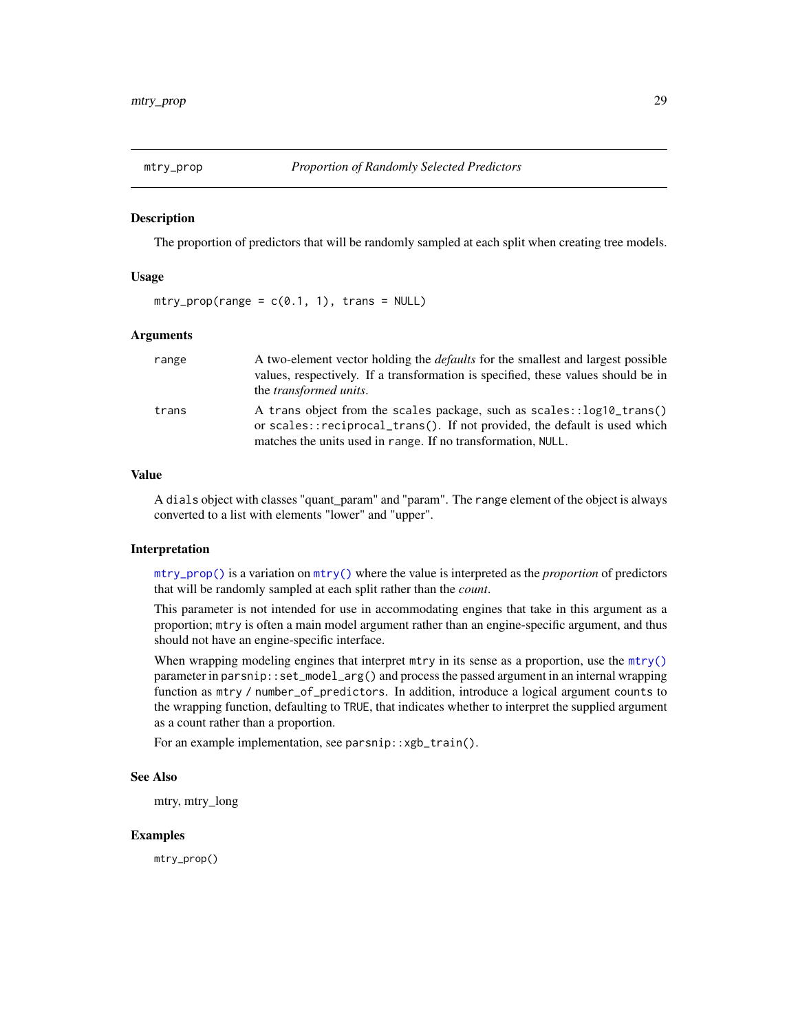## mtry_prop — *Proportion of Randomly Selected Predictors*

### Description

The proportion of predictors that will be randomly sampled at each split when creating tree models.

### Usage

```
mtry_prop(range = c(0.1, 1), trans = NULL)
```

### Arguments

| | |
|---|---|
| `range` | A two-element vector holding the *defaults* for the smallest and largest possible values, respectively. If a transformation is specified, these values should be in the *transformed units*. |
| `trans` | A `trans` object from the `scales` package, such as `scales::log10_trans()` or `scales::reciprocal_trans()`. If not provided, the default is used which matches the units used in `range`. If no transformation, `NULL`. |

### Value

A `dials` object with classes "quant_param" and "param". The `range` element of the object is always converted to a list with elements "lower" and "upper".

### Interpretation

`mtry_prop()` is a variation on `mtry()` where the value is interpreted as the *proportion* of predictors that will be randomly sampled at each split rather than the *count*.

This parameter is not intended for use in accommodating engines that take in this argument as a proportion; `mtry` is often a main model argument rather than an engine-specific argument, and thus should not have an engine-specific interface.

When wrapping modeling engines that interpret `mtry` in its sense as a proportion, use the `mtry()` parameter in `parsnip::set_model_arg()` and process the passed argument in an internal wrapping function as `mtry / number_of_predictors`. In addition, introduce a logical argument `counts` to the wrapping function, defaulting to `TRUE`, that indicates whether to interpret the supplied argument as a count rather than a proportion.

For an example implementation, see `parsnip::xgb_train()`.

### See Also

mtry, mtry_long

### Examples

```
mtry_prop()
```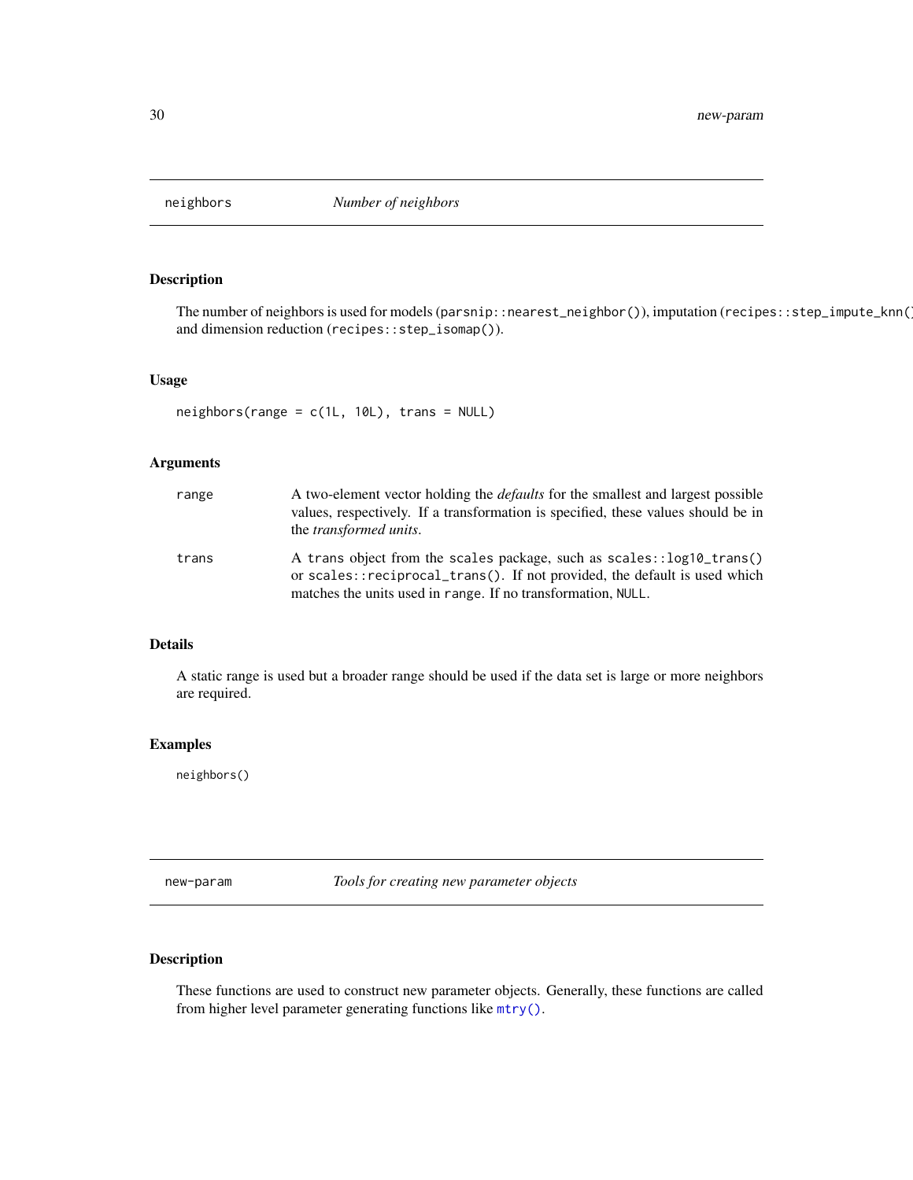## neighbors — *Number of neighbors*

### Description

The number of neighbors is used for models (`parsnip::nearest_neighbor()`), imputation (`recipes::step_impute_knn()`) and dimension reduction (`recipes::step_isomap()`).

### Usage

```
neighbors(range = c(1L, 10L), trans = NULL)
```

### Arguments

| | |
|---|---|
| `range` | A two-element vector holding the *defaults* for the smallest and largest possible values, respectively. If a transformation is specified, these values should be in the *transformed units*. |
| `trans` | A `trans` object from the `scales` package, such as `scales::log10_trans()` or `scales::reciprocal_trans()`. If not provided, the default is used which matches the units used in `range`. If no transformation, `NULL`. |

### Details

A static range is used but a broader range should be used if the data set is large or more neighbors are required.

### Examples

```
neighbors()
```

## new-param — *Tools for creating new parameter objects*

### Description

These functions are used to construct new parameter objects. Generally, these functions are called from higher level parameter generating functions like `mtry()`.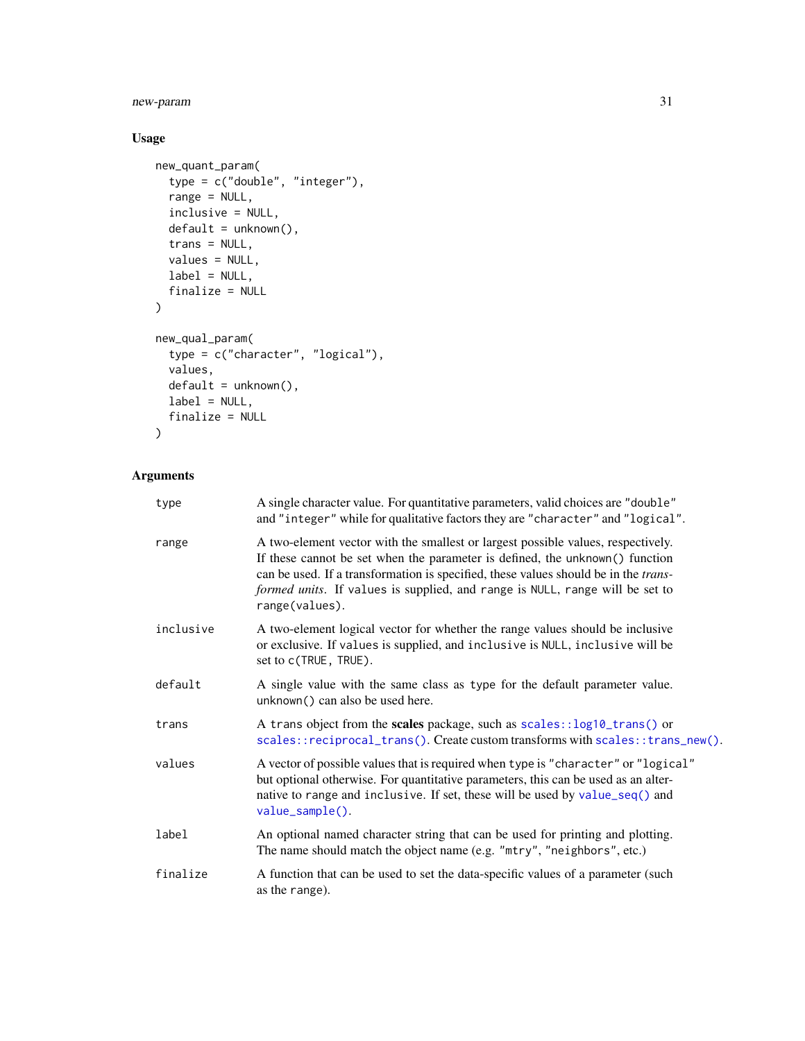## Usage

```
new_quant_param(
  type = c("double", "integer"),
  range = NULL,
  inclusive = NULL,
  default = unknown(),
  trans = NULL,
  values = NULL,
  label = NULL,
  finalize = NULL
)

new_qual_param(
  type = c("character", "logical"),
  values,
  default = unknown(),
  label = NULL,
  finalize = NULL
)
```

## Arguments

| | |
|---|---|
| `type` | A single character value. For quantitative parameters, valid choices are `"double"` and `"integer"` while for qualitative factors they are `"character"` and `"logical"`. |
| `range` | A two-element vector with the smallest or largest possible values, respectively. If these cannot be set when the parameter is defined, the `unknown()` function can be used. If a transformation is specified, these values should be in the *transformed units*. If `values` is supplied, and `range` is `NULL`, `range` will be set to `range(values)`. |
| `inclusive` | A two-element logical vector for whether the range values should be inclusive or exclusive. If `values` is supplied, and `inclusive` is `NULL`, `inclusive` will be set to `c(TRUE, TRUE)`. |
| `default` | A single value with the same class as `type` for the default parameter value. `unknown()` can also be used here. |
| `trans` | A `trans` object from the **scales** package, such as `scales::log10_trans()` or `scales::reciprocal_trans()`. Create custom transforms with `scales::trans_new()`. |
| `values` | A vector of possible values that is required when `type` is `"character"` or `"logical"` but optional otherwise. For quantitative parameters, this can be used as an alternative to `range` and `inclusive`. If set, these will be used by `value_seq()` and `value_sample()`. |
| `label` | An optional named character string that can be used for printing and plotting. The name should match the object name (e.g. `"mtry"`, `"neighbors"`, etc.) |
| `finalize` | A function that can be used to set the data-specific values of a parameter (such as the `range`). |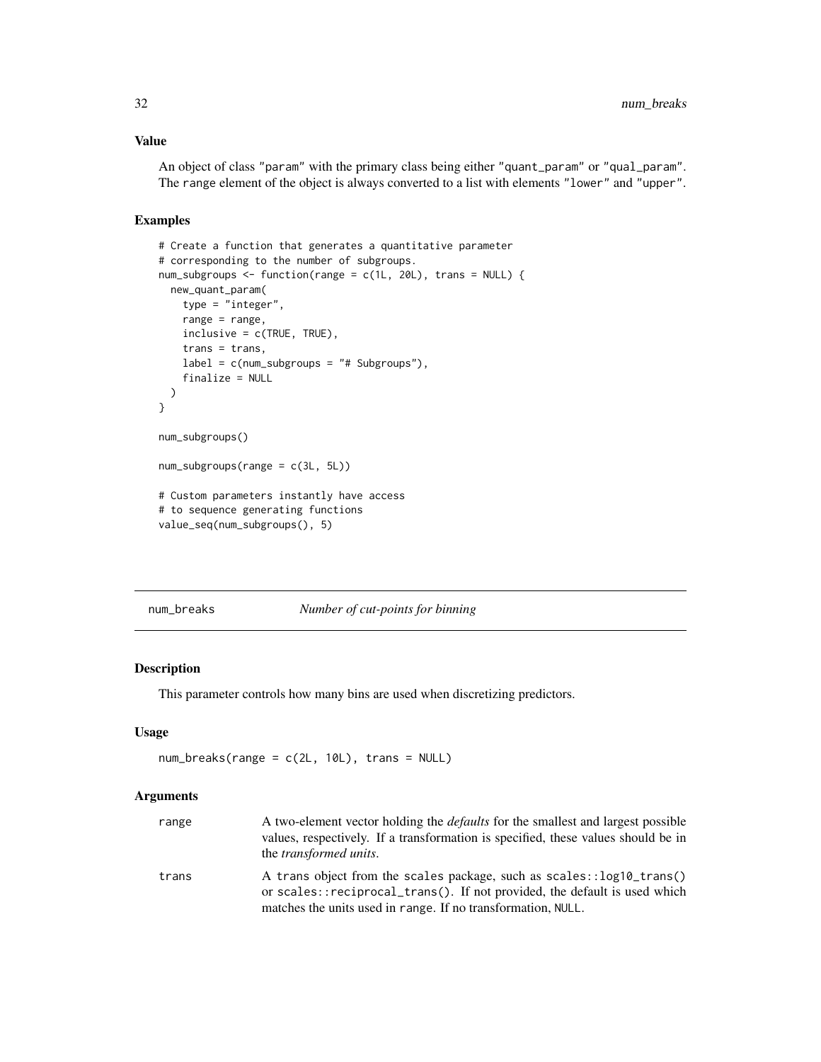### Value

An object of class "param" with the primary class being either "quant_param" or "qual_param". The range element of the object is always converted to a list with elements "lower" and "upper".

### Examples

```
# Create a function that generates a quantitative parameter
# corresponding to the number of subgroups.
num_subgroups <- function(range = c(1L, 20L), trans = NULL) {
  new_quant_param(
    type = "integer",
    range = range,
    inclusive = c(TRUE, TRUE),
    trans = trans,
    label = c(num_subgroups = "# Subgroups"),
    finalize = NULL
  )
}

num_subgroups()

num_subgroups(range = c(3L, 5L))

# Custom parameters instantly have access
# to sequence generating functions
value_seq(num_subgroups(), 5)
```

---

## num_breaks — *Number of cut-points for binning*

### Description

This parameter controls how many bins are used when discretizing predictors.

### Usage

```
num_breaks(range = c(2L, 10L), trans = NULL)
```

### Arguments

| | |
|---|---|
| range | A two-element vector holding the *defaults* for the smallest and largest possible values, respectively. If a transformation is specified, these values should be in the *transformed units*. |
| trans | A trans object from the scales package, such as scales::log10_trans() or scales::reciprocal_trans(). If not provided, the default is used which matches the units used in range. If no transformation, NULL. |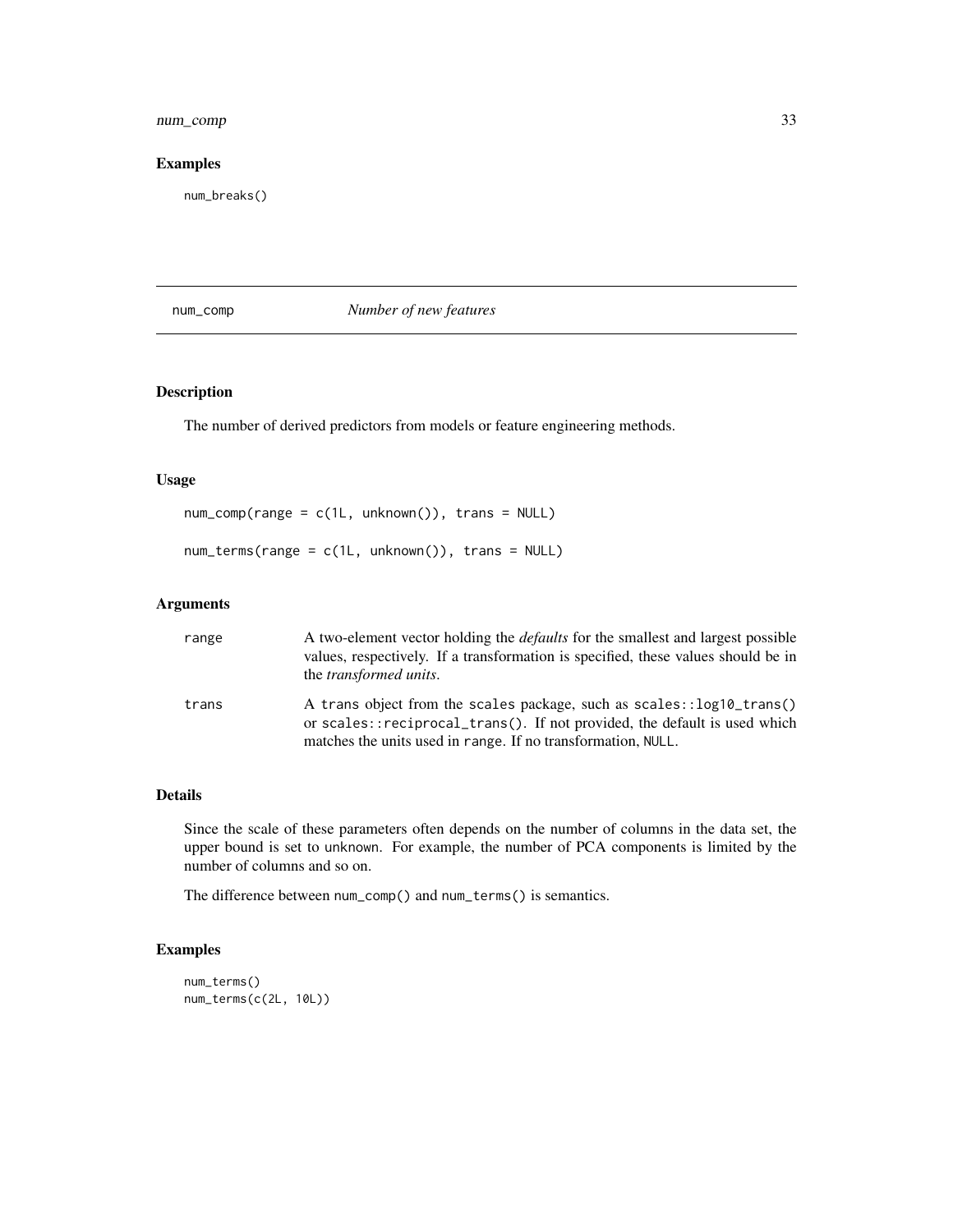## Examples

```
num_breaks()
```

---

# num_comp *Number of new features*

## Description

The number of derived predictors from models or feature engineering methods.

## Usage

```
num_comp(range = c(1L, unknown()), trans = NULL)

num_terms(range = c(1L, unknown()), trans = NULL)
```

## Arguments

| | |
|---|---|
| range | A two-element vector holding the *defaults* for the smallest and largest possible values, respectively. If a transformation is specified, these values should be in the *transformed units*. |
| trans | A trans object from the scales package, such as scales::log10_trans() or scales::reciprocal_trans(). If not provided, the default is used which matches the units used in range. If no transformation, NULL. |

## Details

Since the scale of these parameters often depends on the number of columns in the data set, the upper bound is set to unknown. For example, the number of PCA components is limited by the number of columns and so on.

The difference between num_comp() and num_terms() is semantics.

## Examples

```
num_terms()
num_terms(c(2L, 10L))
```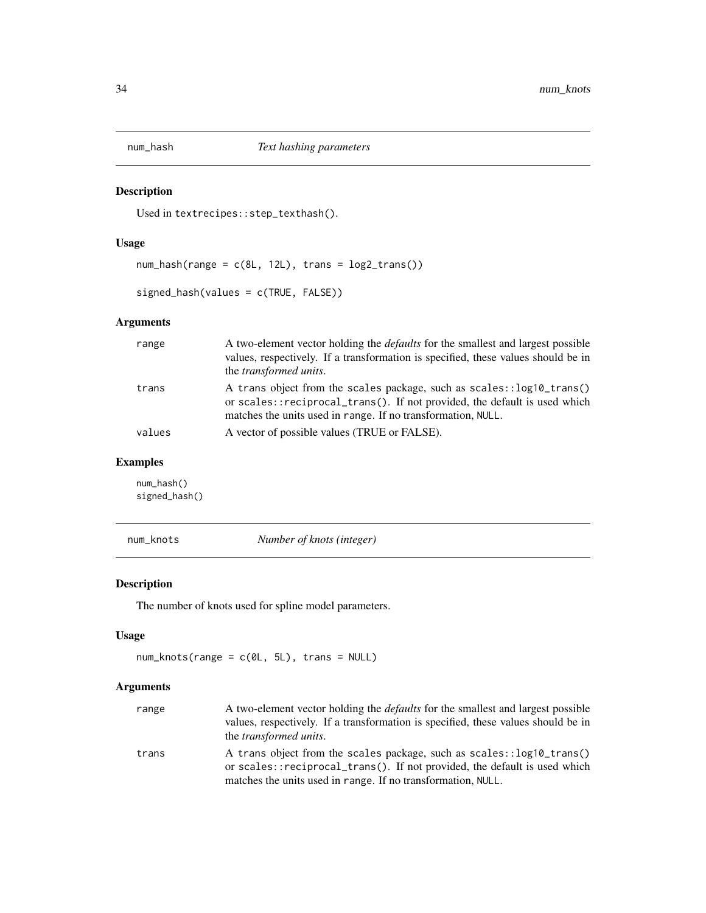## num_hash — *Text hashing parameters*

### Description

Used in `textrecipes::step_texthash()`.

### Usage

```
num_hash(range = c(8L, 12L), trans = log2_trans())

signed_hash(values = c(TRUE, FALSE))
```

### Arguments

| | |
|---|---|
| `range` | A two-element vector holding the *defaults* for the smallest and largest possible values, respectively. If a transformation is specified, these values should be in the *transformed units*. |
| `trans` | A `trans` object from the `scales` package, such as `scales::log10_trans()` or `scales::reciprocal_trans()`. If not provided, the default is used which matches the units used in `range`. If no transformation, `NULL`. |
| `values` | A vector of possible values (TRUE or FALSE). |

### Examples

```
num_hash()
signed_hash()
```

## num_knots — *Number of knots (integer)*

### Description

The number of knots used for spline model parameters.

### Usage

```
num_knots(range = c(0L, 5L), trans = NULL)
```

### Arguments

| | |
|---|---|
| `range` | A two-element vector holding the *defaults* for the smallest and largest possible values, respectively. If a transformation is specified, these values should be in the *transformed units*. |
| `trans` | A `trans` object from the `scales` package, such as `scales::log10_trans()` or `scales::reciprocal_trans()`. If not provided, the default is used which matches the units used in `range`. If no transformation, `NULL`. |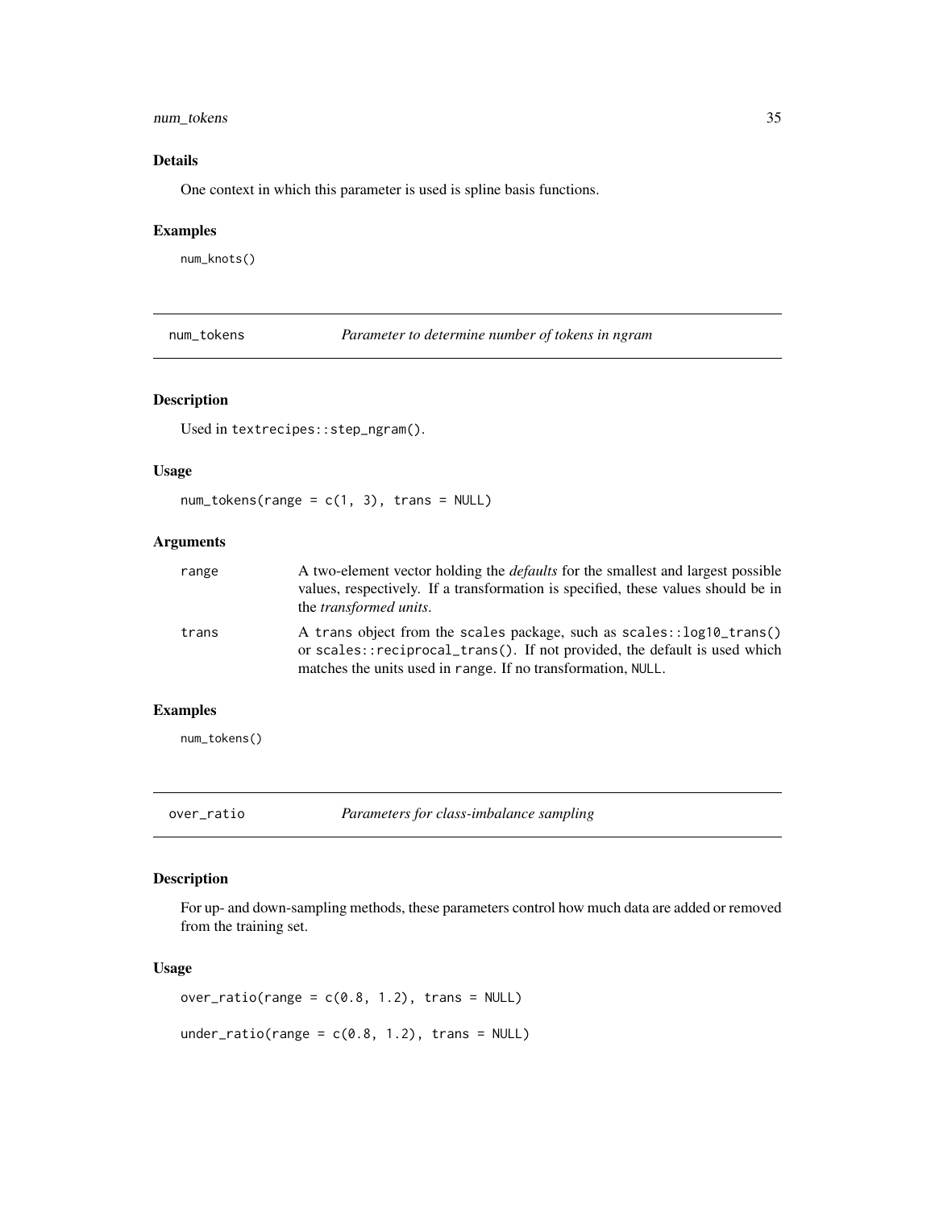### Details

One context in which this parameter is used is spline basis functions.

### Examples

```
num_knots()
```

---

## num_tokens — *Parameter to determine number of tokens in ngram*

### Description

Used in `textrecipes::step_ngram()`.

### Usage

```
num_tokens(range = c(1, 3), trans = NULL)
```

### Arguments

| | |
|---|---|
| range | A two-element vector holding the *defaults* for the smallest and largest possible values, respectively. If a transformation is specified, these values should be in the *transformed units*. |
| trans | A trans object from the scales package, such as `scales::log10_trans()` or `scales::reciprocal_trans()`. If not provided, the default is used which matches the units used in range. If no transformation, NULL. |

### Examples

```
num_tokens()
```

---

## over_ratio — *Parameters for class-imbalance sampling*

### Description

For up- and down-sampling methods, these parameters control how much data are added or removed from the training set.

### Usage

```
over_ratio(range = c(0.8, 1.2), trans = NULL)

under_ratio(range = c(0.8, 1.2), trans = NULL)
```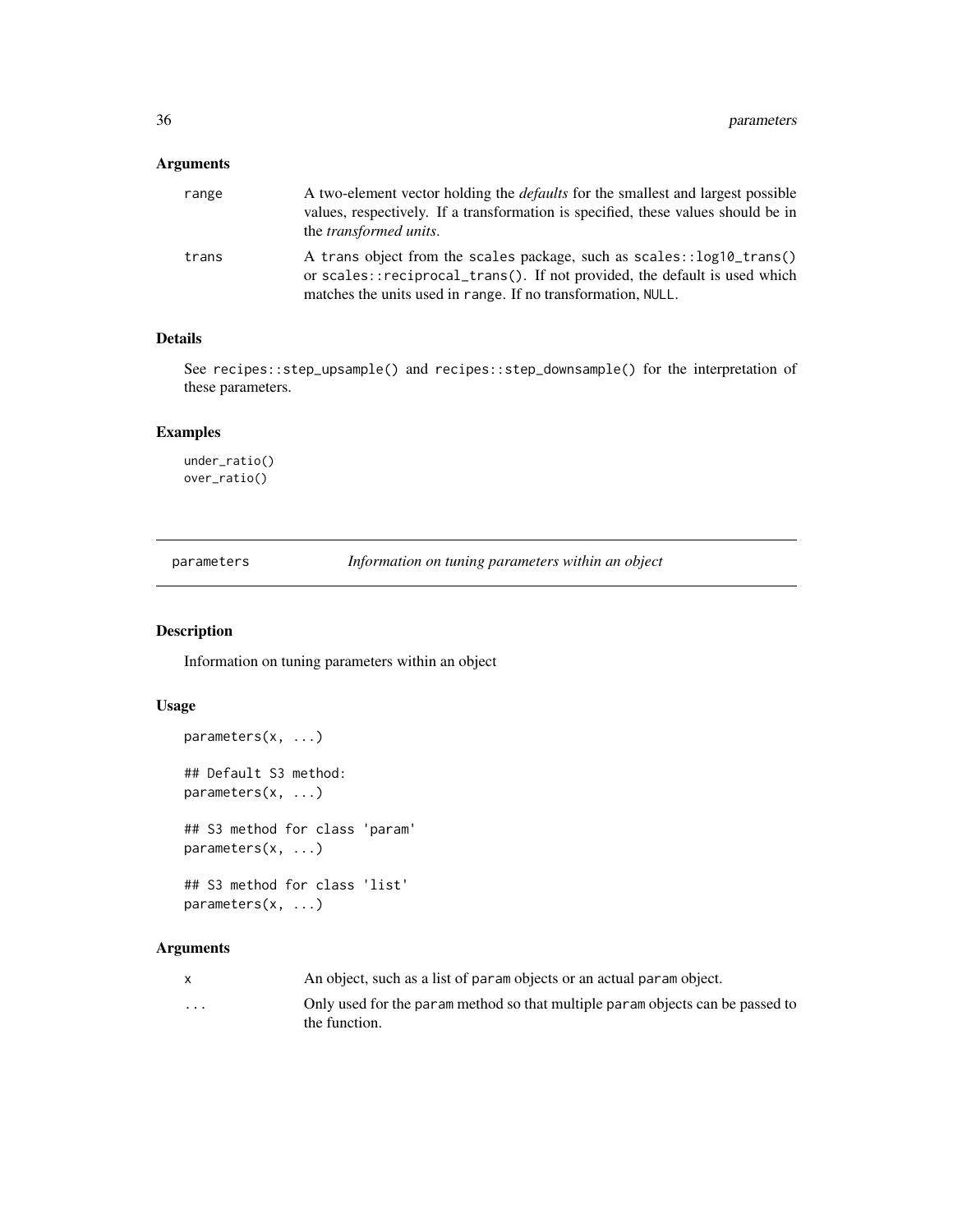### Arguments

| | |
|---|---|
| range | A two-element vector holding the *defaults* for the smallest and largest possible values, respectively. If a transformation is specified, these values should be in the *transformed units*. |
| trans | A trans object from the scales package, such as scales::log10_trans() or scales::reciprocal_trans(). If not provided, the default is used which matches the units used in range. If no transformation, NULL. |

### Details

See recipes::step_upsample() and recipes::step_downsample() for the interpretation of these parameters.

### Examples

```
under_ratio()
over_ratio()
```

---

## parameters — *Information on tuning parameters within an object*

### Description

Information on tuning parameters within an object

### Usage

```
parameters(x, ...)

## Default S3 method:
parameters(x, ...)

## S3 method for class 'param'
parameters(x, ...)

## S3 method for class 'list'
parameters(x, ...)
```

### Arguments

| | |
|---|---|
| x | An object, such as a list of param objects or an actual param object. |
| ... | Only used for the param method so that multiple param objects can be passed to the function. |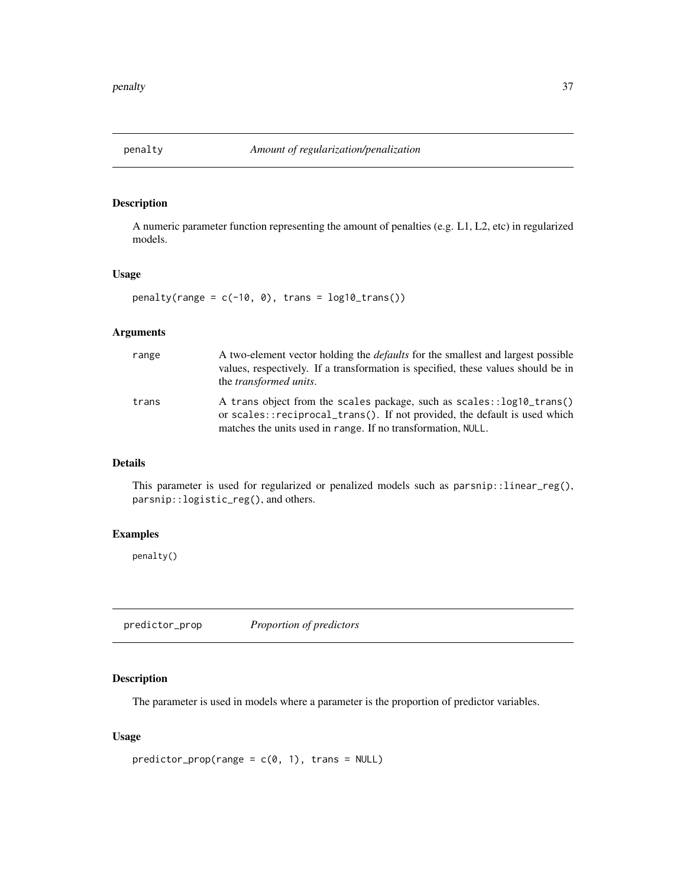## penalty *Amount of regularization/penalization*

### Description

A numeric parameter function representing the amount of penalties (e.g. L1, L2, etc) in regularized models.

### Usage

```
penalty(range = c(-10, 0), trans = log10_trans())
```

### Arguments

| | |
|---|---|
| range | A two-element vector holding the *defaults* for the smallest and largest possible values, respectively. If a transformation is specified, these values should be in the *transformed units*. |
| trans | A trans object from the scales package, such as `scales::log10_trans()` or `scales::reciprocal_trans()`. If not provided, the default is used which matches the units used in range. If no transformation, NULL. |

### Details

This parameter is used for regularized or penalized models such as `parsnip::linear_reg()`, `parsnip::logistic_reg()`, and others.

### Examples

```
penalty()
```

## predictor_prop *Proportion of predictors*

### Description

The parameter is used in models where a parameter is the proportion of predictor variables.

### Usage

```
predictor_prop(range = c(0, 1), trans = NULL)
```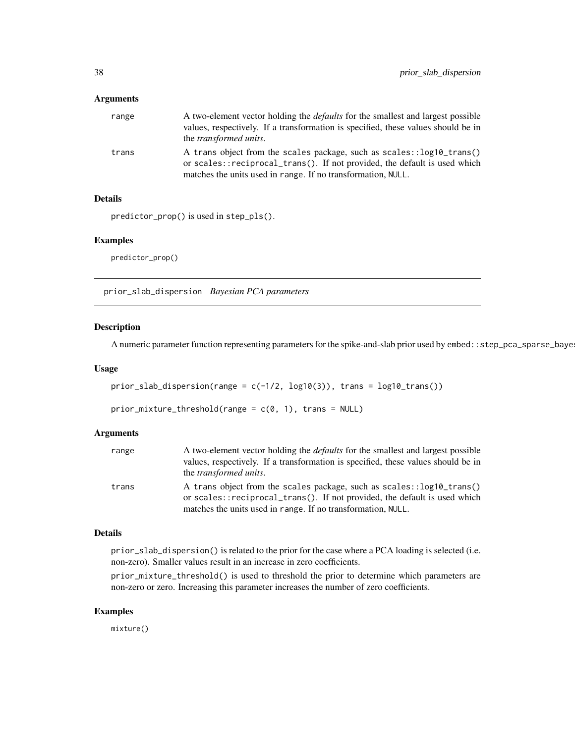### Arguments

| | |
|---|---|
| range | A two-element vector holding the *defaults* for the smallest and largest possible values, respectively. If a transformation is specified, these values should be in the *transformed units*. |
| trans | A trans object from the scales package, such as scales::log10_trans() or scales::reciprocal_trans(). If not provided, the default is used which matches the units used in range. If no transformation, NULL. |

### Details

predictor_prop() is used in step_pls().

### Examples

```
predictor_prop()
```

---

## prior_slab_dispersion *Bayesian PCA parameters*

### Description

A numeric parameter function representing parameters for the spike-and-slab prior used by embed::step_pca_sparse_baye

### Usage

```
prior_slab_dispersion(range = c(-1/2, log10(3)), trans = log10_trans())

prior_mixture_threshold(range = c(0, 1), trans = NULL)
```

### Arguments

| | |
|---|---|
| range | A two-element vector holding the *defaults* for the smallest and largest possible values, respectively. If a transformation is specified, these values should be in the *transformed units*. |
| trans | A trans object from the scales package, such as scales::log10_trans() or scales::reciprocal_trans(). If not provided, the default is used which matches the units used in range. If no transformation, NULL. |

### Details

prior_slab_dispersion() is related to the prior for the case where a PCA loading is selected (i.e. non-zero). Smaller values result in an increase in zero coefficients.

prior_mixture_threshold() is used to threshold the prior to determine which parameters are non-zero or zero. Increasing this parameter increases the number of zero coefficients.

### Examples

```
mixture()
```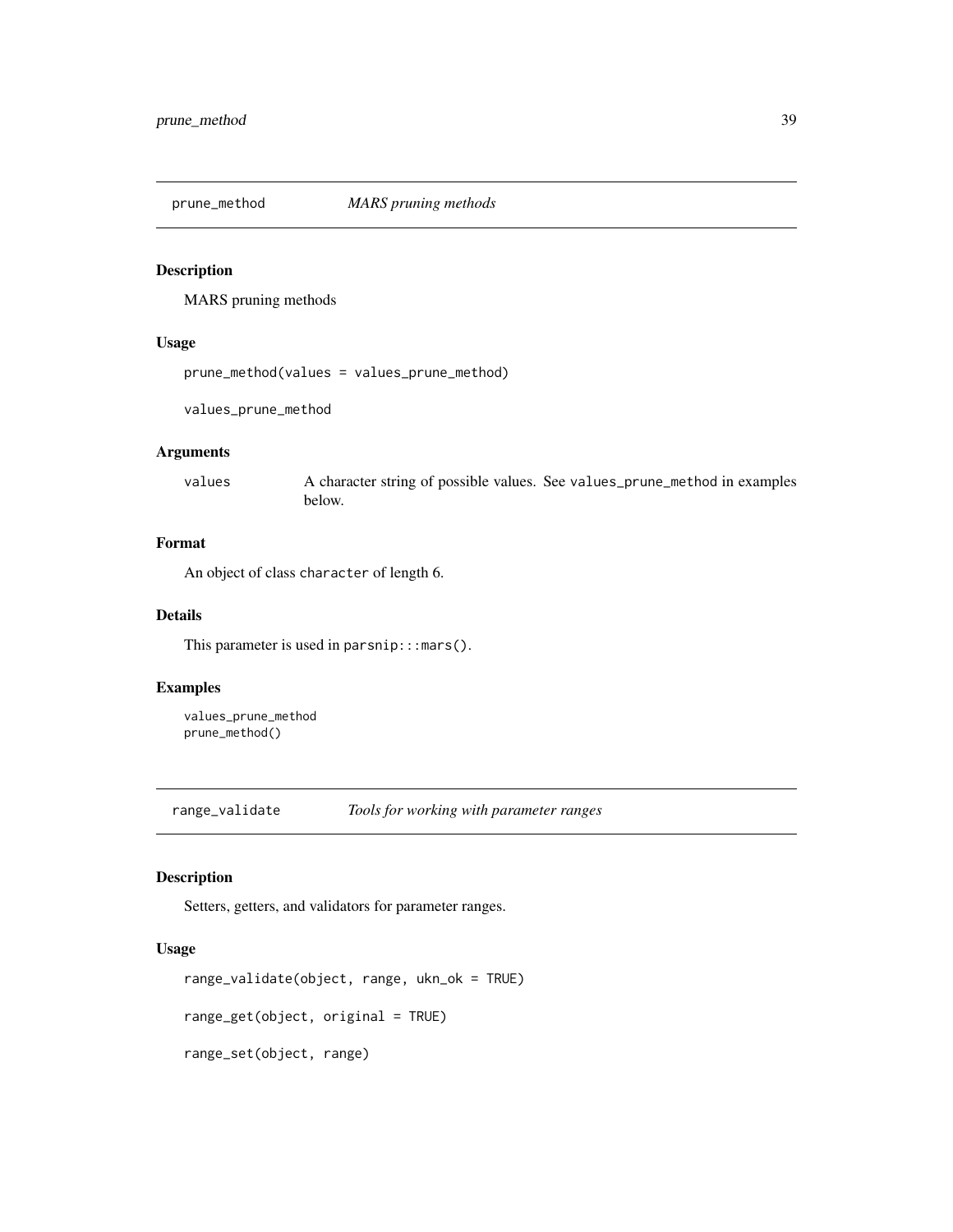## prune_method *MARS pruning methods*

### Description

MARS pruning methods

### Usage

```
prune_method(values = values_prune_method)

values_prune_method
```

### Arguments

| | |
|---|---|
| values | A character string of possible values. See `values_prune_method` in examples below. |

### Format

An object of class `character` of length 6.

### Details

This parameter is used in `parsnip:::mars()`.

### Examples

```
values_prune_method
prune_method()
```

## range_validate *Tools for working with parameter ranges*

### Description

Setters, getters, and validators for parameter ranges.

### Usage

```
range_validate(object, range, ukn_ok = TRUE)

range_get(object, original = TRUE)

range_set(object, range)
```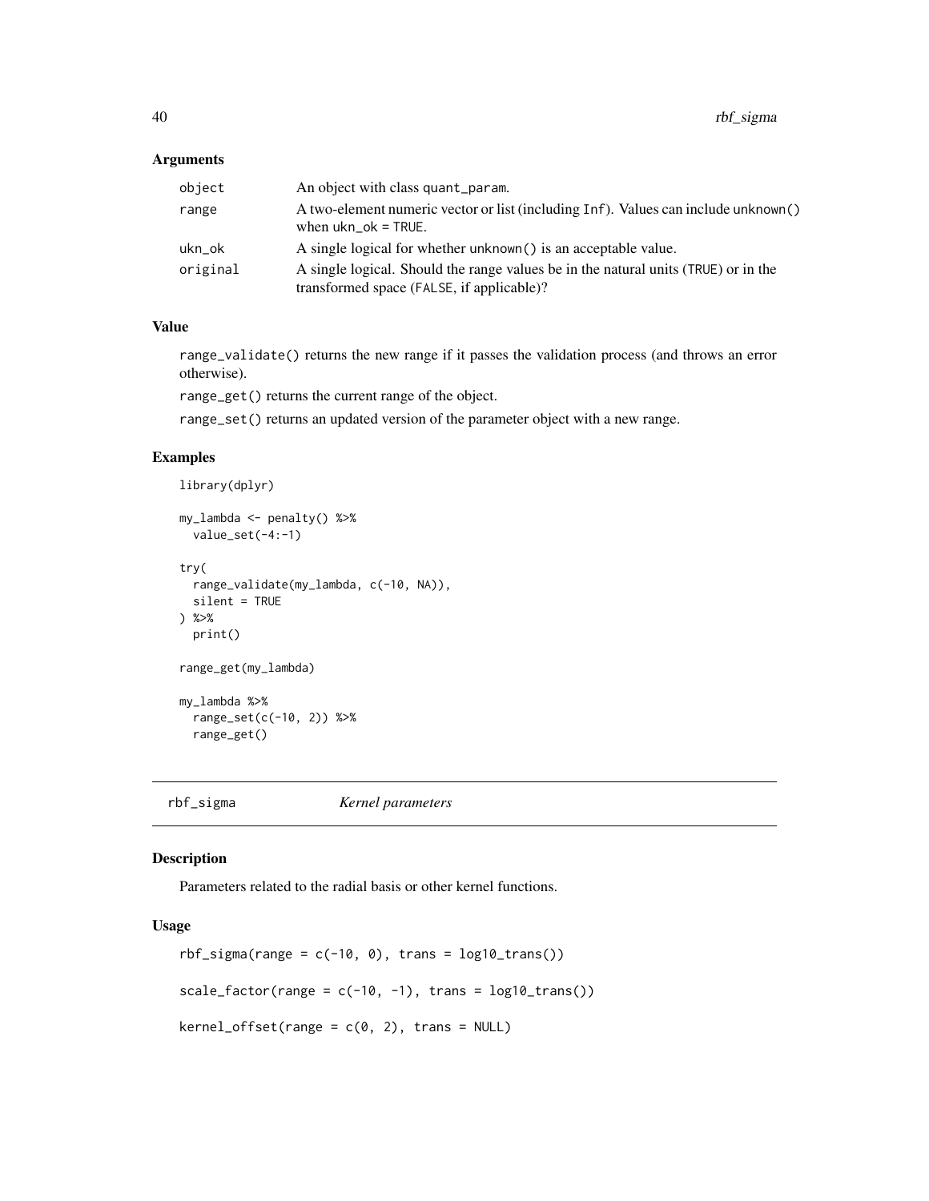## Arguments

| | |
|---|---|
| object | An object with class quant_param. |
| range | A two-element numeric vector or list (including Inf). Values can include unknown() when ukn_ok = TRUE. |
| ukn_ok | A single logical for whether unknown() is an acceptable value. |
| original | A single logical. Should the range values be in the natural units (TRUE) or in the transformed space (FALSE, if applicable)? |

## Value

range_validate() returns the new range if it passes the validation process (and throws an error otherwise).

range_get() returns the current range of the object.

range_set() returns an updated version of the parameter object with a new range.

## Examples

```
library(dplyr)

my_lambda <- penalty() %>%
  value_set(-4:-1)

try(
  range_validate(my_lambda, c(-10, NA)),
  silent = TRUE
) %>%
  print()

range_get(my_lambda)

my_lambda %>%
  range_set(c(-10, 2)) %>%
  range_get()
```

---

# rbf_sigma *Kernel parameters*

## Description

Parameters related to the radial basis or other kernel functions.

## Usage

```
rbf_sigma(range = c(-10, 0), trans = log10_trans())

scale_factor(range = c(-10, -1), trans = log10_trans())

kernel_offset(range = c(0, 2), trans = NULL)
```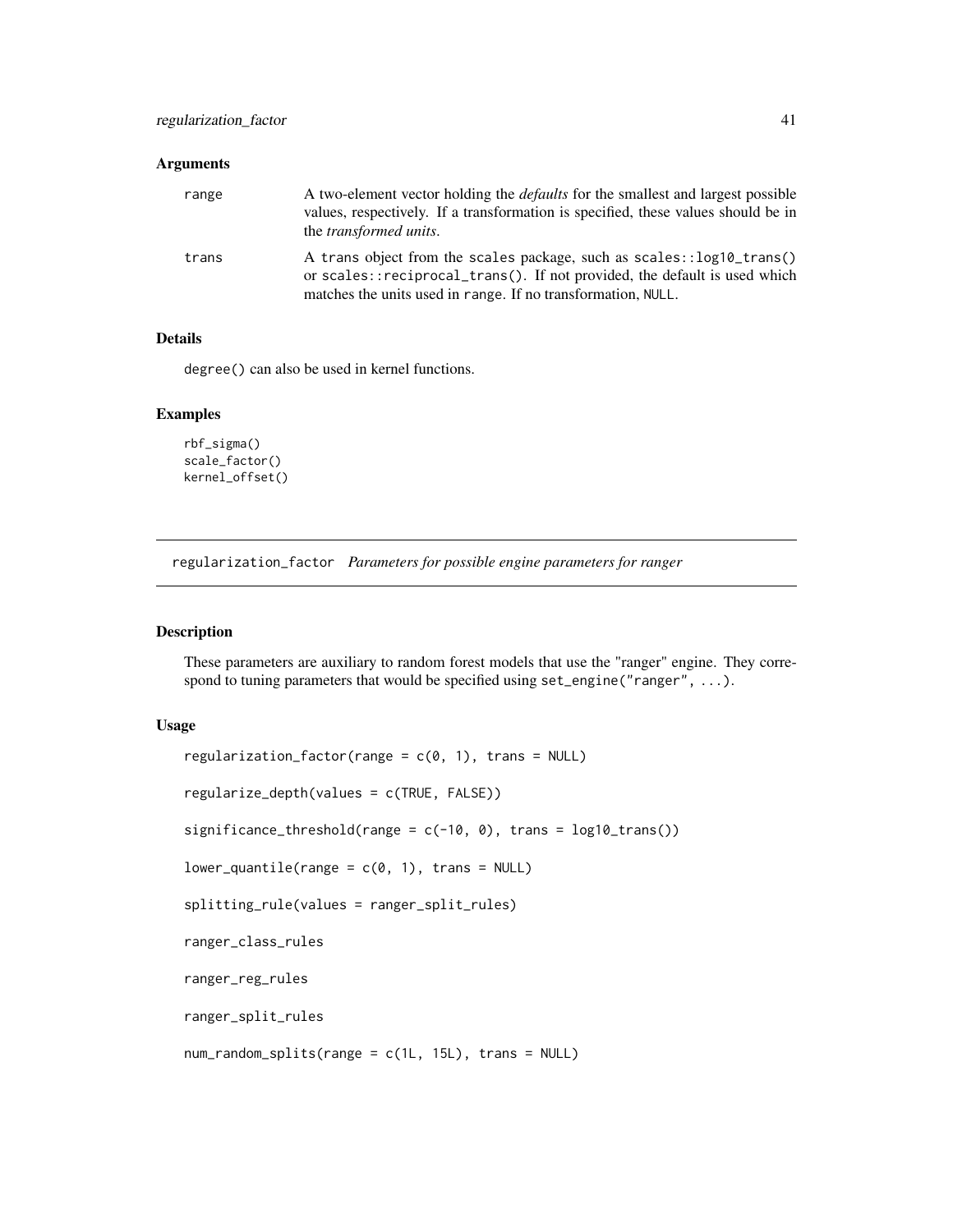### Arguments

- **range**: A two-element vector holding the *defaults* for the smallest and largest possible values, respectively. If a transformation is specified, these values should be in the *transformed units*.
- **trans**: A trans object from the scales package, such as `scales::log10_trans()` or `scales::reciprocal_trans()`. If not provided, the default is used which matches the units used in `range`. If no transformation, `NULL`.

### Details

`degree()` can also be used in kernel functions.

### Examples

```
rbf_sigma()
scale_factor()
kernel_offset()
```

---

## regularization_factor *Parameters for possible engine parameters for ranger*

### Description

These parameters are auxiliary to random forest models that use the "ranger" engine. They correspond to tuning parameters that would be specified using `set_engine("ranger", ...)`.

### Usage

```
regularization_factor(range = c(0, 1), trans = NULL)

regularize_depth(values = c(TRUE, FALSE))

significance_threshold(range = c(-10, 0), trans = log10_trans())

lower_quantile(range = c(0, 1), trans = NULL)

splitting_rule(values = ranger_split_rules)

ranger_class_rules

ranger_reg_rules

ranger_split_rules

num_random_splits(range = c(1L, 15L), trans = NULL)
```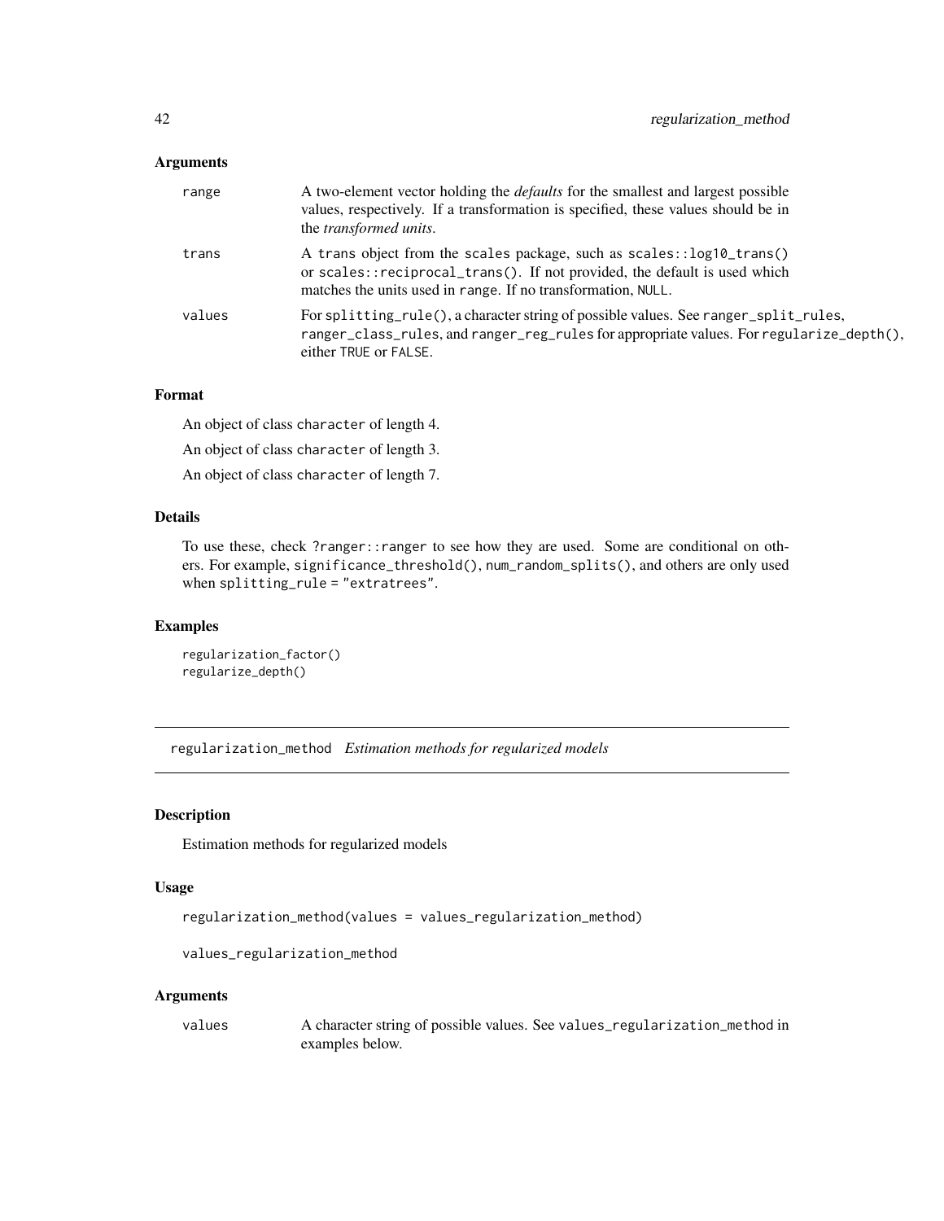## Arguments

| | |
|---|---|
| range | A two-element vector holding the *defaults* for the smallest and largest possible values, respectively. If a transformation is specified, these values should be in the *transformed units*. |
| trans | A trans object from the scales package, such as `scales::log10_trans()` or `scales::reciprocal_trans()`. If not provided, the default is used which matches the units used in range. If no transformation, NULL. |
| values | For `splitting_rule()`, a character string of possible values. See `ranger_split_rules`, `ranger_class_rules`, and `ranger_reg_rules` for appropriate values. For `regularize_depth()`, either TRUE or FALSE. |

## Format

An object of class character of length 4.

An object of class character of length 3.

An object of class character of length 7.

## Details

To use these, check ?ranger::ranger to see how they are used. Some are conditional on others. For example, `significance_threshold()`, `num_random_splits()`, and others are only used when `splitting_rule = "extratrees"`.

## Examples

```
regularization_factor()
regularize_depth()
```

---

# regularization_method *Estimation methods for regularized models*

## Description

Estimation methods for regularized models

## Usage

```
regularization_method(values = values_regularization_method)

values_regularization_method
```

## Arguments

| | |
|---|---|
| values | A character string of possible values. See `values_regularization_method` in examples below. |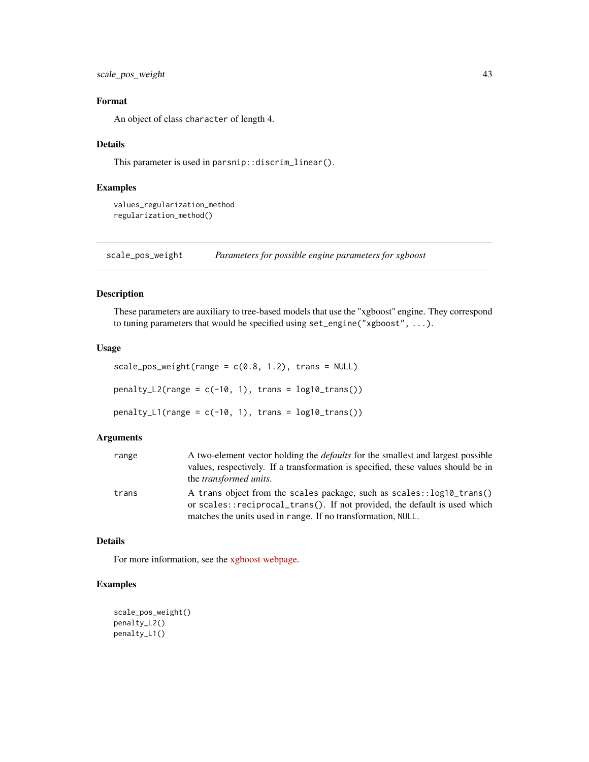### Format

An object of class `character` of length 4.

### Details

This parameter is used in `parsnip::discrim_linear()`.

### Examples

```
values_regularization_method
regularization_method()
```

---

## scale_pos_weight — *Parameters for possible engine parameters for xgboost*

### Description

These parameters are auxiliary to tree-based models that use the "xgboost" engine. They correspond to tuning parameters that would be specified using `set_engine("xgboost", ...)`.

### Usage

```
scale_pos_weight(range = c(0.8, 1.2), trans = NULL)

penalty_L2(range = c(-10, 1), trans = log10_trans())

penalty_L1(range = c(-10, 1), trans = log10_trans())
```

### Arguments

| | |
|---|---|
| `range` | A two-element vector holding the *defaults* for the smallest and largest possible values, respectively. If a transformation is specified, these values should be in the *transformed units*. |
| `trans` | A `trans` object from the `scales` package, such as `scales::log10_trans()` or `scales::reciprocal_trans()`. If not provided, the default is used which matches the units used in `range`. If no transformation, `NULL`. |

### Details

For more information, see the xgboost webpage.

### Examples

```
scale_pos_weight()
penalty_L2()
penalty_L1()
```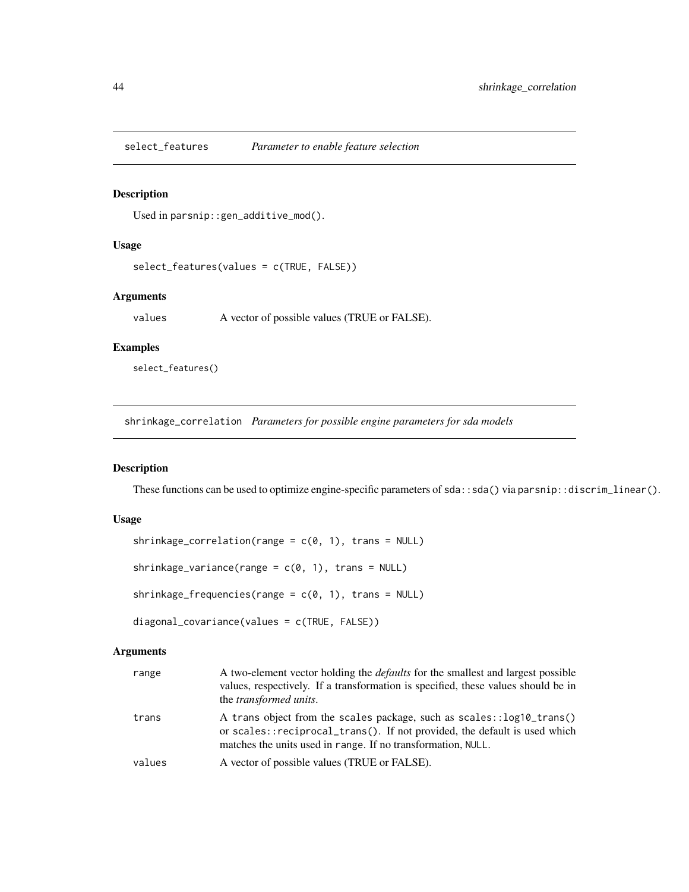## select_features *Parameter to enable feature selection*

### Description

Used in `parsnip::gen_additive_mod()`.

### Usage

```
select_features(values = c(TRUE, FALSE))
```

### Arguments

| | |
|---|---|
| values | A vector of possible values (TRUE or FALSE). |

### Examples

```
select_features()
```

## shrinkage_correlation *Parameters for possible engine parameters for sda models*

### Description

These functions can be used to optimize engine-specific parameters of `sda::sda()` via `parsnip::discrim_linear()`.

### Usage

```
shrinkage_correlation(range = c(0, 1), trans = NULL)

shrinkage_variance(range = c(0, 1), trans = NULL)

shrinkage_frequencies(range = c(0, 1), trans = NULL)

diagonal_covariance(values = c(TRUE, FALSE))
```

### Arguments

| | |
|---|---|
| range | A two-element vector holding the *defaults* for the smallest and largest possible values, respectively. If a transformation is specified, these values should be in the *transformed units*. |
| trans | A `trans` object from the `scales` package, such as `scales::log10_trans()` or `scales::reciprocal_trans()`. If not provided, the default is used which matches the units used in `range`. If no transformation, `NULL`. |
| values | A vector of possible values (TRUE or FALSE). |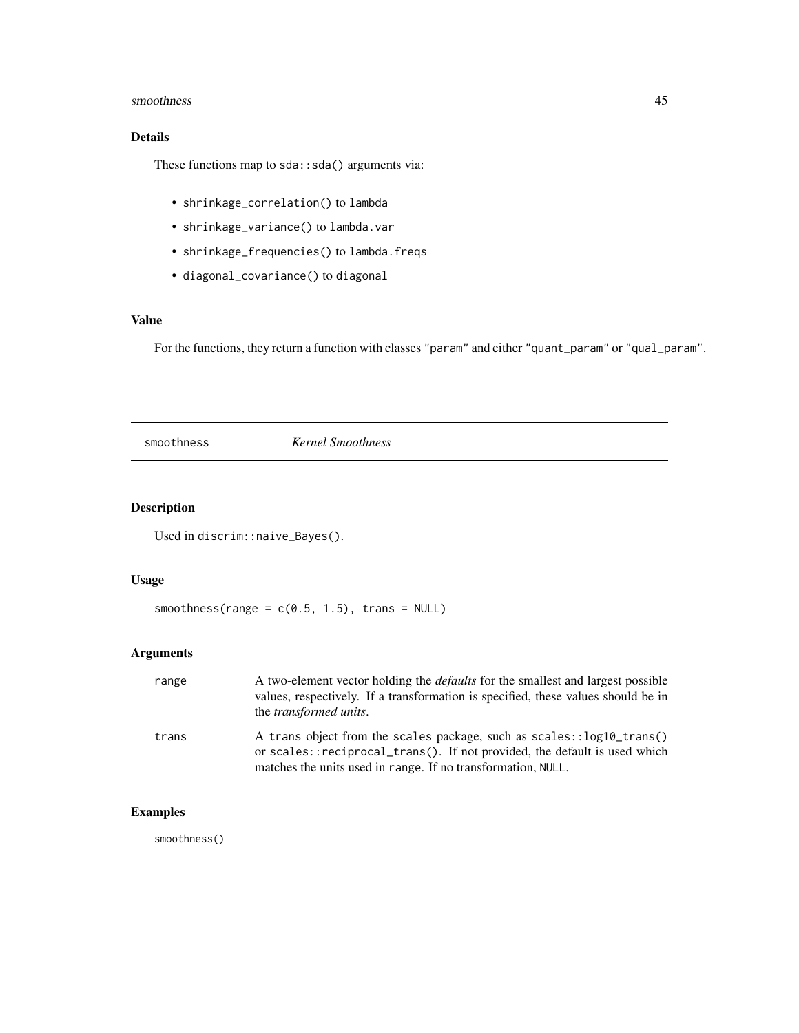## Details

These functions map to `sda::sda()` arguments via:

- `shrinkage_correlation()` to `lambda`
- `shrinkage_variance()` to `lambda.var`
- `shrinkage_frequencies()` to `lambda.freqs`
- `diagonal_covariance()` to `diagonal`

## Value

For the functions, they return a function with classes `"param"` and either `"quant_param"` or `"qual_param"`.

---

# smoothness — *Kernel Smoothness*

---

## Description

Used in `discrim::naive_Bayes()`.

## Usage

```
smoothness(range = c(0.5, 1.5), trans = NULL)
```

## Arguments

| | |
|---|---|
| range | A two-element vector holding the *defaults* for the smallest and largest possible values, respectively. If a transformation is specified, these values should be in the *transformed units*. |
| trans | A `trans` object from the `scales` package, such as `scales::log10_trans()` or `scales::reciprocal_trans()`. If not provided, the default is used which matches the units used in `range`. If no transformation, `NULL`. |

## Examples

```
smoothness()
```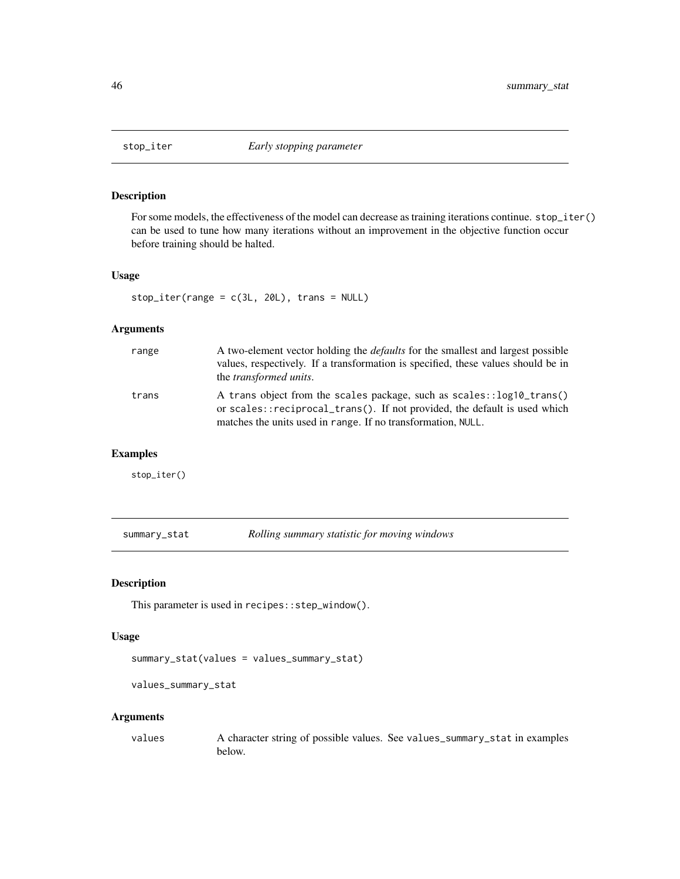## stop_iter *Early stopping parameter*

### Description

For some models, the effectiveness of the model can decrease as training iterations continue. `stop_iter()` can be used to tune how many iterations without an improvement in the objective function occur before training should be halted.

### Usage

```
stop_iter(range = c(3L, 20L), trans = NULL)
```

### Arguments

| | |
|---|---|
| `range` | A two-element vector holding the *defaults* for the smallest and largest possible values, respectively. If a transformation is specified, these values should be in the *transformed units*. |
| `trans` | A `trans` object from the `scales` package, such as `scales::log10_trans()` or `scales::reciprocal_trans()`. If not provided, the default is used which matches the units used in `range`. If no transformation, `NULL`. |

### Examples

```
stop_iter()
```

## summary_stat *Rolling summary statistic for moving windows*

### Description

This parameter is used in `recipes::step_window()`.

### Usage

```
summary_stat(values = values_summary_stat)

values_summary_stat
```

### Arguments

| | |
|---|---|
| `values` | A character string of possible values. See `values_summary_stat` in examples below. |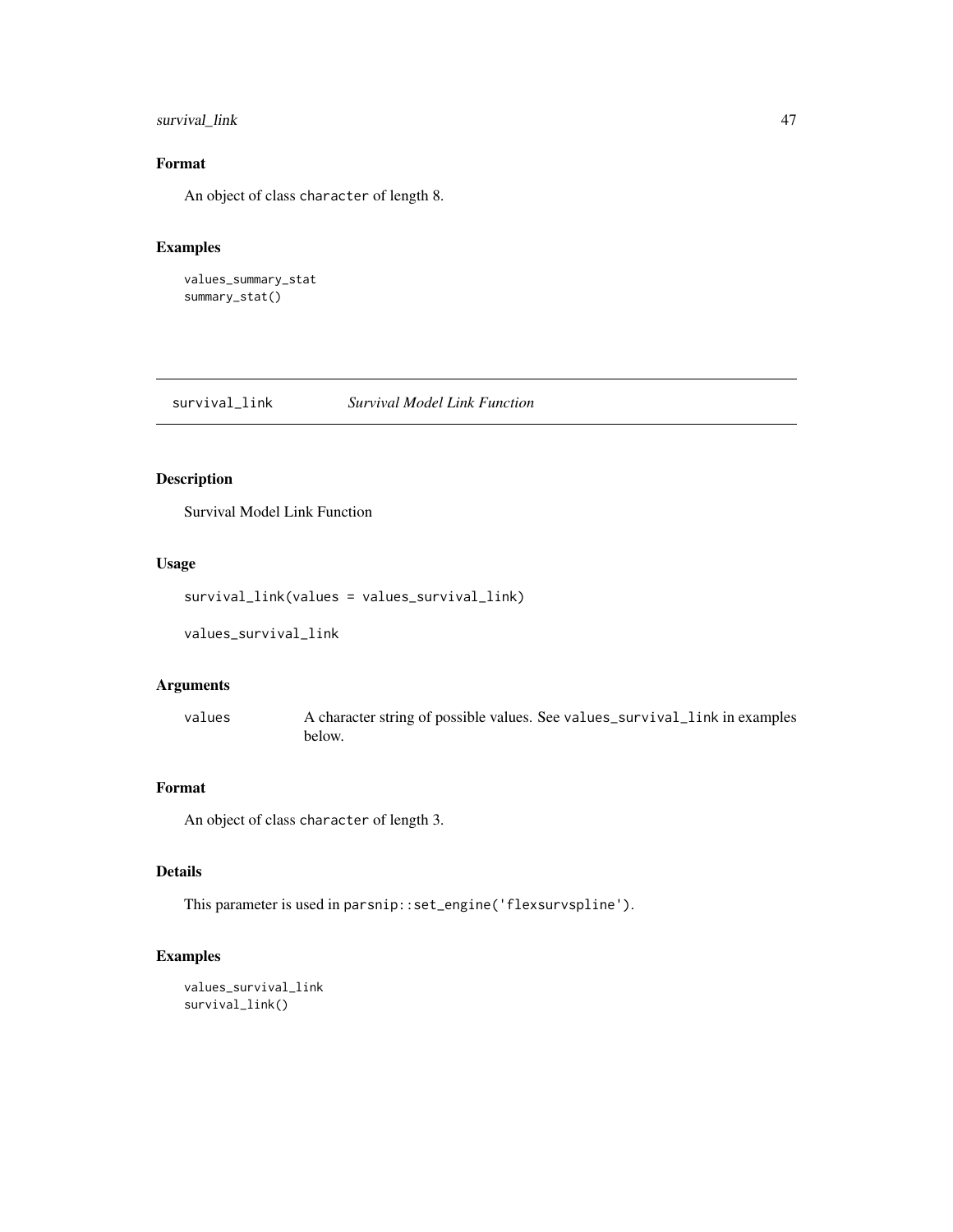## Format

An object of class character of length 8.

## Examples

```
values_summary_stat
summary_stat()
```

---

# survival_link — *Survival Model Link Function*

---

## Description

Survival Model Link Function

## Usage

```
survival_link(values = values_survival_link)

values_survival_link
```

## Arguments

| | |
|---|---|
| values | A character string of possible values. See values_survival_link in examples below. |

## Format

An object of class character of length 3.

## Details

This parameter is used in parsnip::set_engine('flexsurvspline').

## Examples

```
values_survival_link
survival_link()
```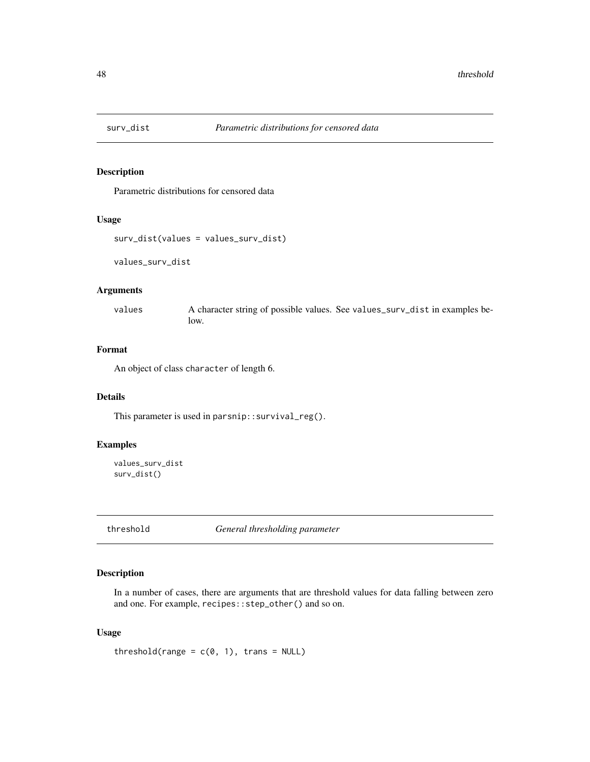## surv_dist *Parametric distributions for censored data*

### Description

Parametric distributions for censored data

### Usage

```
surv_dist(values = values_surv_dist)

values_surv_dist
```

### Arguments

| | |
|---|---|
| values | A character string of possible values. See values_surv_dist in examples below. |

### Format

An object of class character of length 6.

### Details

This parameter is used in parsnip::survival_reg().

### Examples

```
values_surv_dist
surv_dist()
```

## threshold *General thresholding parameter*

### Description

In a number of cases, there are arguments that are threshold values for data falling between zero and one. For example, recipes::step_other() and so on.

### Usage

```
threshold(range = c(0, 1), trans = NULL)
```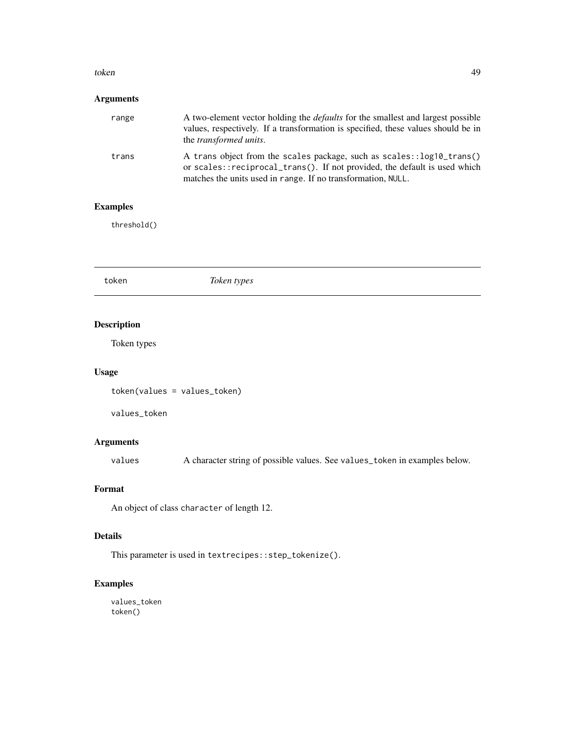### Arguments

| | |
|---|---|
| range | A two-element vector holding the *defaults* for the smallest and largest possible values, respectively. If a transformation is specified, these values should be in the *transformed units*. |
| trans | A trans object from the scales package, such as `scales::log10_trans()` or `scales::reciprocal_trans()`. If not provided, the default is used which matches the units used in range. If no transformation, NULL. |

### Examples

```
threshold()
```

---

## token *Token types*

### Description

Token types

### Usage

```
token(values = values_token)

values_token
```

### Arguments

| | |
|---|---|
| values | A character string of possible values. See values_token in examples below. |

### Format

An object of class character of length 12.

### Details

This parameter is used in `textrecipes::step_tokenize()`.

### Examples

```
values_token
token()
```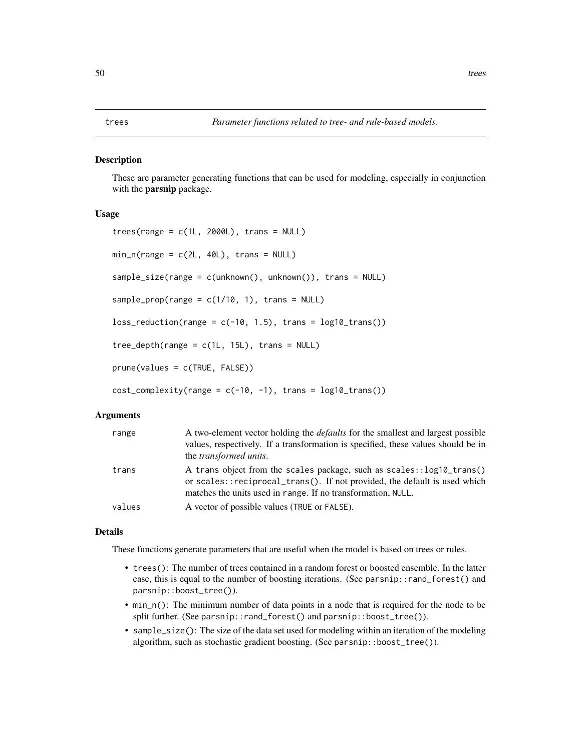# trees — *Parameter functions related to tree- and rule-based models.*

## Description

These are parameter generating functions that can be used for modeling, especially in conjunction with the **parsnip** package.

## Usage

```
trees(range = c(1L, 2000L), trans = NULL)

min_n(range = c(2L, 40L), trans = NULL)

sample_size(range = c(unknown(), unknown()), trans = NULL)

sample_prop(range = c(1/10, 1), trans = NULL)

loss_reduction(range = c(-10, 1.5), trans = log10_trans())

tree_depth(range = c(1L, 15L), trans = NULL)

prune(values = c(TRUE, FALSE))

cost_complexity(range = c(-10, -1), trans = log10_trans())
```

## Arguments

| Argument | Description |
|---|---|
| range | A two-element vector holding the *defaults* for the smallest and largest possible values, respectively. If a transformation is specified, these values should be in the *transformed units*. |
| trans | A `trans` object from the `scales` package, such as `scales::log10_trans()` or `scales::reciprocal_trans()`. If not provided, the default is used which matches the units used in `range`. If no transformation, `NULL`. |
| values | A vector of possible values (`TRUE` or `FALSE`). |

## Details

These functions generate parameters that are useful when the model is based on trees or rules.

- `trees()`: The number of trees contained in a random forest or boosted ensemble. In the latter case, this is equal to the number of boosting iterations. (See `parsnip::rand_forest()` and `parsnip::boost_tree()`).
- `min_n()`: The minimum number of data points in a node that is required for the node to be split further. (See `parsnip::rand_forest()` and `parsnip::boost_tree()`).
- `sample_size()`: The size of the data set used for modeling within an iteration of the modeling algorithm, such as stochastic gradient boosting. (See `parsnip::boost_tree()`).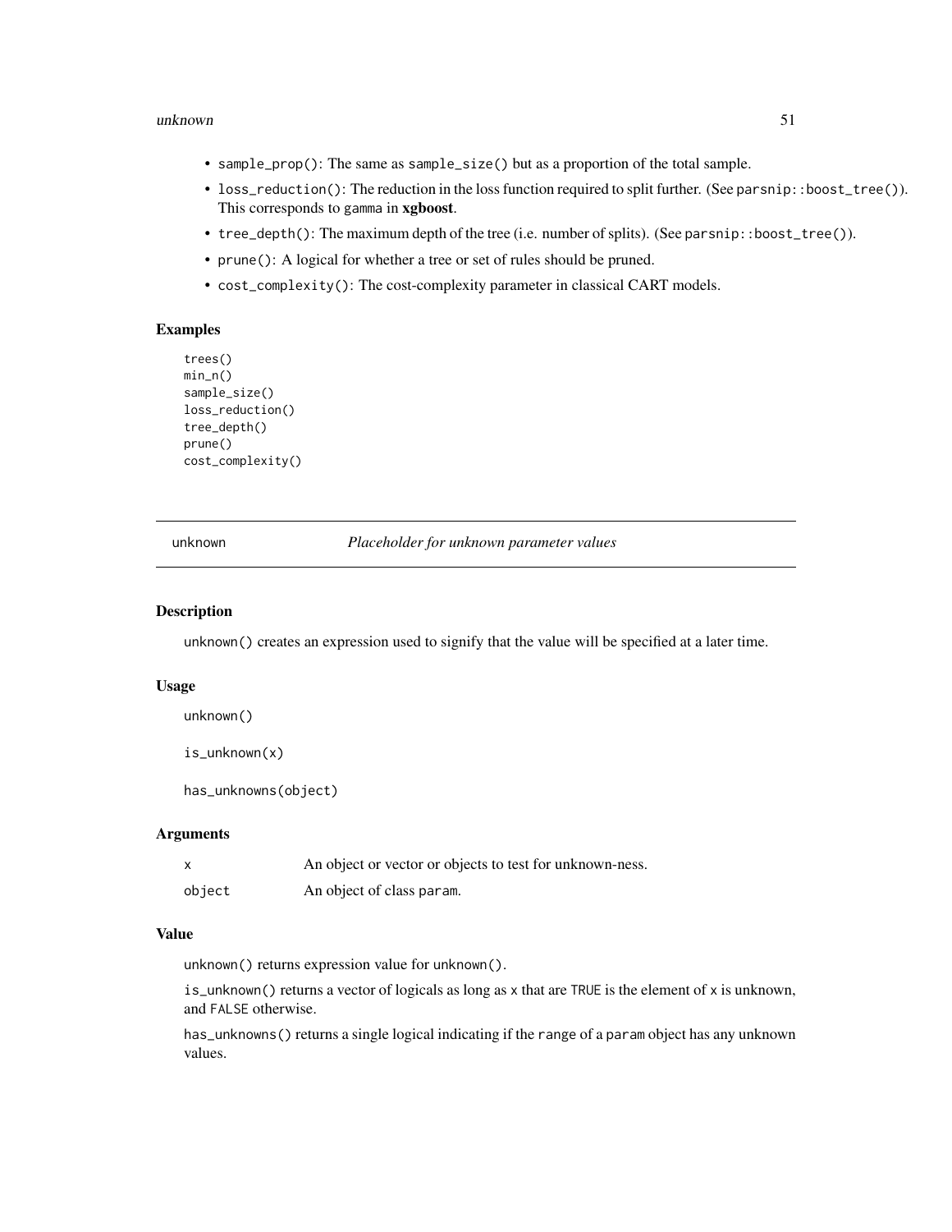- `sample_prop()`: The same as `sample_size()` but as a proportion of the total sample.
- `loss_reduction()`: The reduction in the loss function required to split further. (See `parsnip::boost_tree()`). This corresponds to `gamma` in **xgboost**.
- `tree_depth()`: The maximum depth of the tree (i.e. number of splits). (See `parsnip::boost_tree()`).
- `prune()`: A logical for whether a tree or set of rules should be pruned.
- `cost_complexity()`: The cost-complexity parameter in classical CART models.

### Examples

```
trees()
min_n()
sample_size()
loss_reduction()
tree_depth()
prune()
cost_complexity()
```

---

## unknown — *Placeholder for unknown parameter values*

---

### Description

`unknown()` creates an expression used to signify that the value will be specified at a later time.

### Usage

```
unknown()

is_unknown(x)

has_unknowns(object)
```

### Arguments

| | |
|---|---|
| x | An object or vector or objects to test for unknown-ness. |
| object | An object of class `param`. |

### Value

`unknown()` returns expression value for `unknown()`.

`is_unknown()` returns a vector of logicals as long as `x` that are `TRUE` is the element of `x` is unknown, and `FALSE` otherwise.

`has_unknowns()` returns a single logical indicating if the `range` of a `param` object has any unknown values.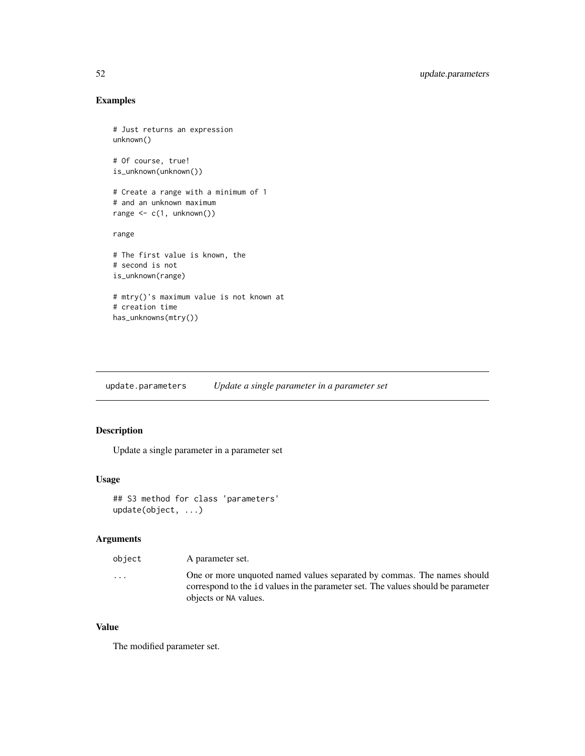### Examples

```
# Just returns an expression
unknown()

# Of course, true!
is_unknown(unknown())

# Create a range with a minimum of 1
# and an unknown maximum
range <- c(1, unknown())

range

# The first value is known, the
# second is not
is_unknown(range)

# mtry()'s maximum value is not known at
# creation time
has_unknowns(mtry())
```

---

## update.parameters *Update a single parameter in a parameter set*

### Description

Update a single parameter in a parameter set

### Usage

```
## S3 method for class 'parameters'
update(object, ...)
```

### Arguments

| | |
|---|---|
| object | A parameter set. |
| ... | One or more unquoted named values separated by commas. The names should correspond to the id values in the parameter set. The values should be parameter objects or NA values. |

### Value

The modified parameter set.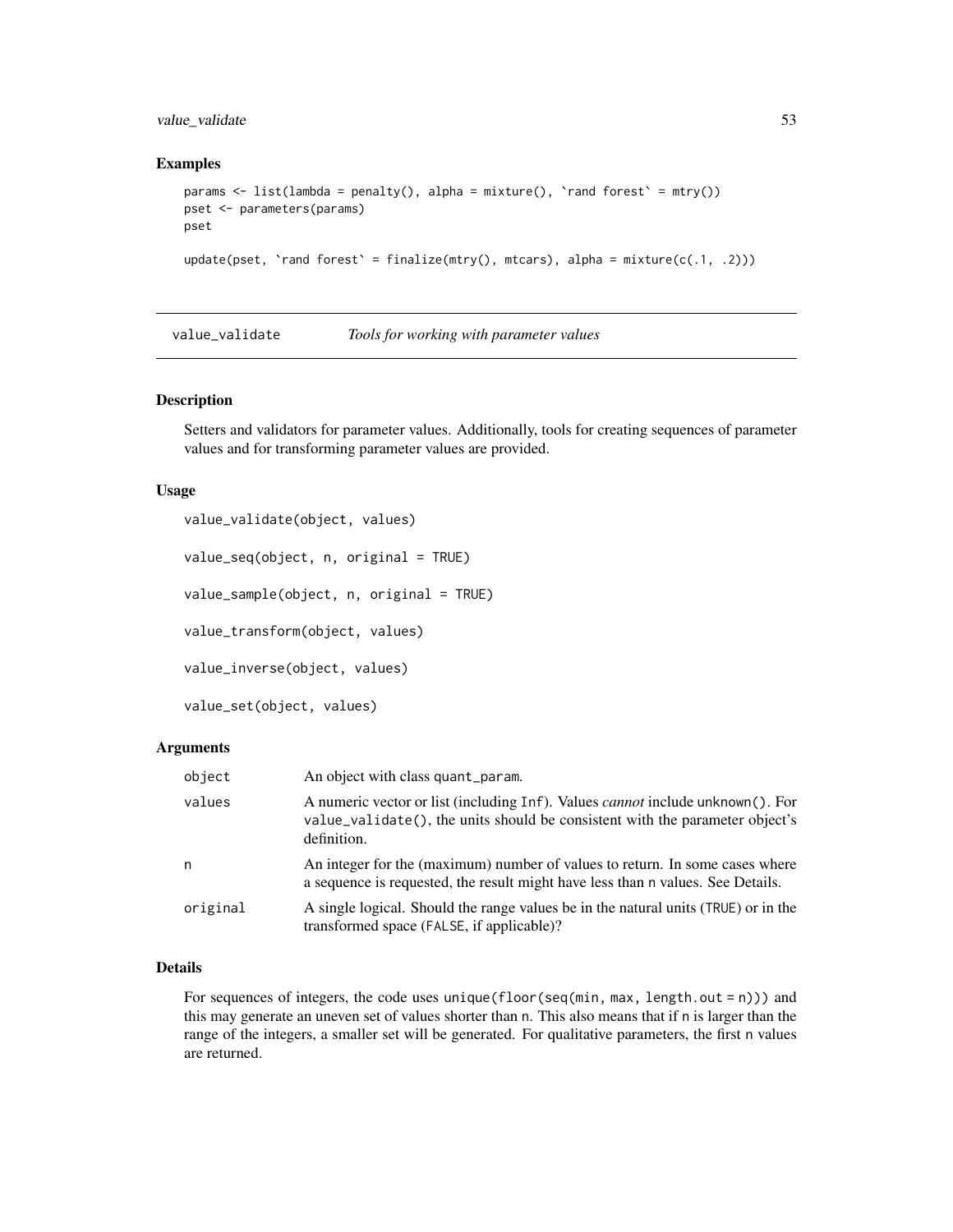## Examples

```
params <- list(lambda = penalty(), alpha = mixture(), `rand forest` = mtry())
pset <- parameters(params)
pset

update(pset, `rand forest` = finalize(mtry(), mtcars), alpha = mixture(c(.1, .2)))
```

---

# value_validate    *Tools for working with parameter values*

---

## Description

Setters and validators for parameter values. Additionally, tools for creating sequences of parameter values and for transforming parameter values are provided.

## Usage

```
value_validate(object, values)

value_seq(object, n, original = TRUE)

value_sample(object, n, original = TRUE)

value_transform(object, values)

value_inverse(object, values)

value_set(object, values)
```

## Arguments

| | |
|---|---|
| `object` | An object with class `quant_param`. |
| `values` | A numeric vector or list (including `Inf`). Values *cannot* include `unknown()`. For `value_validate()`, the units should be consistent with the parameter object's definition. |
| `n` | An integer for the (maximum) number of values to return. In some cases where a sequence is requested, the result might have less than `n` values. See Details. |
| `original` | A single logical. Should the range values be in the natural units (`TRUE`) or in the transformed space (`FALSE`, if applicable)? |

## Details

For sequences of integers, the code uses `unique(floor(seq(min, max, length.out = n)))` and this may generate an uneven set of values shorter than `n`. This also means that if `n` is larger than the range of the integers, a smaller set will be generated. For qualitative parameters, the first `n` values are returned.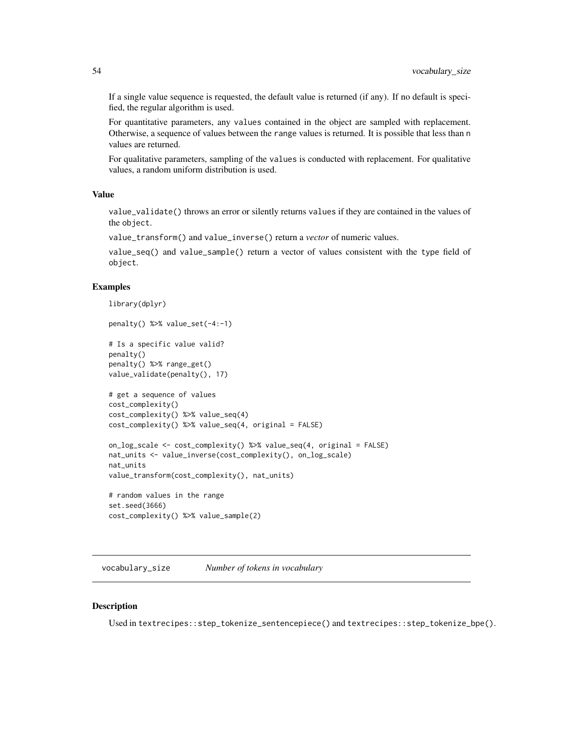If a single value sequence is requested, the default value is returned (if any). If no default is specified, the regular algorithm is used.

For quantitative parameters, any values contained in the object are sampled with replacement. Otherwise, a sequence of values between the range values is returned. It is possible that less than n values are returned.

For qualitative parameters, sampling of the values is conducted with replacement. For qualitative values, a random uniform distribution is used.

### Value

value_validate() throws an error or silently returns values if they are contained in the values of the object.

value_transform() and value_inverse() return a *vector* of numeric values.

value_seq() and value_sample() return a vector of values consistent with the type field of object.

### Examples

```
library(dplyr)

penalty() %>% value_set(-4:-1)

# Is a specific value valid?
penalty()
penalty() %>% range_get()
value_validate(penalty(), 17)

# get a sequence of values
cost_complexity()
cost_complexity() %>% value_seq(4)
cost_complexity() %>% value_seq(4, original = FALSE)

on_log_scale <- cost_complexity() %>% value_seq(4, original = FALSE)
nat_units <- value_inverse(cost_complexity(), on_log_scale)
nat_units
value_transform(cost_complexity(), nat_units)

# random values in the range
set.seed(3666)
cost_complexity() %>% value_sample(2)
```

---

## vocabulary_size — *Number of tokens in vocabulary*

### Description

Used in textrecipes::step_tokenize_sentencepiece() and textrecipes::step_tokenize_bpe().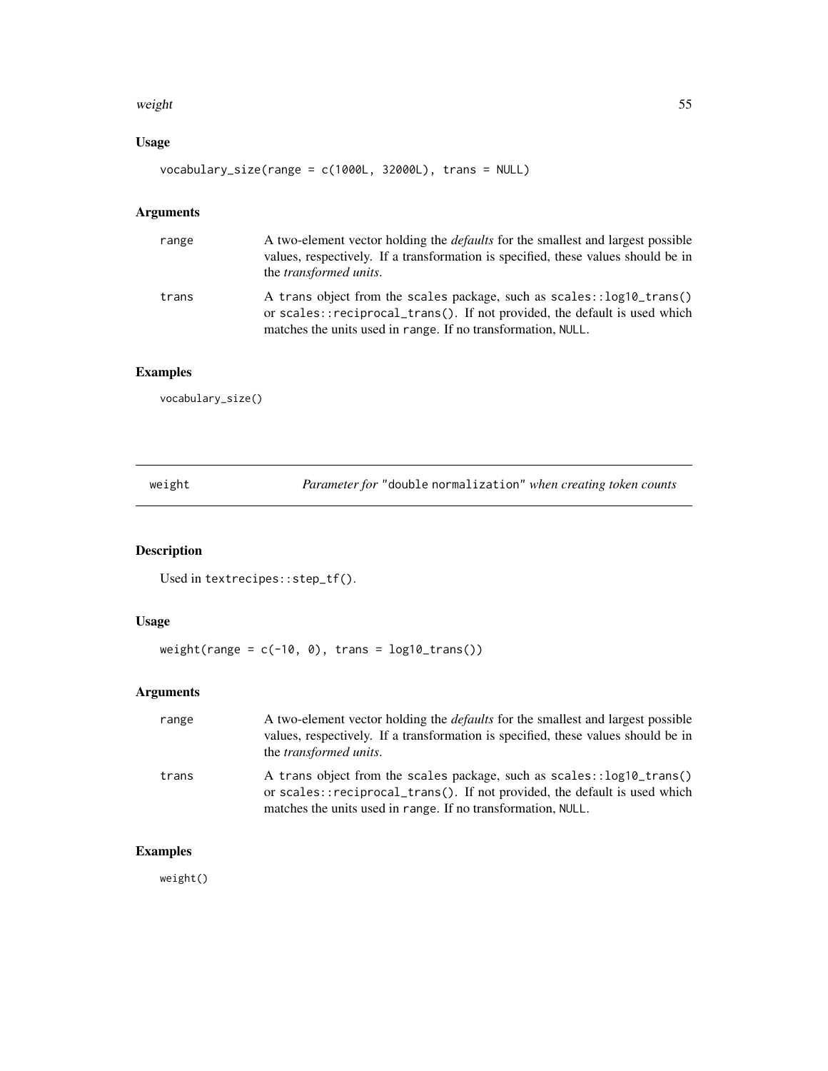### Usage

```
vocabulary_size(range = c(1000L, 32000L), trans = NULL)
```

### Arguments

| | |
|---|---|
| range | A two-element vector holding the *defaults* for the smallest and largest possible values, respectively. If a transformation is specified, these values should be in the *transformed units*. |
| trans | A trans object from the scales package, such as scales::log10_trans() or scales::reciprocal_trans(). If not provided, the default is used which matches the units used in range. If no transformation, NULL. |

### Examples

```
vocabulary_size()
```

---

## weight — *Parameter for* "double normalization" *when creating token counts*

### Description

Used in textrecipes::step_tf().

### Usage

```
weight(range = c(-10, 0), trans = log10_trans())
```

### Arguments

| | |
|---|---|
| range | A two-element vector holding the *defaults* for the smallest and largest possible values, respectively. If a transformation is specified, these values should be in the *transformed units*. |
| trans | A trans object from the scales package, such as scales::log10_trans() or scales::reciprocal_trans(). If not provided, the default is used which matches the units used in range. If no transformation, NULL. |

### Examples

```
weight()
```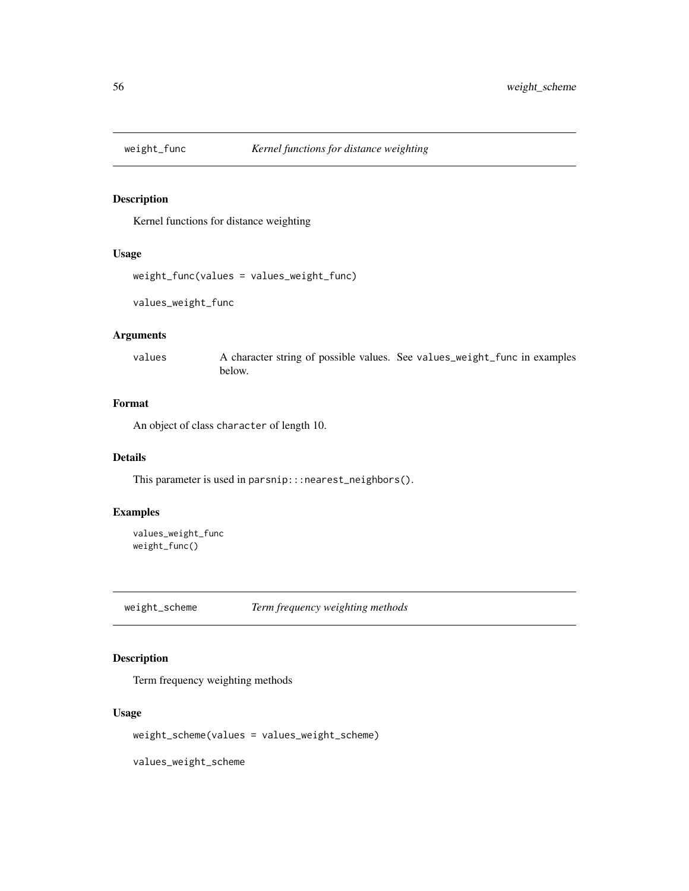## weight_func *Kernel functions for distance weighting*

### Description

Kernel functions for distance weighting

### Usage

```
weight_func(values = values_weight_func)

values_weight_func
```

### Arguments

| | |
|---|---|
| values | A character string of possible values. See values_weight_func in examples below. |

### Format

An object of class character of length 10.

### Details

This parameter is used in parsnip:::nearest_neighbors().

### Examples

```
values_weight_func
weight_func()
```

## weight_scheme *Term frequency weighting methods*

### Description

Term frequency weighting methods

### Usage

```
weight_scheme(values = values_weight_scheme)

values_weight_scheme
```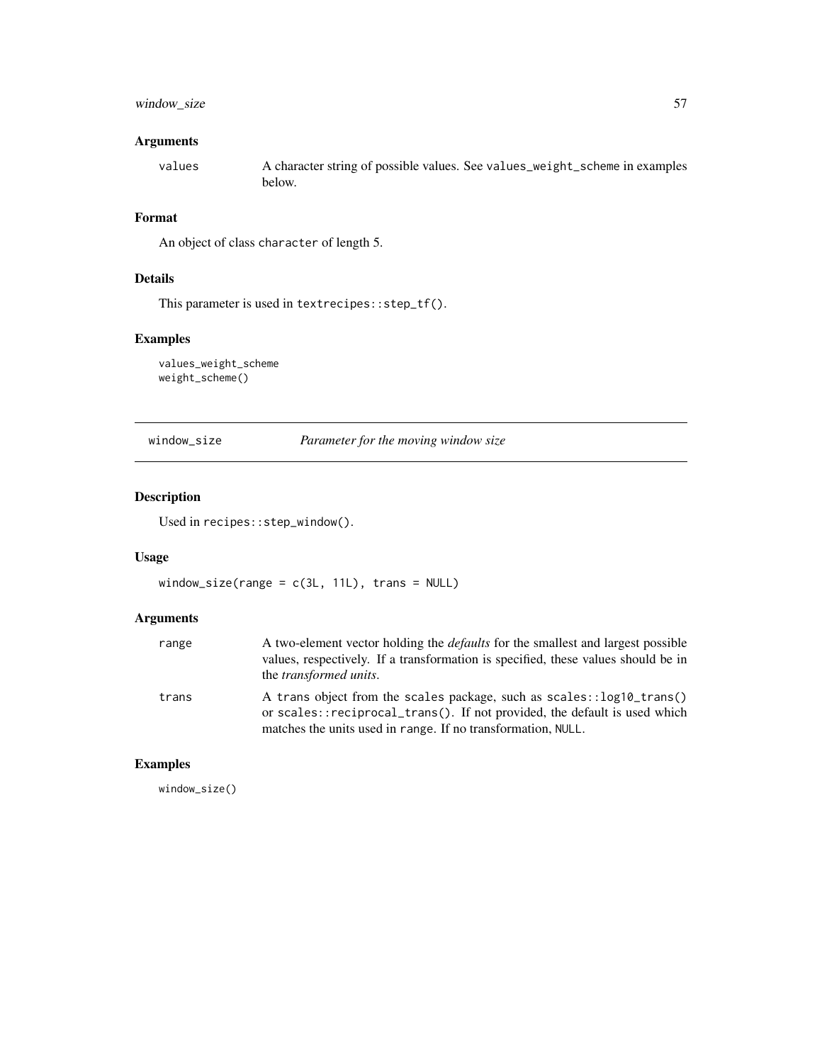### Arguments

values — A character string of possible values. See `values_weight_scheme` in examples below.

### Format

An object of class `character` of length 5.

### Details

This parameter is used in `textrecipes::step_tf()`.

### Examples

```
values_weight_scheme
weight_scheme()
```

---

## window_size — *Parameter for the moving window size*

### Description

Used in `recipes::step_window()`.

### Usage

```
window_size(range = c(3L, 11L), trans = NULL)
```

### Arguments

| | |
|---|---|
| range | A two-element vector holding the *defaults* for the smallest and largest possible values, respectively. If a transformation is specified, these values should be in the *transformed units*. |
| trans | A `trans` object from the `scales` package, such as `scales::log10_trans()` or `scales::reciprocal_trans()`. If not provided, the default is used which matches the units used in `range`. If no transformation, `NULL`. |

### Examples

```
window_size()
```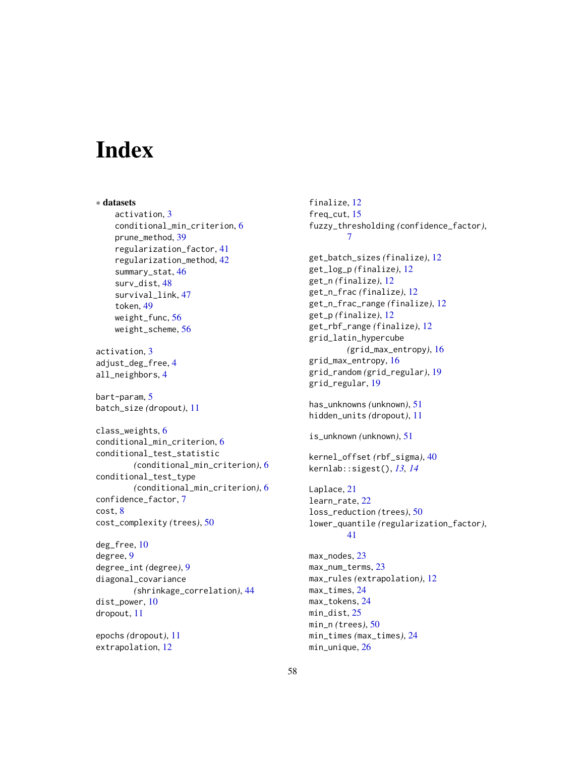# Index

∗ **datasets**

activation, 3
conditional_min_criterion, 6
prune_method, 39
regularization_factor, 41
regularization_method, 42
summary_stat, 46
surv_dist, 48
survival_link, 47
token, 49
weight_func, 56
weight_scheme, 56

activation, 3
adjust_deg_free, 4
all_neighbors, 4

bart-param, 5
batch_size *(dropout)*, 11

class_weights, 6
conditional_min_criterion, 6
conditional_test_statistic *(conditional_min_criterion)*, 6
conditional_test_type *(conditional_min_criterion)*, 6
confidence_factor, 7
cost, 8
cost_complexity *(trees)*, 50

deg_free, 10
degree, 9
degree_int *(degree)*, 9
diagonal_covariance *(shrinkage_correlation)*, 44
dist_power, 10
dropout, 11

epochs *(dropout)*, 11
extrapolation, 12

finalize, 12
freq_cut, 15
fuzzy_thresholding *(confidence_factor)*, 7

get_batch_sizes *(finalize)*, 12
get_log_p *(finalize)*, 12
get_n *(finalize)*, 12
get_n_frac *(finalize)*, 12
get_n_frac_range *(finalize)*, 12
get_p *(finalize)*, 12
get_rbf_range *(finalize)*, 12
grid_latin_hypercube *(grid_max_entropy)*, 16
grid_max_entropy, 16
grid_random *(grid_regular)*, 19
grid_regular, 19

has_unknowns *(unknown)*, 51
hidden_units *(dropout)*, 11

is_unknown *(unknown)*, 51

kernel_offset *(rbf_sigma)*, 40
kernlab::sigest(), *13, 14*

Laplace, 21
learn_rate, 22
loss_reduction *(trees)*, 50
lower_quantile *(regularization_factor)*, 41

max_nodes, 23
max_num_terms, 23
max_rules *(extrapolation)*, 12
max_times, 24
max_tokens, 24
min_dist, 25
min_n *(trees)*, 50
min_times *(max_times)*, 24
min_unique, 26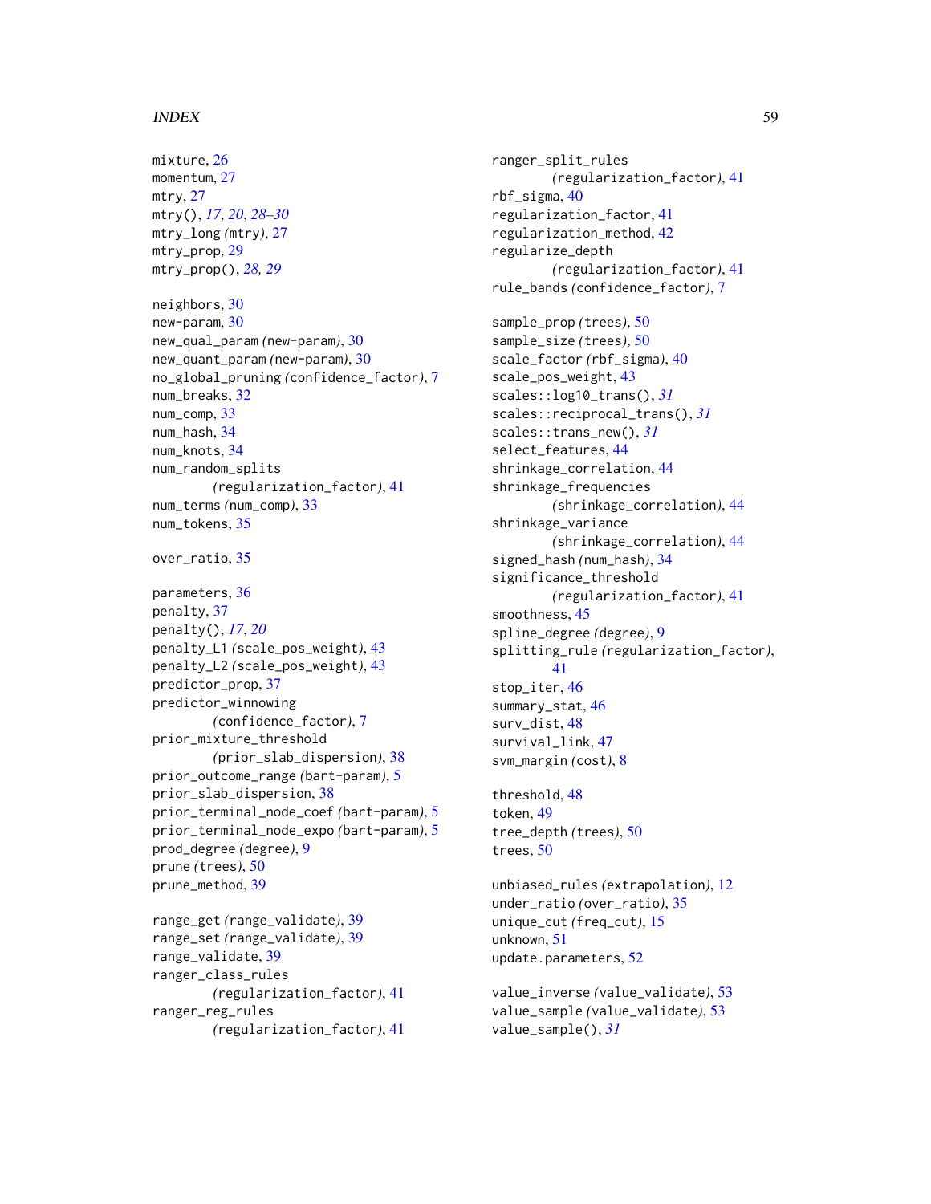mixture, 26
momentum, 27
mtry, 27
mtry(), *17*, *20*, *28–30*
mtry_long *(*mtry*)*, 27
mtry_prop, 29
mtry_prop(), *28, 29*

neighbors, 30
new-param, 30
new_qual_param *(*new-param*)*, 30
new_quant_param *(*new-param*)*, 30
no_global_pruning *(*confidence_factor*)*, 7
num_breaks, 32
num_comp, 33
num_hash, 34
num_knots, 34
num_random_splits *(*regularization_factor*)*, 41
num_terms *(*num_comp*)*, 33
num_tokens, 35

over_ratio, 35

parameters, 36
penalty, 37
penalty(), *17*, *20*
penalty_L1 *(*scale_pos_weight*)*, 43
penalty_L2 *(*scale_pos_weight*)*, 43
predictor_prop, 37
predictor_winnowing *(*confidence_factor*)*, 7
prior_mixture_threshold *(*prior_slab_dispersion*)*, 38
prior_outcome_range *(*bart-param*)*, 5
prior_slab_dispersion, 38
prior_terminal_node_coef *(*bart-param*)*, 5
prior_terminal_node_expo *(*bart-param*)*, 5
prod_degree *(*degree*)*, 9
prune *(*trees*)*, 50
prune_method, 39

range_get *(*range_validate*)*, 39
range_set *(*range_validate*)*, 39
range_validate, 39
ranger_class_rules *(*regularization_factor*)*, 41
ranger_reg_rules *(*regularization_factor*)*, 41
ranger_split_rules *(*regularization_factor*)*, 41
rbf_sigma, 40
regularization_factor, 41
regularization_method, 42
regularize_depth *(*regularization_factor*)*, 41
rule_bands *(*confidence_factor*)*, 7

sample_prop *(*trees*)*, 50
sample_size *(*trees*)*, 50
scale_factor *(*rbf_sigma*)*, 40
scale_pos_weight, 43
scales::log10_trans(), *31*
scales::reciprocal_trans(), *31*
scales::trans_new(), *31*
select_features, 44
shrinkage_correlation, 44
shrinkage_frequencies *(*shrinkage_correlation*)*, 44
shrinkage_variance *(*shrinkage_correlation*)*, 44
signed_hash *(*num_hash*)*, 34
significance_threshold *(*regularization_factor*)*, 41
smoothness, 45
spline_degree *(*degree*)*, 9
splitting_rule *(*regularization_factor*)*, 41
stop_iter, 46
summary_stat, 46
surv_dist, 48
survival_link, 47
svm_margin *(*cost*)*, 8

threshold, 48
token, 49
tree_depth *(*trees*)*, 50
trees, 50

unbiased_rules *(*extrapolation*)*, 12
under_ratio *(*over_ratio*)*, 35
unique_cut *(*freq_cut*)*, 15
unknown, 51
update.parameters, 52

value_inverse *(*value_validate*)*, 53
value_sample *(*value_validate*)*, 53
value_sample(), *31*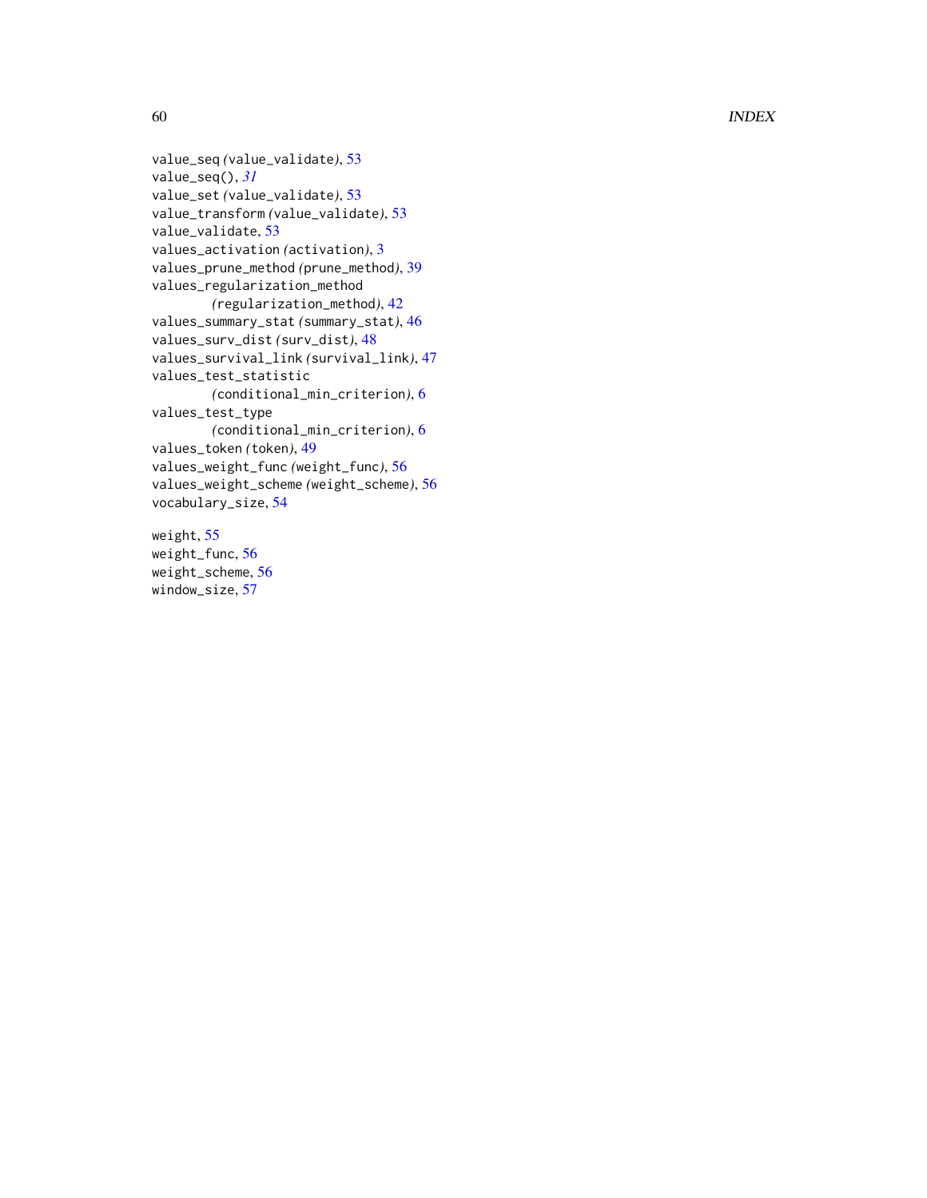value_seq (value_validate), 53
value_seq(), *31*
value_set (value_validate), 53
value_transform (value_validate), 53
value_validate, 53
values_activation (activation), 3
values_prune_method (prune_method), 39
values_regularization_method
        (regularization_method), 42
values_summary_stat (summary_stat), 46
values_surv_dist (surv_dist), 48
values_survival_link (survival_link), 47
values_test_statistic
        (conditional_min_criterion), 6
values_test_type
        (conditional_min_criterion), 6
values_token (token), 49
values_weight_func (weight_func), 56
values_weight_scheme (weight_scheme), 56
vocabulary_size, 54

weight, 55
weight_func, 56
weight_scheme, 56
window_size, 57